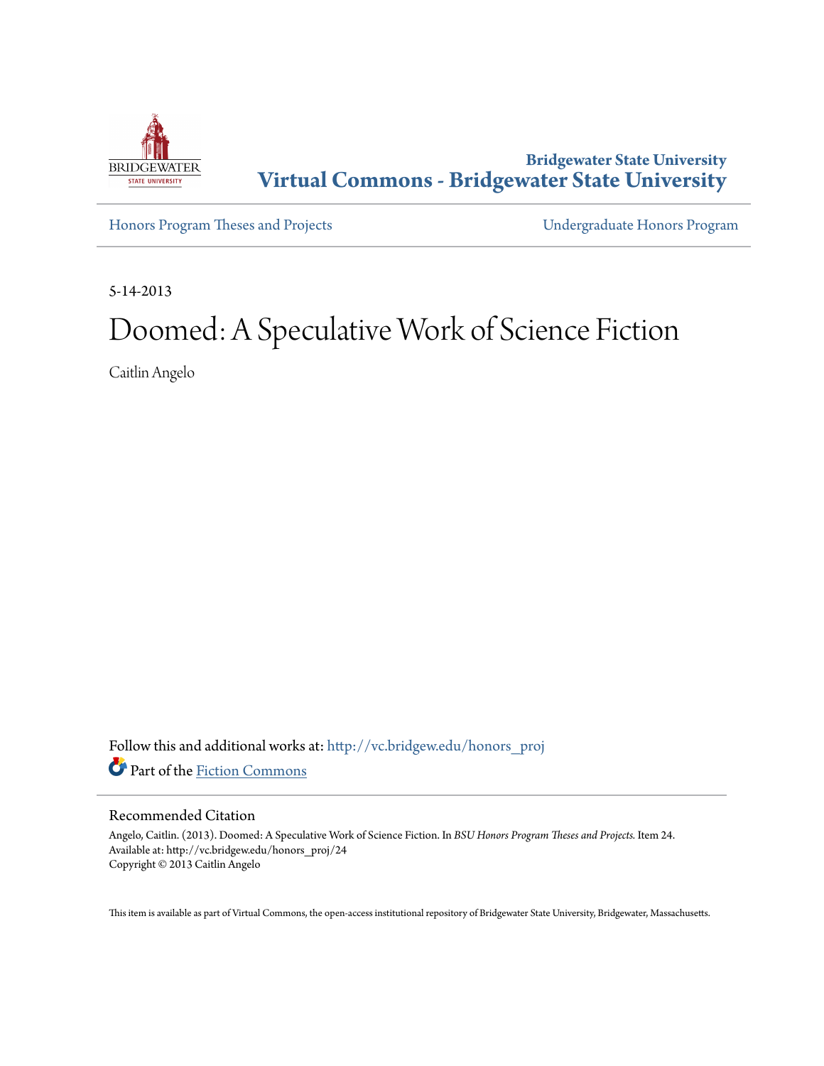Bridgewater State University
**Virtual Commons - Bridgewater State University**

Honors Program Theses and Projects

Undergraduate Honors Program

5-14-2013

# Doomed: A Speculative Work of Science Fiction

Caitlin Angelo

Follow this and additional works at: http://vc.bridgew.edu/honors_proj

Part of the Fiction Commons

## Recommended Citation

Angelo, Caitlin. (2013). Doomed: A Speculative Work of Science Fiction. In *BSU Honors Program Theses and Projects.* Item 24.
Available at: http://vc.bridgew.edu/honors_proj/24
Copyright © 2013 Caitlin Angelo

This item is available as part of Virtual Commons, the open-access institutional repository of Bridgewater State University, Bridgewater, Massachusetts.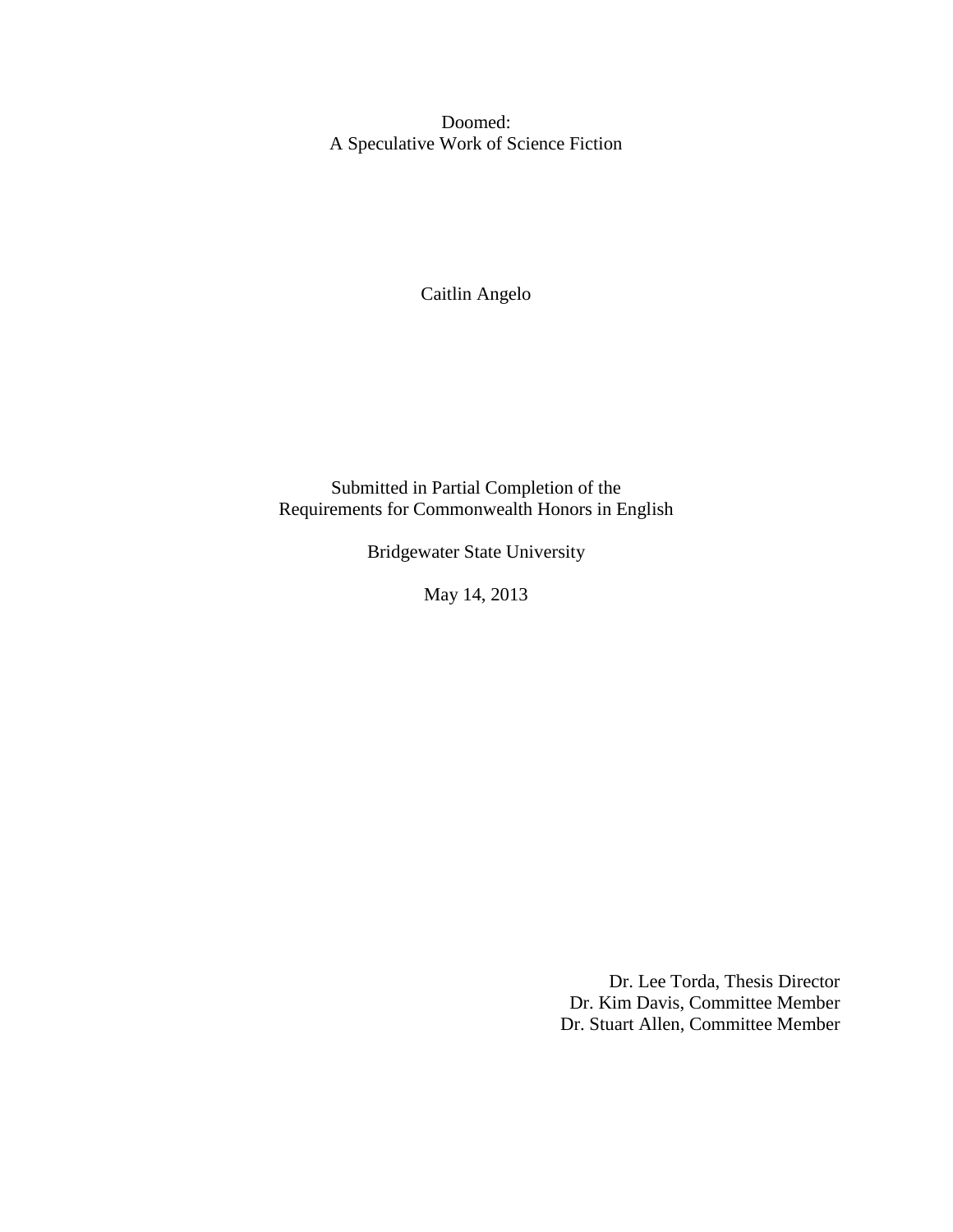# Doomed:
## A Speculative Work of Science Fiction

Caitlin Angelo

Submitted in Partial Completion of the
Requirements for Commonwealth Honors in English

Bridgewater State University

May 14, 2013

Dr. Lee Torda, Thesis Director
Dr. Kim Davis, Committee Member
Dr. Stuart Allen, Committee Member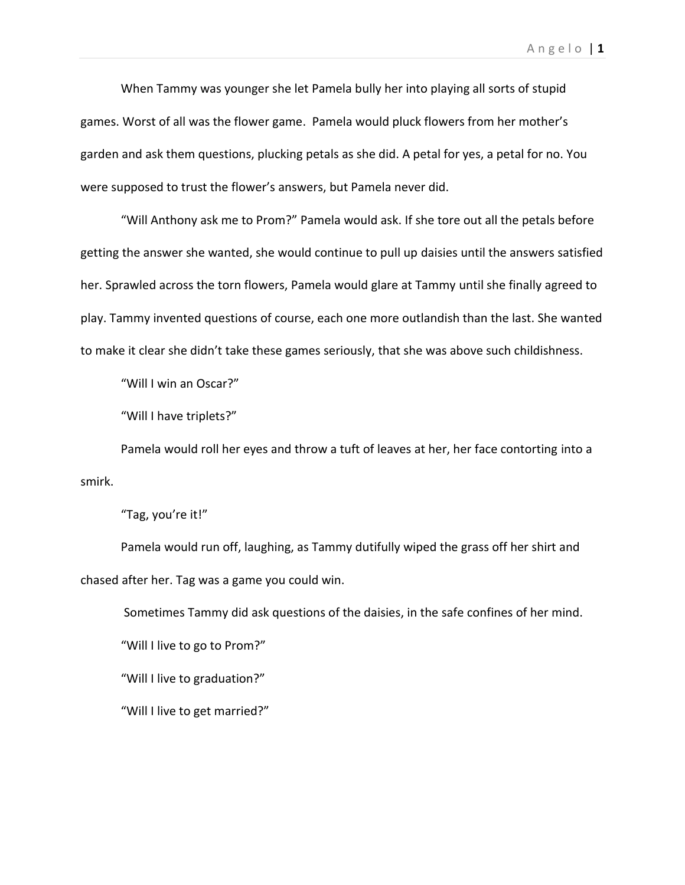When Tammy was younger she let Pamela bully her into playing all sorts of stupid games. Worst of all was the flower game. Pamela would pluck flowers from her mother's garden and ask them questions, plucking petals as she did. A petal for yes, a petal for no. You were supposed to trust the flower's answers, but Pamela never did.

"Will Anthony ask me to Prom?" Pamela would ask. If she tore out all the petals before getting the answer she wanted, she would continue to pull up daisies until the answers satisfied her. Sprawled across the torn flowers, Pamela would glare at Tammy until she finally agreed to play. Tammy invented questions of course, each one more outlandish than the last. She wanted to make it clear she didn't take these games seriously, that she was above such childishness.

"Will I win an Oscar?"

"Will I have triplets?"

Pamela would roll her eyes and throw a tuft of leaves at her, her face contorting into a smirk.

"Tag, you're it!"

Pamela would run off, laughing, as Tammy dutifully wiped the grass off her shirt and chased after her. Tag was a game you could win.

Sometimes Tammy did ask questions of the daisies, in the safe confines of her mind.

"Will I live to go to Prom?"

"Will I live to graduation?"

"Will I live to get married?"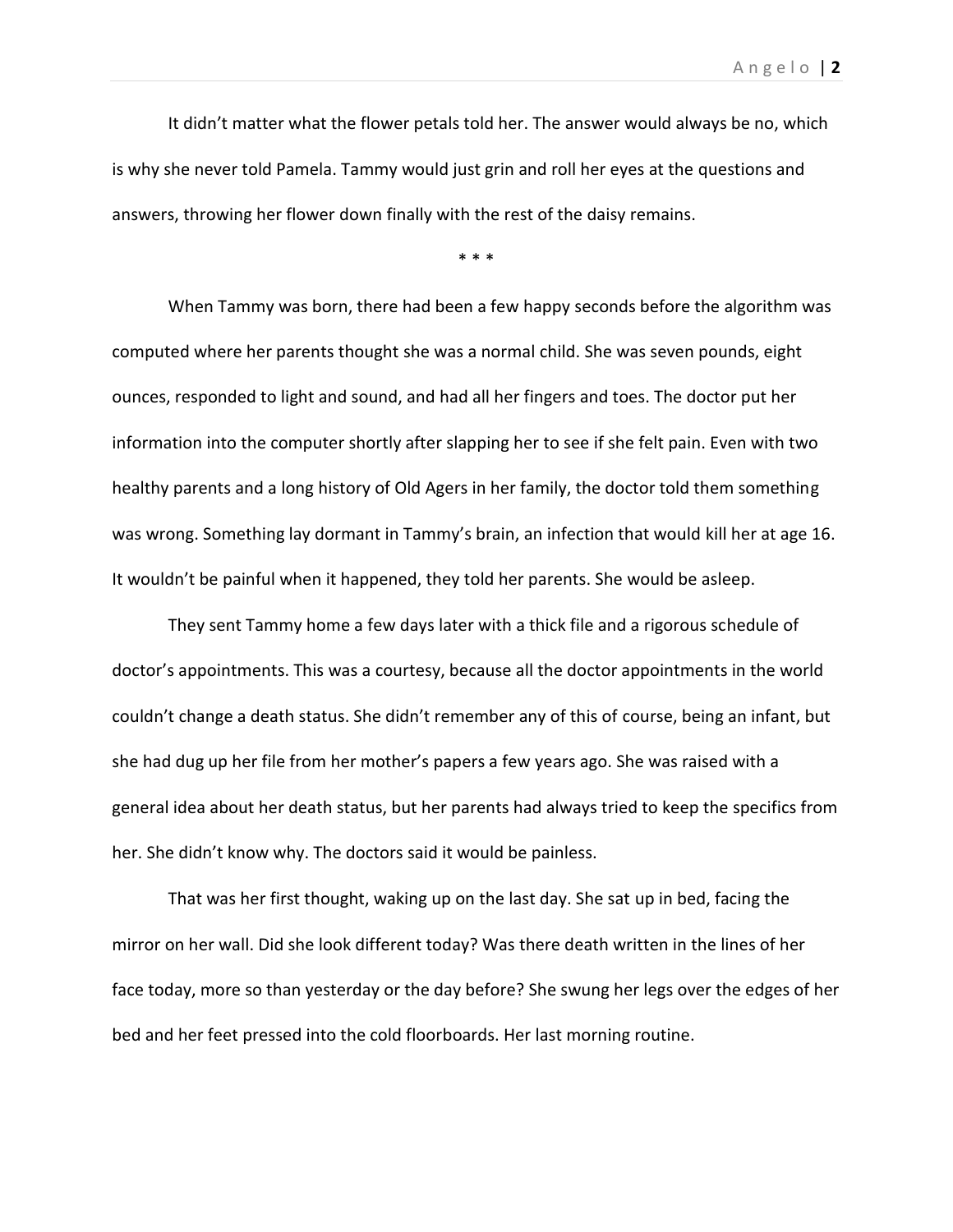It didn't matter what the flower petals told her. The answer would always be no, which is why she never told Pamela. Tammy would just grin and roll her eyes at the questions and answers, throwing her flower down finally with the rest of the daisy remains.

\* \* \*

When Tammy was born, there had been a few happy seconds before the algorithm was computed where her parents thought she was a normal child. She was seven pounds, eight ounces, responded to light and sound, and had all her fingers and toes. The doctor put her information into the computer shortly after slapping her to see if she felt pain. Even with two healthy parents and a long history of Old Agers in her family, the doctor told them something was wrong. Something lay dormant in Tammy's brain, an infection that would kill her at age 16. It wouldn't be painful when it happened, they told her parents. She would be asleep.

They sent Tammy home a few days later with a thick file and a rigorous schedule of doctor's appointments. This was a courtesy, because all the doctor appointments in the world couldn't change a death status. She didn't remember any of this of course, being an infant, but she had dug up her file from her mother's papers a few years ago. She was raised with a general idea about her death status, but her parents had always tried to keep the specifics from her. She didn't know why. The doctors said it would be painless.

That was her first thought, waking up on the last day. She sat up in bed, facing the mirror on her wall. Did she look different today? Was there death written in the lines of her face today, more so than yesterday or the day before? She swung her legs over the edges of her bed and her feet pressed into the cold floorboards. Her last morning routine.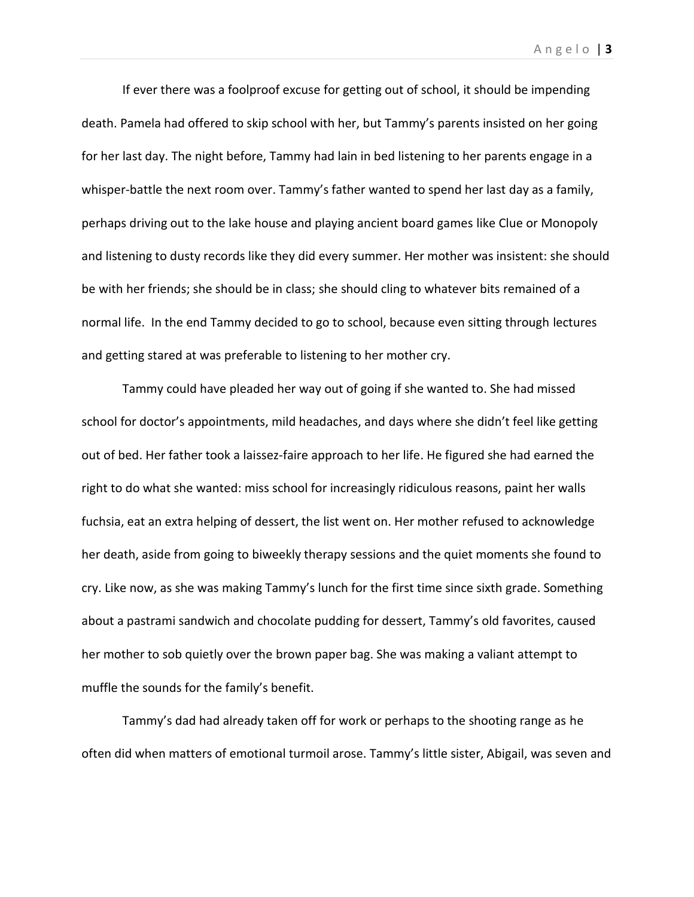If ever there was a foolproof excuse for getting out of school, it should be impending death. Pamela had offered to skip school with her, but Tammy's parents insisted on her going for her last day. The night before, Tammy had lain in bed listening to her parents engage in a whisper-battle the next room over. Tammy's father wanted to spend her last day as a family, perhaps driving out to the lake house and playing ancient board games like Clue or Monopoly and listening to dusty records like they did every summer. Her mother was insistent: she should be with her friends; she should be in class; she should cling to whatever bits remained of a normal life. In the end Tammy decided to go to school, because even sitting through lectures and getting stared at was preferable to listening to her mother cry.

Tammy could have pleaded her way out of going if she wanted to. She had missed school for doctor's appointments, mild headaches, and days where she didn't feel like getting out of bed. Her father took a laissez-faire approach to her life. He figured she had earned the right to do what she wanted: miss school for increasingly ridiculous reasons, paint her walls fuchsia, eat an extra helping of dessert, the list went on. Her mother refused to acknowledge her death, aside from going to biweekly therapy sessions and the quiet moments she found to cry. Like now, as she was making Tammy's lunch for the first time since sixth grade. Something about a pastrami sandwich and chocolate pudding for dessert, Tammy's old favorites, caused her mother to sob quietly over the brown paper bag. She was making a valiant attempt to muffle the sounds for the family's benefit.

Tammy's dad had already taken off for work or perhaps to the shooting range as he often did when matters of emotional turmoil arose. Tammy's little sister, Abigail, was seven and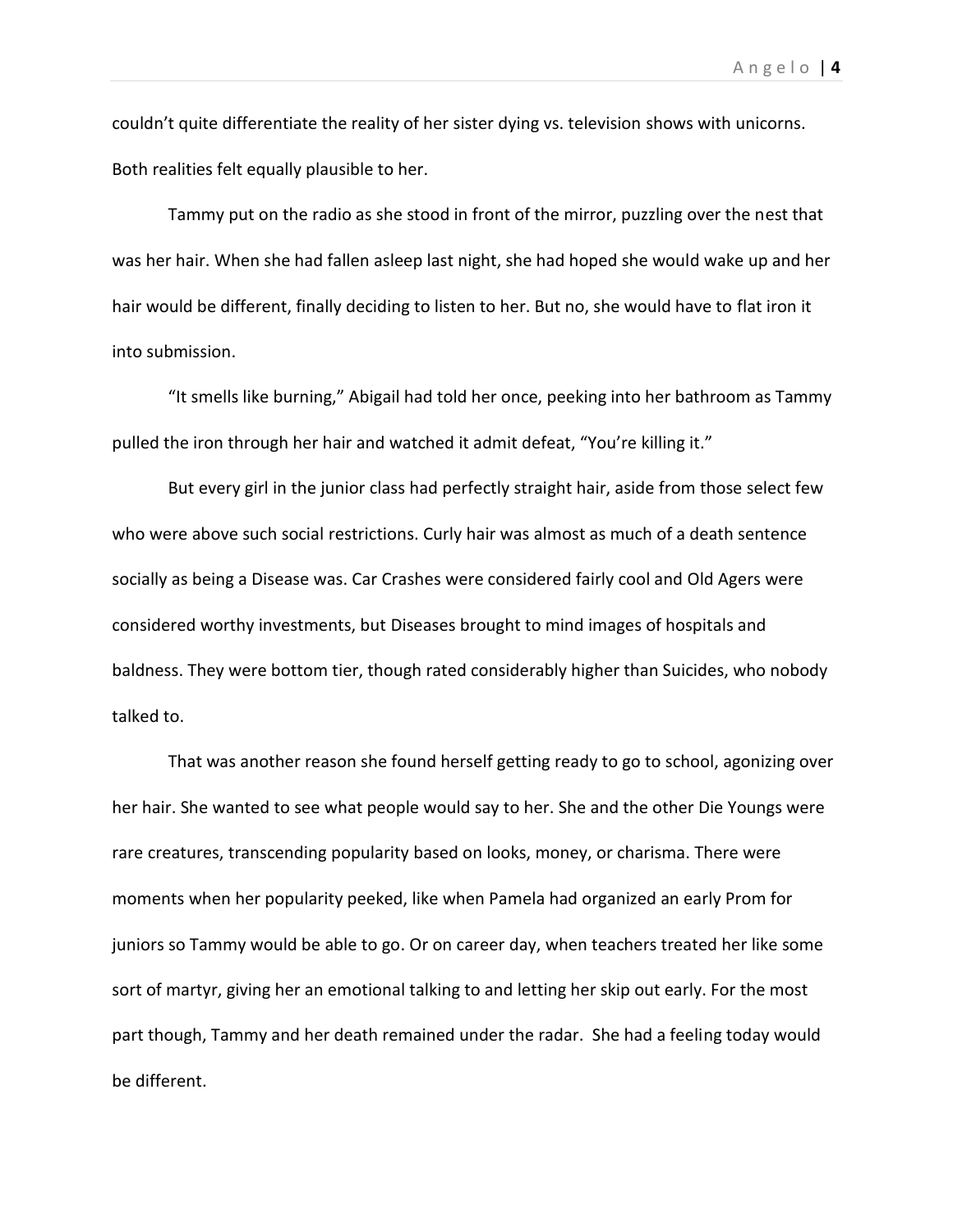couldn't quite differentiate the reality of her sister dying vs. television shows with unicorns. Both realities felt equally plausible to her.

Tammy put on the radio as she stood in front of the mirror, puzzling over the nest that was her hair. When she had fallen asleep last night, she had hoped she would wake up and her hair would be different, finally deciding to listen to her. But no, she would have to flat iron it into submission.

"It smells like burning," Abigail had told her once, peeking into her bathroom as Tammy pulled the iron through her hair and watched it admit defeat, "You're killing it."

But every girl in the junior class had perfectly straight hair, aside from those select few who were above such social restrictions. Curly hair was almost as much of a death sentence socially as being a Disease was. Car Crashes were considered fairly cool and Old Agers were considered worthy investments, but Diseases brought to mind images of hospitals and baldness. They were bottom tier, though rated considerably higher than Suicides, who nobody talked to.

That was another reason she found herself getting ready to go to school, agonizing over her hair. She wanted to see what people would say to her. She and the other Die Youngs were rare creatures, transcending popularity based on looks, money, or charisma. There were moments when her popularity peeked, like when Pamela had organized an early Prom for juniors so Tammy would be able to go. Or on career day, when teachers treated her like some sort of martyr, giving her an emotional talking to and letting her skip out early. For the most part though, Tammy and her death remained under the radar. She had a feeling today would be different.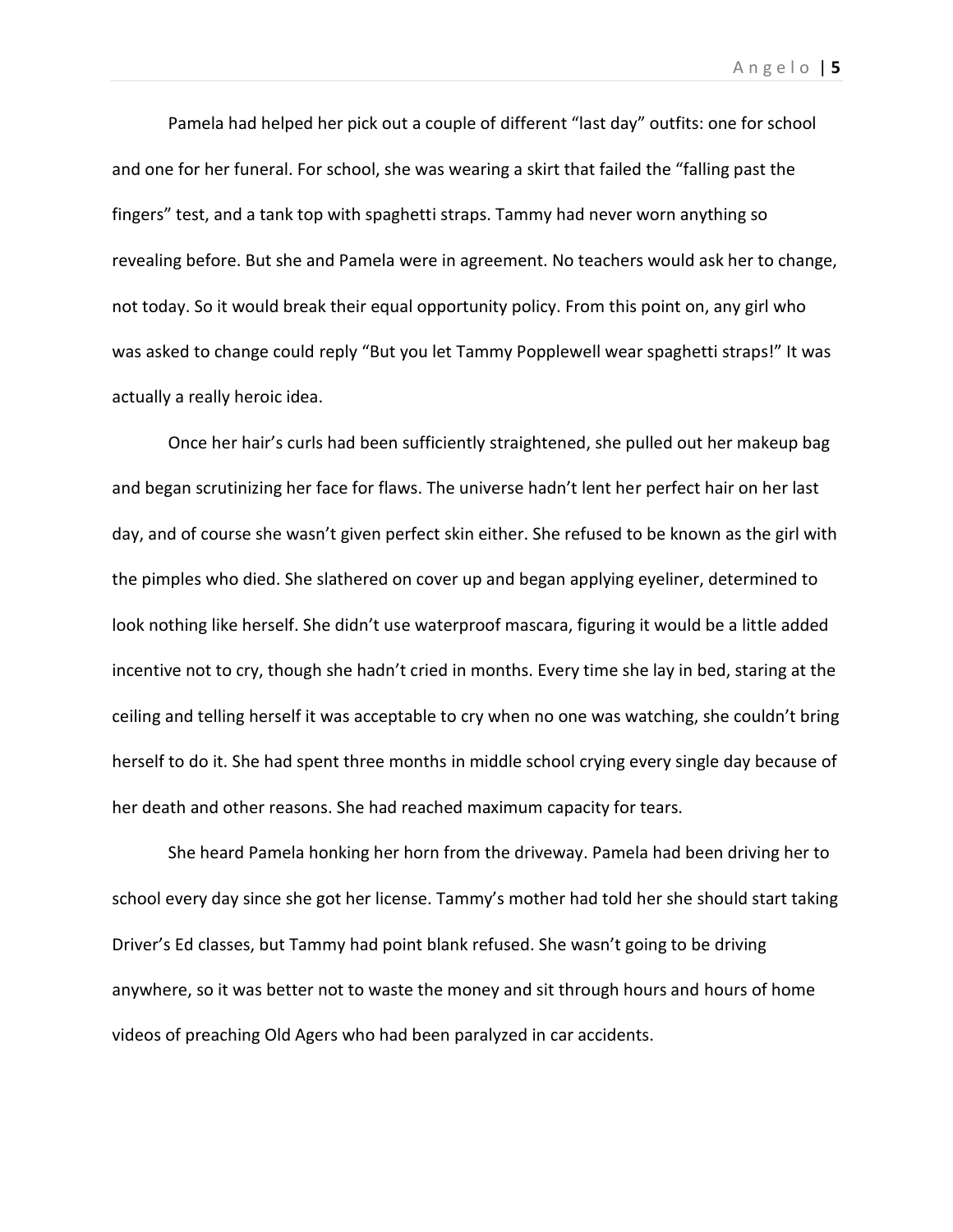Pamela had helped her pick out a couple of different "last day" outfits: one for school and one for her funeral. For school, she was wearing a skirt that failed the "falling past the fingers" test, and a tank top with spaghetti straps. Tammy had never worn anything so revealing before. But she and Pamela were in agreement. No teachers would ask her to change, not today. So it would break their equal opportunity policy. From this point on, any girl who was asked to change could reply "But you let Tammy Popplewell wear spaghetti straps!" It was actually a really heroic idea.

Once her hair's curls had been sufficiently straightened, she pulled out her makeup bag and began scrutinizing her face for flaws. The universe hadn't lent her perfect hair on her last day, and of course she wasn't given perfect skin either. She refused to be known as the girl with the pimples who died. She slathered on cover up and began applying eyeliner, determined to look nothing like herself. She didn't use waterproof mascara, figuring it would be a little added incentive not to cry, though she hadn't cried in months. Every time she lay in bed, staring at the ceiling and telling herself it was acceptable to cry when no one was watching, she couldn't bring herself to do it. She had spent three months in middle school crying every single day because of her death and other reasons. She had reached maximum capacity for tears.

She heard Pamela honking her horn from the driveway. Pamela had been driving her to school every day since she got her license. Tammy's mother had told her she should start taking Driver's Ed classes, but Tammy had point blank refused. She wasn't going to be driving anywhere, so it was better not to waste the money and sit through hours and hours of home videos of preaching Old Agers who had been paralyzed in car accidents.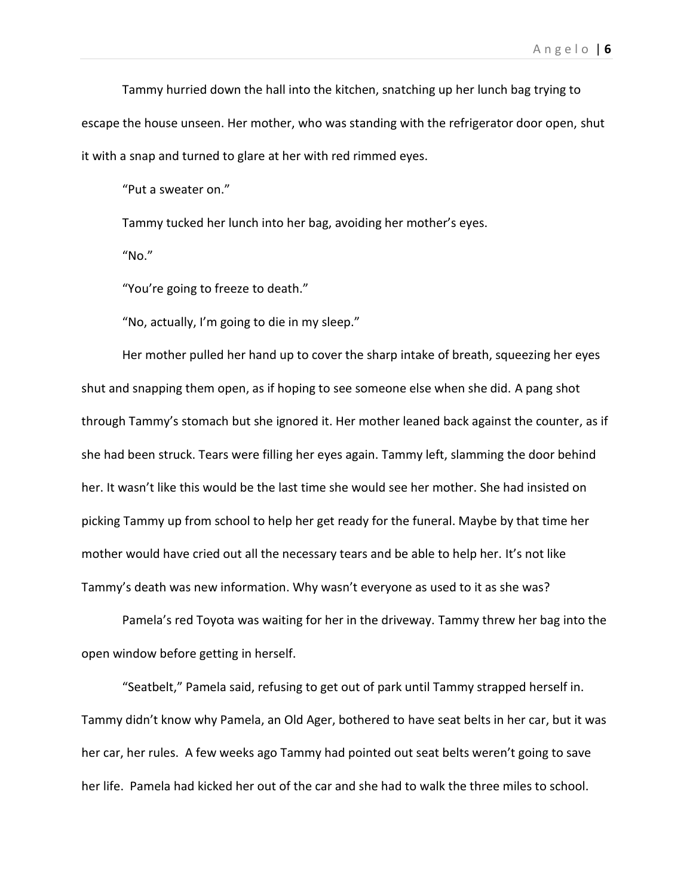Tammy hurried down the hall into the kitchen, snatching up her lunch bag trying to escape the house unseen. Her mother, who was standing with the refrigerator door open, shut it with a snap and turned to glare at her with red rimmed eyes.

"Put a sweater on."

Tammy tucked her lunch into her bag, avoiding her mother's eyes.

"No."

"You're going to freeze to death."

"No, actually, I'm going to die in my sleep."

Her mother pulled her hand up to cover the sharp intake of breath, squeezing her eyes shut and snapping them open, as if hoping to see someone else when she did. A pang shot through Tammy's stomach but she ignored it. Her mother leaned back against the counter, as if she had been struck. Tears were filling her eyes again. Tammy left, slamming the door behind her. It wasn't like this would be the last time she would see her mother. She had insisted on picking Tammy up from school to help her get ready for the funeral. Maybe by that time her mother would have cried out all the necessary tears and be able to help her. It's not like Tammy's death was new information. Why wasn't everyone as used to it as she was?

Pamela's red Toyota was waiting for her in the driveway. Tammy threw her bag into the open window before getting in herself.

"Seatbelt," Pamela said, refusing to get out of park until Tammy strapped herself in. Tammy didn't know why Pamela, an Old Ager, bothered to have seat belts in her car, but it was her car, her rules. A few weeks ago Tammy had pointed out seat belts weren't going to save her life. Pamela had kicked her out of the car and she had to walk the three miles to school.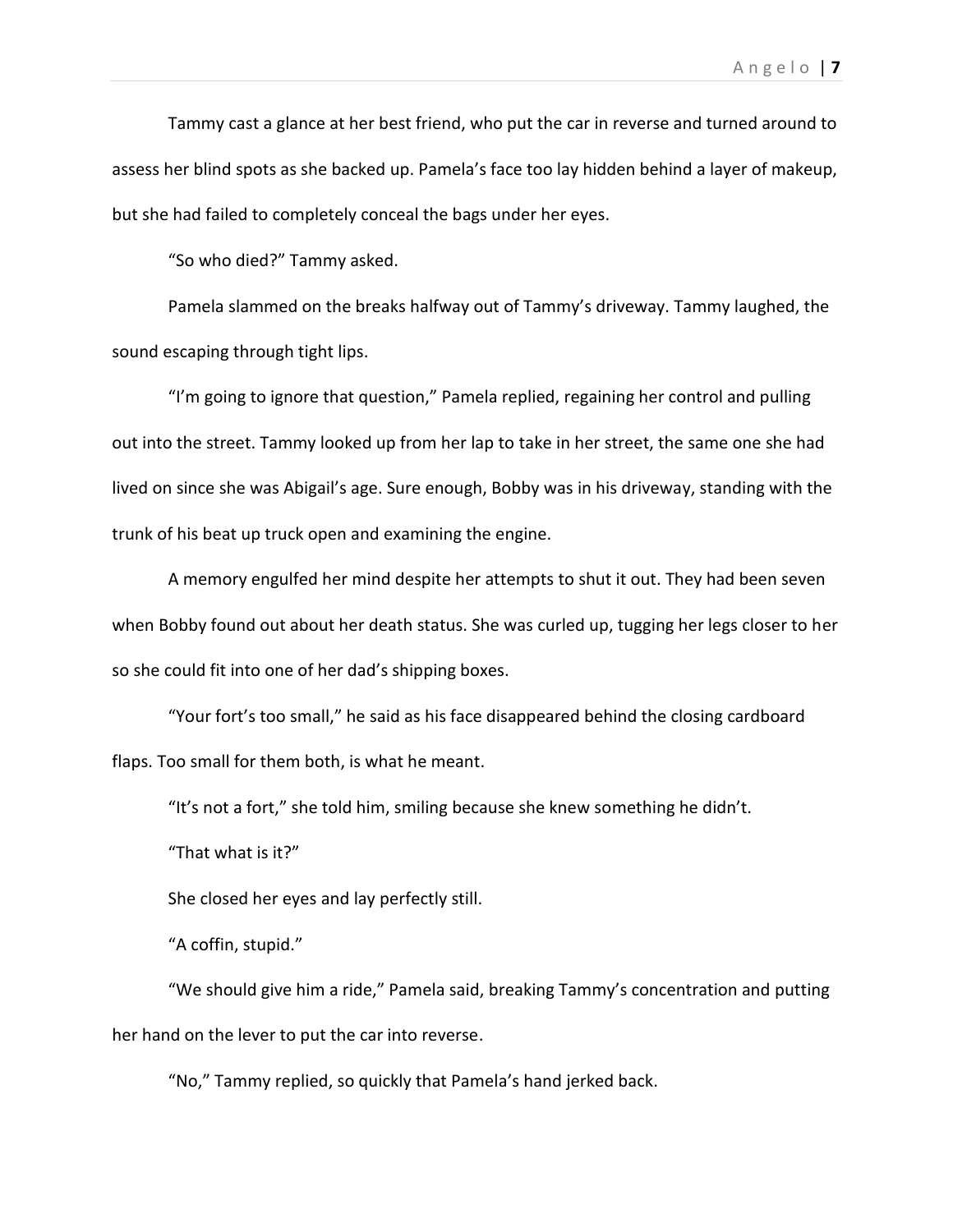Tammy cast a glance at her best friend, who put the car in reverse and turned around to assess her blind spots as she backed up. Pamela's face too lay hidden behind a layer of makeup, but she had failed to completely conceal the bags under her eyes.

"So who died?" Tammy asked.

Pamela slammed on the breaks halfway out of Tammy's driveway. Tammy laughed, the sound escaping through tight lips.

"I'm going to ignore that question," Pamela replied, regaining her control and pulling out into the street. Tammy looked up from her lap to take in her street, the same one she had lived on since she was Abigail's age. Sure enough, Bobby was in his driveway, standing with the trunk of his beat up truck open and examining the engine.

A memory engulfed her mind despite her attempts to shut it out. They had been seven when Bobby found out about her death status. She was curled up, tugging her legs closer to her so she could fit into one of her dad's shipping boxes.

"Your fort's too small," he said as his face disappeared behind the closing cardboard flaps. Too small for them both, is what he meant.

"It's not a fort," she told him, smiling because she knew something he didn't.

"That what is it?"

She closed her eyes and lay perfectly still.

"A coffin, stupid."

"We should give him a ride," Pamela said, breaking Tammy's concentration and putting her hand on the lever to put the car into reverse.

"No," Tammy replied, so quickly that Pamela's hand jerked back.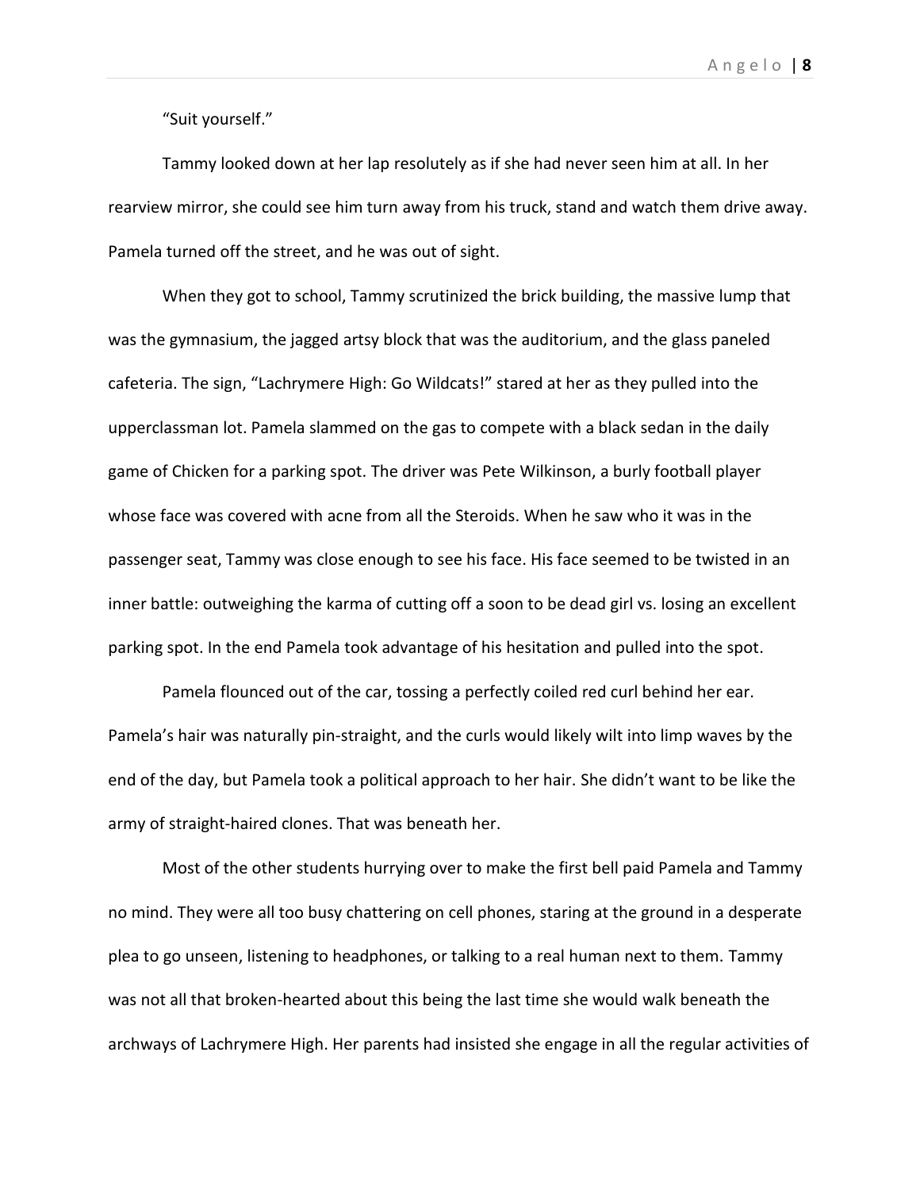"Suit yourself."

Tammy looked down at her lap resolutely as if she had never seen him at all. In her rearview mirror, she could see him turn away from his truck, stand and watch them drive away. Pamela turned off the street, and he was out of sight.

When they got to school, Tammy scrutinized the brick building, the massive lump that was the gymnasium, the jagged artsy block that was the auditorium, and the glass paneled cafeteria. The sign, "Lachrymere High: Go Wildcats!" stared at her as they pulled into the upperclassman lot. Pamela slammed on the gas to compete with a black sedan in the daily game of Chicken for a parking spot. The driver was Pete Wilkinson, a burly football player whose face was covered with acne from all the Steroids. When he saw who it was in the passenger seat, Tammy was close enough to see his face. His face seemed to be twisted in an inner battle: outweighing the karma of cutting off a soon to be dead girl vs. losing an excellent parking spot. In the end Pamela took advantage of his hesitation and pulled into the spot.

Pamela flounced out of the car, tossing a perfectly coiled red curl behind her ear. Pamela's hair was naturally pin-straight, and the curls would likely wilt into limp waves by the end of the day, but Pamela took a political approach to her hair. She didn't want to be like the army of straight-haired clones. That was beneath her.

Most of the other students hurrying over to make the first bell paid Pamela and Tammy no mind. They were all too busy chattering on cell phones, staring at the ground in a desperate plea to go unseen, listening to headphones, or talking to a real human next to them. Tammy was not all that broken-hearted about this being the last time she would walk beneath the archways of Lachrymere High. Her parents had insisted she engage in all the regular activities of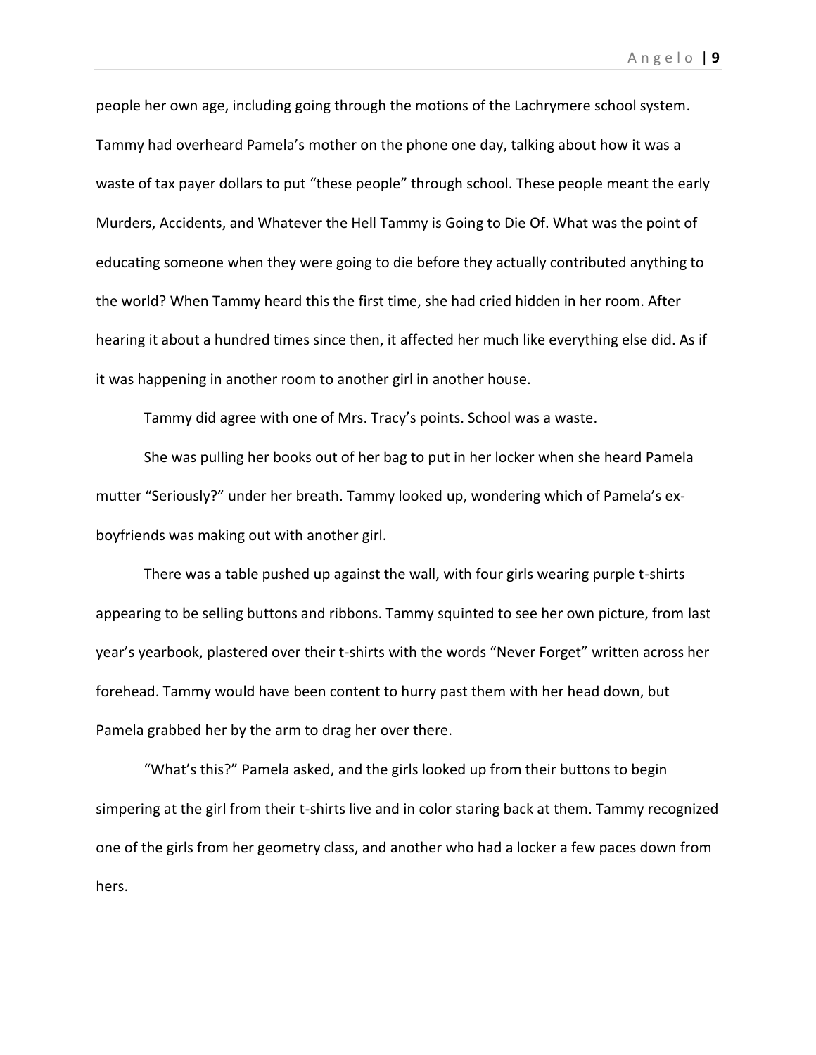people her own age, including going through the motions of the Lachrymere school system. Tammy had overheard Pamela's mother on the phone one day, talking about how it was a waste of tax payer dollars to put "these people" through school. These people meant the early Murders, Accidents, and Whatever the Hell Tammy is Going to Die Of. What was the point of educating someone when they were going to die before they actually contributed anything to the world? When Tammy heard this the first time, she had cried hidden in her room. After hearing it about a hundred times since then, it affected her much like everything else did. As if it was happening in another room to another girl in another house.

Tammy did agree with one of Mrs. Tracy's points. School was a waste.

She was pulling her books out of her bag to put in her locker when she heard Pamela mutter "Seriously?" under her breath. Tammy looked up, wondering which of Pamela's ex-boyfriends was making out with another girl.

There was a table pushed up against the wall, with four girls wearing purple t-shirts appearing to be selling buttons and ribbons. Tammy squinted to see her own picture, from last year's yearbook, plastered over their t-shirts with the words "Never Forget" written across her forehead. Tammy would have been content to hurry past them with her head down, but Pamela grabbed her by the arm to drag her over there.

"What's this?" Pamela asked, and the girls looked up from their buttons to begin simpering at the girl from their t-shirts live and in color staring back at them. Tammy recognized one of the girls from her geometry class, and another who had a locker a few paces down from hers.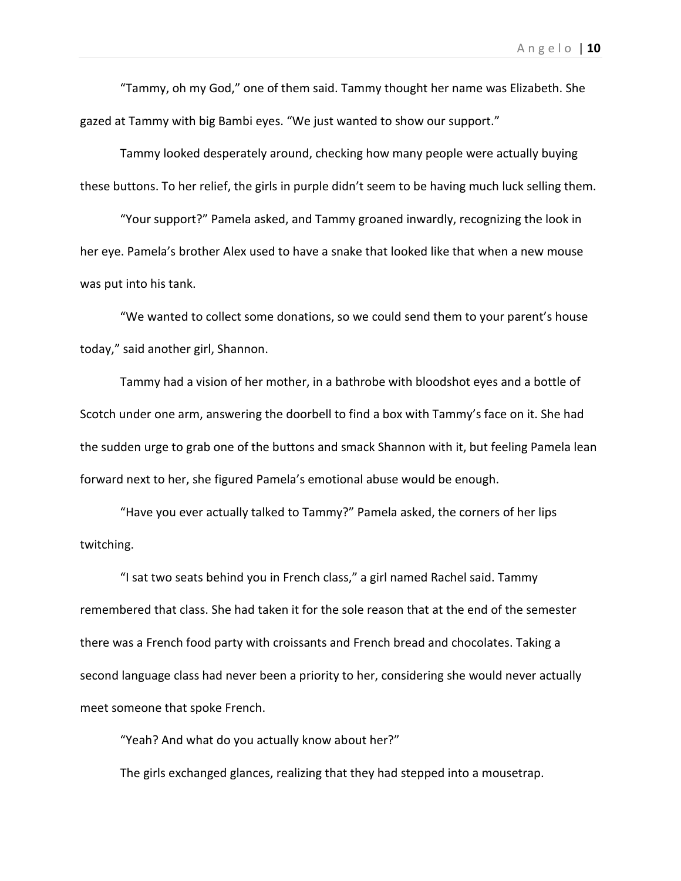"Tammy, oh my God," one of them said. Tammy thought her name was Elizabeth. She gazed at Tammy with big Bambi eyes. "We just wanted to show our support."

Tammy looked desperately around, checking how many people were actually buying these buttons. To her relief, the girls in purple didn't seem to be having much luck selling them.

"Your support?" Pamela asked, and Tammy groaned inwardly, recognizing the look in her eye. Pamela's brother Alex used to have a snake that looked like that when a new mouse was put into his tank.

"We wanted to collect some donations, so we could send them to your parent's house today," said another girl, Shannon.

Tammy had a vision of her mother, in a bathrobe with bloodshot eyes and a bottle of Scotch under one arm, answering the doorbell to find a box with Tammy's face on it. She had the sudden urge to grab one of the buttons and smack Shannon with it, but feeling Pamela lean forward next to her, she figured Pamela's emotional abuse would be enough.

"Have you ever actually talked to Tammy?" Pamela asked, the corners of her lips twitching.

"I sat two seats behind you in French class," a girl named Rachel said. Tammy remembered that class. She had taken it for the sole reason that at the end of the semester there was a French food party with croissants and French bread and chocolates. Taking a second language class had never been a priority to her, considering she would never actually meet someone that spoke French.

"Yeah? And what do you actually know about her?"

The girls exchanged glances, realizing that they had stepped into a mousetrap.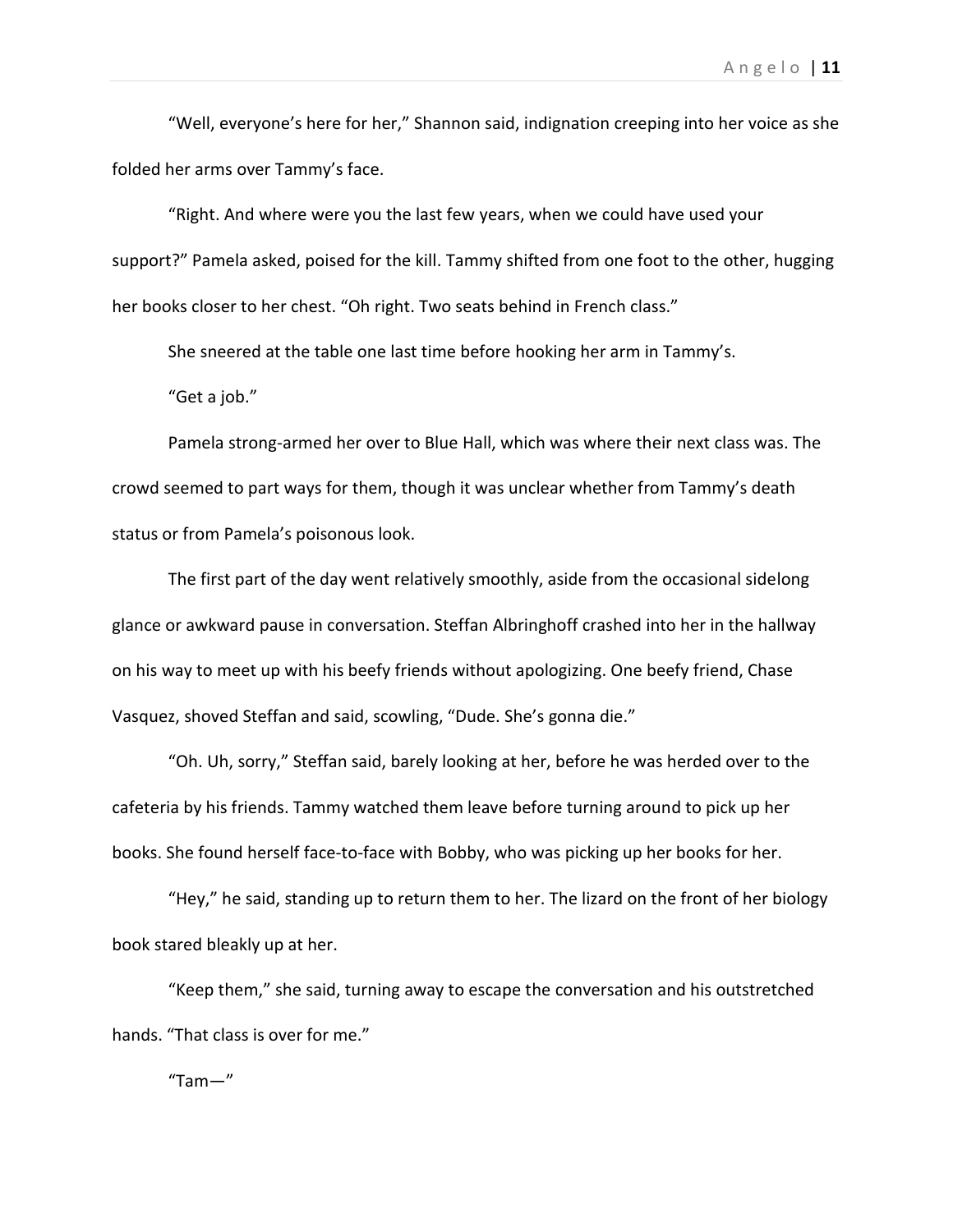"Well, everyone's here for her," Shannon said, indignation creeping into her voice as she folded her arms over Tammy's face.

"Right. And where were you the last few years, when we could have used your support?" Pamela asked, poised for the kill. Tammy shifted from one foot to the other, hugging her books closer to her chest. "Oh right. Two seats behind in French class."

She sneered at the table one last time before hooking her arm in Tammy's.

"Get a job."

Pamela strong-armed her over to Blue Hall, which was where their next class was. The crowd seemed to part ways for them, though it was unclear whether from Tammy's death status or from Pamela's poisonous look.

The first part of the day went relatively smoothly, aside from the occasional sidelong glance or awkward pause in conversation. Steffan Albringhoff crashed into her in the hallway on his way to meet up with his beefy friends without apologizing. One beefy friend, Chase Vasquez, shoved Steffan and said, scowling, "Dude. She's gonna die."

"Oh. Uh, sorry," Steffan said, barely looking at her, before he was herded over to the cafeteria by his friends. Tammy watched them leave before turning around to pick up her books. She found herself face-to-face with Bobby, who was picking up her books for her.

"Hey," he said, standing up to return them to her. The lizard on the front of her biology book stared bleakly up at her.

"Keep them," she said, turning away to escape the conversation and his outstretched hands. "That class is over for me."

"Tam—"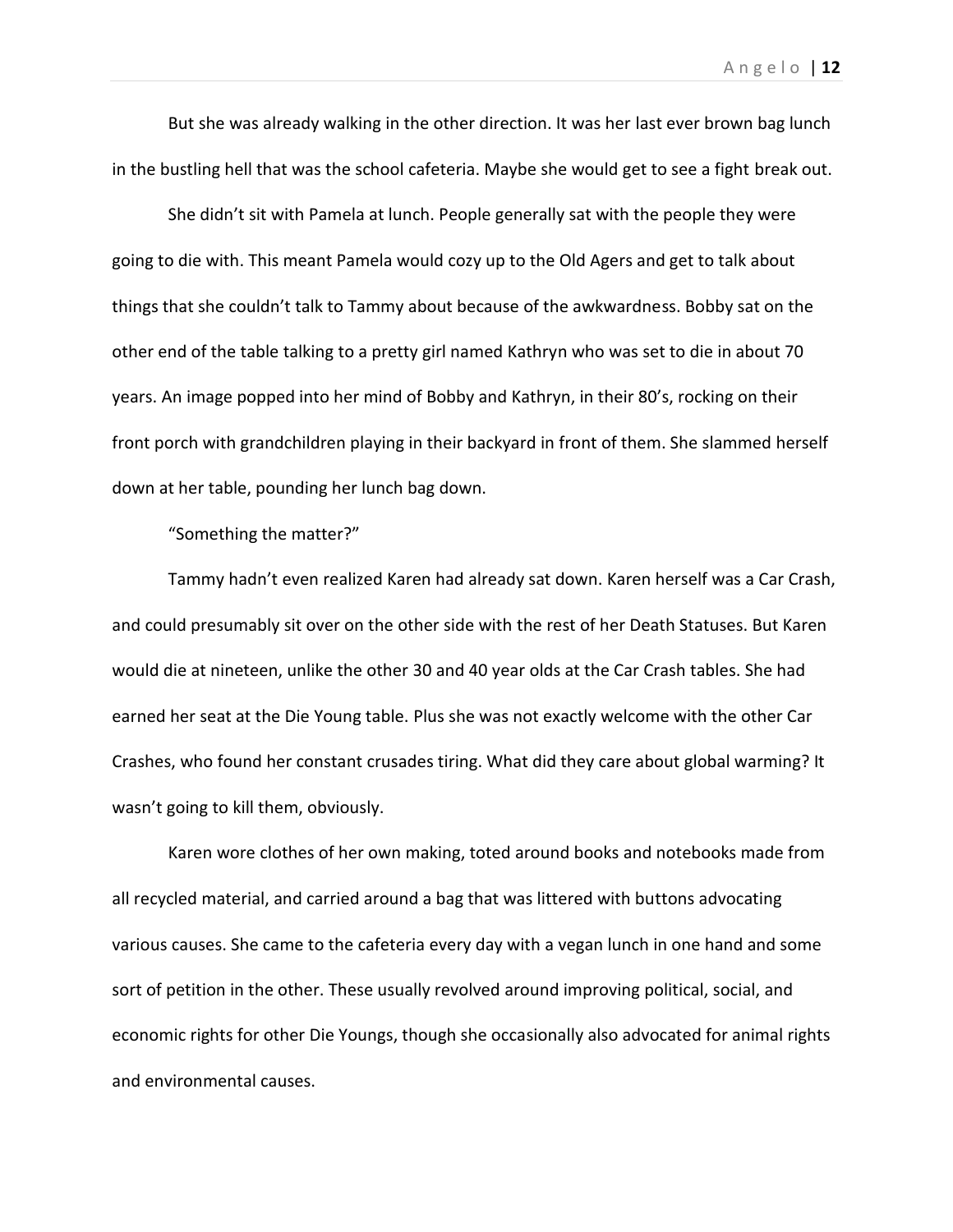But she was already walking in the other direction. It was her last ever brown bag lunch in the bustling hell that was the school cafeteria. Maybe she would get to see a fight break out.

She didn't sit with Pamela at lunch. People generally sat with the people they were going to die with. This meant Pamela would cozy up to the Old Agers and get to talk about things that she couldn't talk to Tammy about because of the awkwardness. Bobby sat on the other end of the table talking to a pretty girl named Kathryn who was set to die in about 70 years. An image popped into her mind of Bobby and Kathryn, in their 80's, rocking on their front porch with grandchildren playing in their backyard in front of them. She slammed herself down at her table, pounding her lunch bag down.

"Something the matter?"

Tammy hadn't even realized Karen had already sat down. Karen herself was a Car Crash, and could presumably sit over on the other side with the rest of her Death Statuses. But Karen would die at nineteen, unlike the other 30 and 40 year olds at the Car Crash tables. She had earned her seat at the Die Young table. Plus she was not exactly welcome with the other Car Crashes, who found her constant crusades tiring. What did they care about global warming? It wasn't going to kill them, obviously.

Karen wore clothes of her own making, toted around books and notebooks made from all recycled material, and carried around a bag that was littered with buttons advocating various causes. She came to the cafeteria every day with a vegan lunch in one hand and some sort of petition in the other. These usually revolved around improving political, social, and economic rights for other Die Youngs, though she occasionally also advocated for animal rights and environmental causes.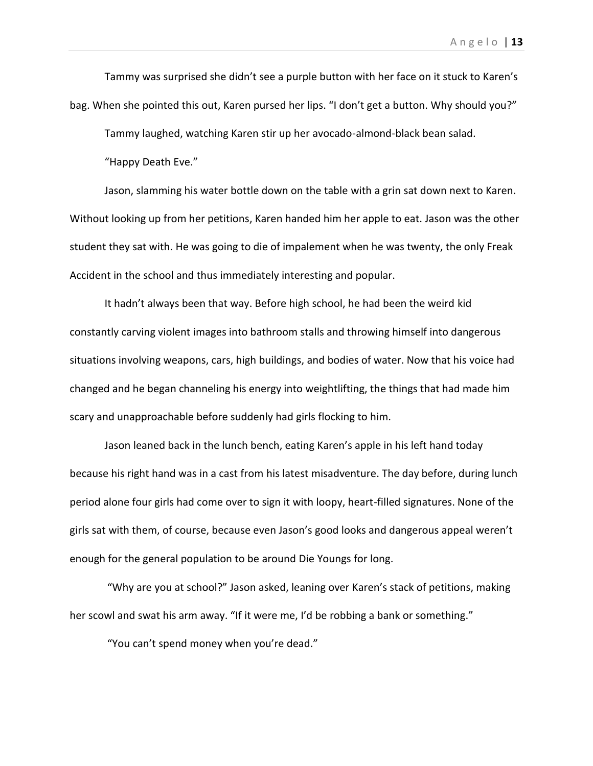Tammy was surprised she didn't see a purple button with her face on it stuck to Karen's bag. When she pointed this out, Karen pursed her lips. "I don't get a button. Why should you?"

Tammy laughed, watching Karen stir up her avocado-almond-black bean salad.

"Happy Death Eve."

Jason, slamming his water bottle down on the table with a grin sat down next to Karen. Without looking up from her petitions, Karen handed him her apple to eat. Jason was the other student they sat with. He was going to die of impalement when he was twenty, the only Freak Accident in the school and thus immediately interesting and popular.

It hadn't always been that way. Before high school, he had been the weird kid constantly carving violent images into bathroom stalls and throwing himself into dangerous situations involving weapons, cars, high buildings, and bodies of water. Now that his voice had changed and he began channeling his energy into weightlifting, the things that had made him scary and unapproachable before suddenly had girls flocking to him.

Jason leaned back in the lunch bench, eating Karen's apple in his left hand today because his right hand was in a cast from his latest misadventure. The day before, during lunch period alone four girls had come over to sign it with loopy, heart-filled signatures. None of the girls sat with them, of course, because even Jason's good looks and dangerous appeal weren't enough for the general population to be around Die Youngs for long.

"Why are you at school?" Jason asked, leaning over Karen's stack of petitions, making her scowl and swat his arm away. "If it were me, I'd be robbing a bank or something."

"You can't spend money when you're dead."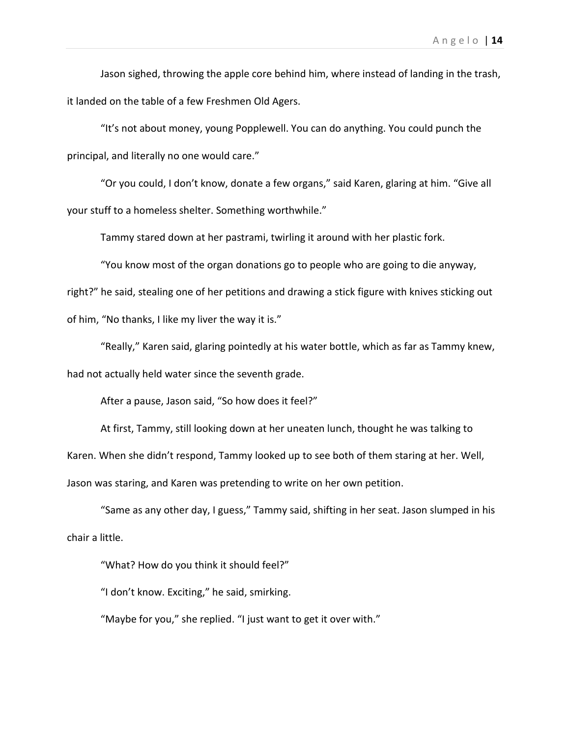Jason sighed, throwing the apple core behind him, where instead of landing in the trash, it landed on the table of a few Freshmen Old Agers.

"It's not about money, young Popplewell. You can do anything. You could punch the principal, and literally no one would care."

"Or you could, I don't know, donate a few organs," said Karen, glaring at him. "Give all your stuff to a homeless shelter. Something worthwhile."

Tammy stared down at her pastrami, twirling it around with her plastic fork.

"You know most of the organ donations go to people who are going to die anyway, right?" he said, stealing one of her petitions and drawing a stick figure with knives sticking out of him, "No thanks, I like my liver the way it is."

"Really," Karen said, glaring pointedly at his water bottle, which as far as Tammy knew, had not actually held water since the seventh grade.

After a pause, Jason said, "So how does it feel?"

At first, Tammy, still looking down at her uneaten lunch, thought he was talking to Karen. When she didn't respond, Tammy looked up to see both of them staring at her. Well, Jason was staring, and Karen was pretending to write on her own petition.

"Same as any other day, I guess," Tammy said, shifting in her seat. Jason slumped in his chair a little.

"What? How do you think it should feel?"

"I don't know. Exciting," he said, smirking.

"Maybe for you," she replied. "I just want to get it over with."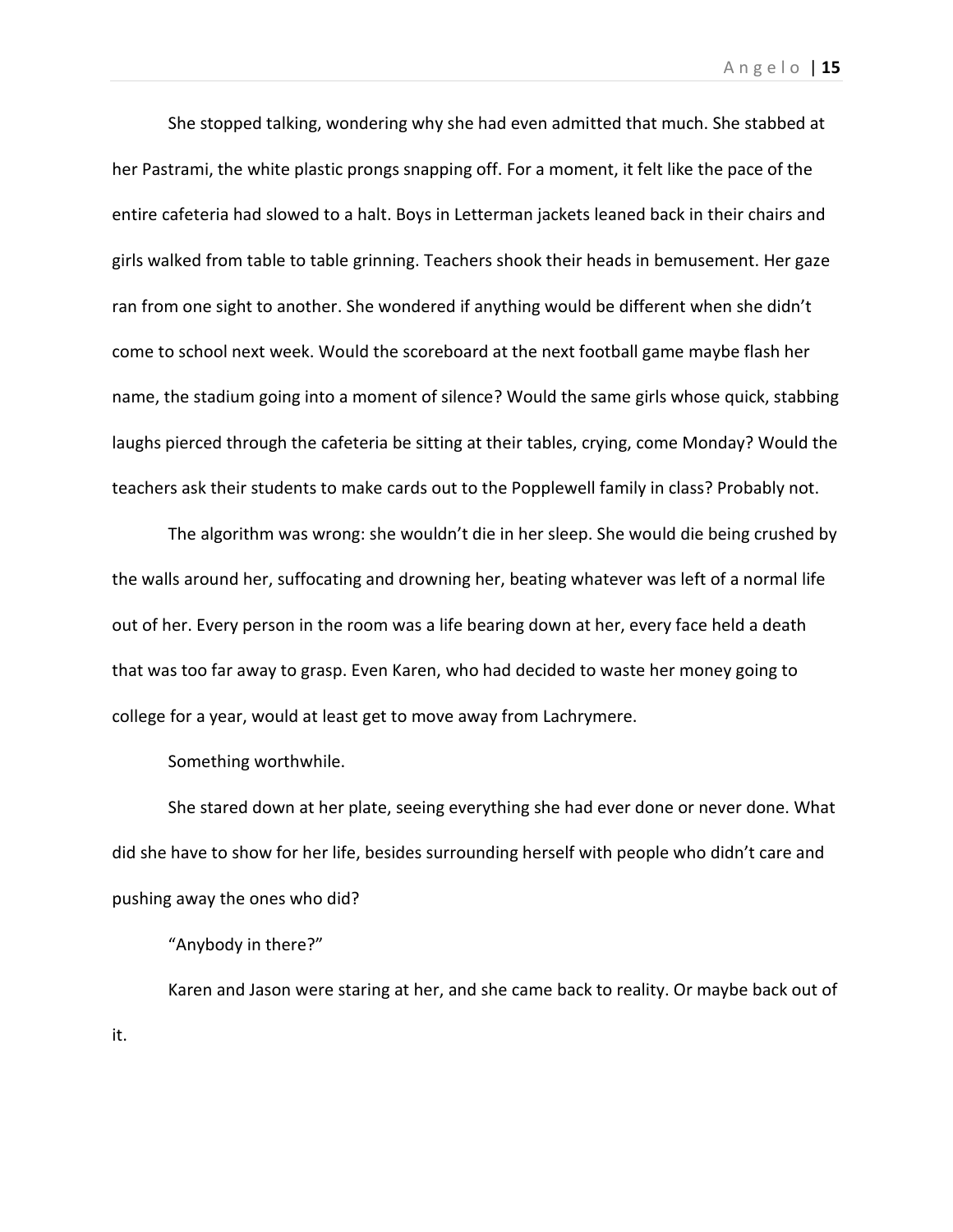She stopped talking, wondering why she had even admitted that much. She stabbed at her Pastrami, the white plastic prongs snapping off. For a moment, it felt like the pace of the entire cafeteria had slowed to a halt. Boys in Letterman jackets leaned back in their chairs and girls walked from table to table grinning. Teachers shook their heads in bemusement. Her gaze ran from one sight to another. She wondered if anything would be different when she didn't come to school next week. Would the scoreboard at the next football game maybe flash her name, the stadium going into a moment of silence? Would the same girls whose quick, stabbing laughs pierced through the cafeteria be sitting at their tables, crying, come Monday? Would the teachers ask their students to make cards out to the Popplewell family in class? Probably not.

The algorithm was wrong: she wouldn't die in her sleep. She would die being crushed by the walls around her, suffocating and drowning her, beating whatever was left of a normal life out of her. Every person in the room was a life bearing down at her, every face held a death that was too far away to grasp. Even Karen, who had decided to waste her money going to college for a year, would at least get to move away from Lachrymere.

Something worthwhile.

She stared down at her plate, seeing everything she had ever done or never done. What did she have to show for her life, besides surrounding herself with people who didn't care and pushing away the ones who did?

"Anybody in there?"

Karen and Jason were staring at her, and she came back to reality. Or maybe back out of it.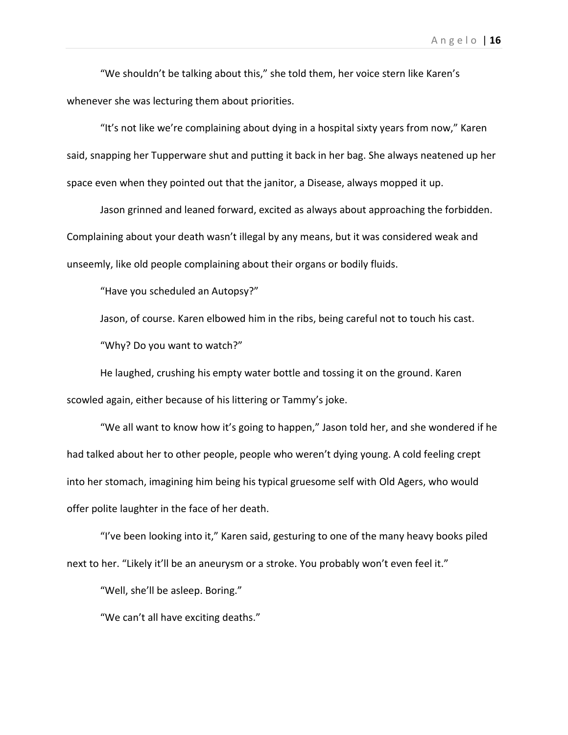"We shouldn't be talking about this," she told them, her voice stern like Karen's whenever she was lecturing them about priorities.

"It's not like we're complaining about dying in a hospital sixty years from now," Karen said, snapping her Tupperware shut and putting it back in her bag. She always neatened up her space even when they pointed out that the janitor, a Disease, always mopped it up.

Jason grinned and leaned forward, excited as always about approaching the forbidden. Complaining about your death wasn't illegal by any means, but it was considered weak and unseemly, like old people complaining about their organs or bodily fluids.

"Have you scheduled an Autopsy?"

Jason, of course. Karen elbowed him in the ribs, being careful not to touch his cast.

"Why? Do you want to watch?"

He laughed, crushing his empty water bottle and tossing it on the ground. Karen scowled again, either because of his littering or Tammy's joke.

"We all want to know how it's going to happen," Jason told her, and she wondered if he had talked about her to other people, people who weren't dying young. A cold feeling crept into her stomach, imagining him being his typical gruesome self with Old Agers, who would offer polite laughter in the face of her death.

"I've been looking into it," Karen said, gesturing to one of the many heavy books piled next to her. "Likely it'll be an aneurysm or a stroke. You probably won't even feel it."

"Well, she'll be asleep. Boring."

"We can't all have exciting deaths."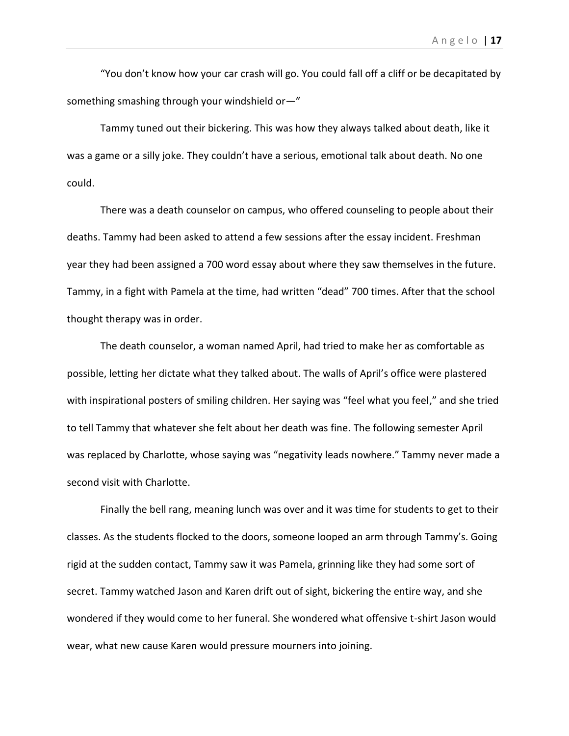"You don't know how your car crash will go. You could fall off a cliff or be decapitated by something smashing through your windshield or—"

Tammy tuned out their bickering. This was how they always talked about death, like it was a game or a silly joke. They couldn't have a serious, emotional talk about death. No one could.

There was a death counselor on campus, who offered counseling to people about their deaths. Tammy had been asked to attend a few sessions after the essay incident. Freshman year they had been assigned a 700 word essay about where they saw themselves in the future. Tammy, in a fight with Pamela at the time, had written "dead" 700 times. After that the school thought therapy was in order.

The death counselor, a woman named April, had tried to make her as comfortable as possible, letting her dictate what they talked about. The walls of April's office were plastered with inspirational posters of smiling children. Her saying was "feel what you feel," and she tried to tell Tammy that whatever she felt about her death was fine. The following semester April was replaced by Charlotte, whose saying was "negativity leads nowhere." Tammy never made a second visit with Charlotte.

Finally the bell rang, meaning lunch was over and it was time for students to get to their classes. As the students flocked to the doors, someone looped an arm through Tammy's. Going rigid at the sudden contact, Tammy saw it was Pamela, grinning like they had some sort of secret. Tammy watched Jason and Karen drift out of sight, bickering the entire way, and she wondered if they would come to her funeral. She wondered what offensive t-shirt Jason would wear, what new cause Karen would pressure mourners into joining.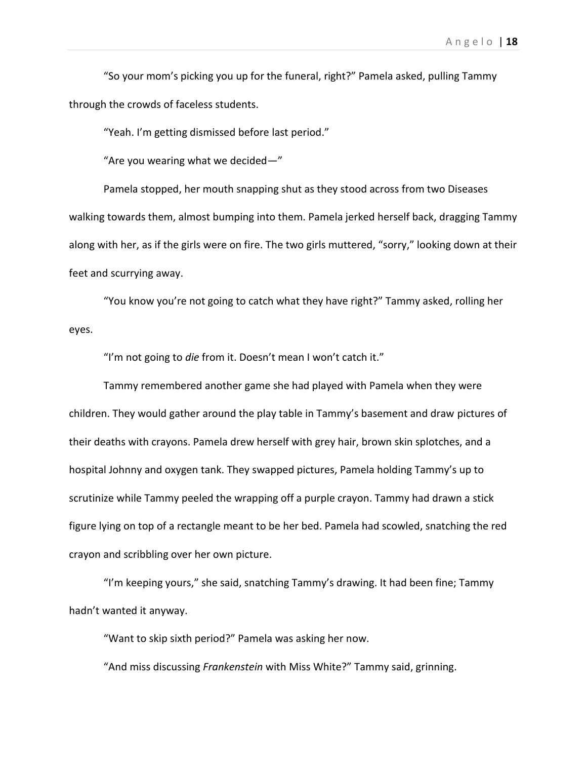"So your mom's picking you up for the funeral, right?" Pamela asked, pulling Tammy through the crowds of faceless students.

"Yeah. I'm getting dismissed before last period."

"Are you wearing what we decided—"

Pamela stopped, her mouth snapping shut as they stood across from two Diseases walking towards them, almost bumping into them. Pamela jerked herself back, dragging Tammy along with her, as if the girls were on fire. The two girls muttered, "sorry," looking down at their feet and scurrying away.

"You know you're not going to catch what they have right?" Tammy asked, rolling her eyes.

"I'm not going to *die* from it. Doesn't mean I won't catch it."

Tammy remembered another game she had played with Pamela when they were children. They would gather around the play table in Tammy's basement and draw pictures of their deaths with crayons. Pamela drew herself with grey hair, brown skin splotches, and a hospital Johnny and oxygen tank. They swapped pictures, Pamela holding Tammy's up to scrutinize while Tammy peeled the wrapping off a purple crayon. Tammy had drawn a stick figure lying on top of a rectangle meant to be her bed. Pamela had scowled, snatching the red crayon and scribbling over her own picture.

"I'm keeping yours," she said, snatching Tammy's drawing. It had been fine; Tammy hadn't wanted it anyway.

"Want to skip sixth period?" Pamela was asking her now.

"And miss discussing *Frankenstein* with Miss White?" Tammy said, grinning.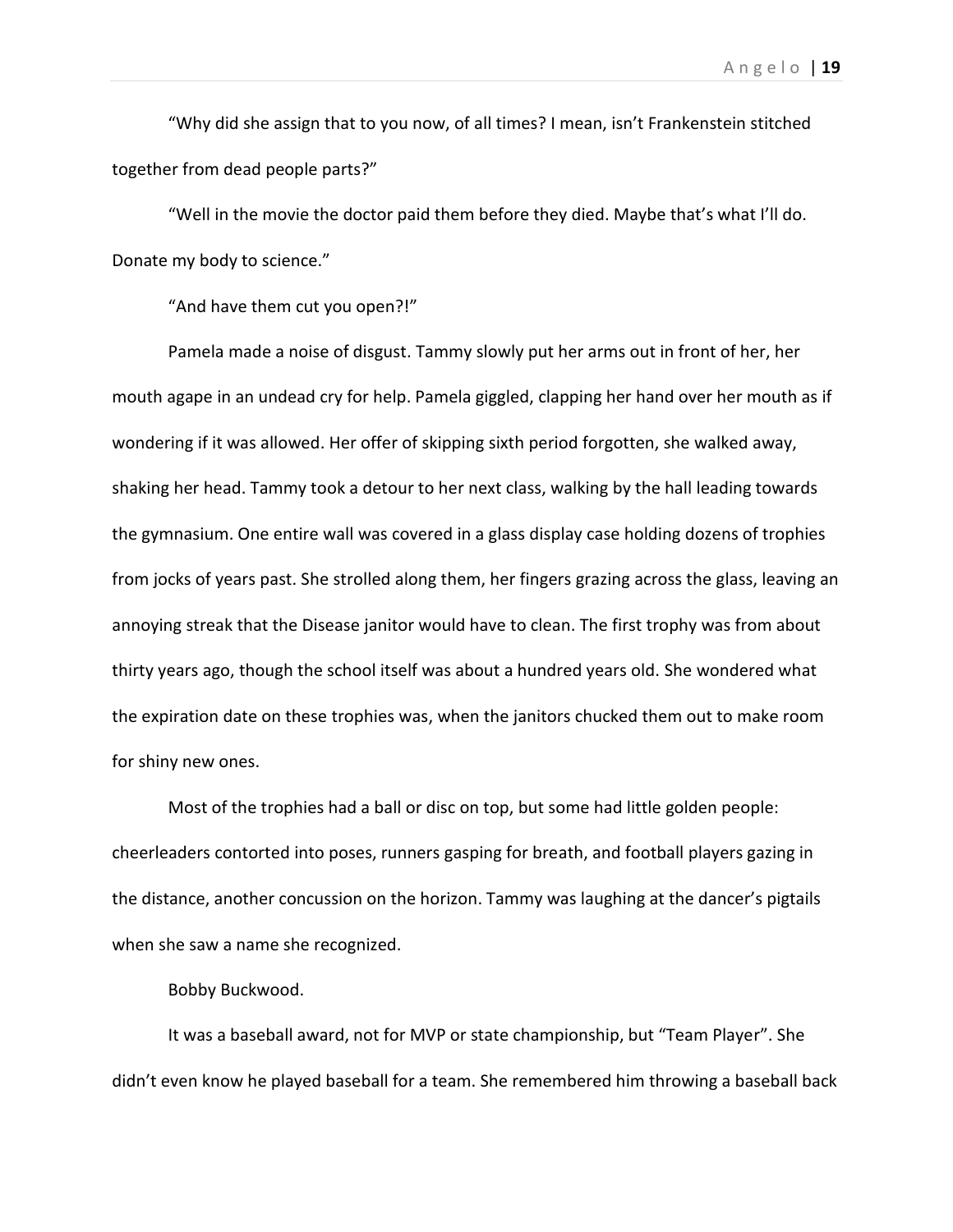"Why did she assign that to you now, of all times? I mean, isn't Frankenstein stitched together from dead people parts?"

"Well in the movie the doctor paid them before they died. Maybe that's what I'll do. Donate my body to science."

"And have them cut you open?!"

Pamela made a noise of disgust. Tammy slowly put her arms out in front of her, her mouth agape in an undead cry for help. Pamela giggled, clapping her hand over her mouth as if wondering if it was allowed. Her offer of skipping sixth period forgotten, she walked away, shaking her head. Tammy took a detour to her next class, walking by the hall leading towards the gymnasium. One entire wall was covered in a glass display case holding dozens of trophies from jocks of years past. She strolled along them, her fingers grazing across the glass, leaving an annoying streak that the Disease janitor would have to clean. The first trophy was from about thirty years ago, though the school itself was about a hundred years old. She wondered what the expiration date on these trophies was, when the janitors chucked them out to make room for shiny new ones.

Most of the trophies had a ball or disc on top, but some had little golden people: cheerleaders contorted into poses, runners gasping for breath, and football players gazing in the distance, another concussion on the horizon. Tammy was laughing at the dancer's pigtails when she saw a name she recognized.

Bobby Buckwood.

It was a baseball award, not for MVP or state championship, but "Team Player". She didn't even know he played baseball for a team. She remembered him throwing a baseball back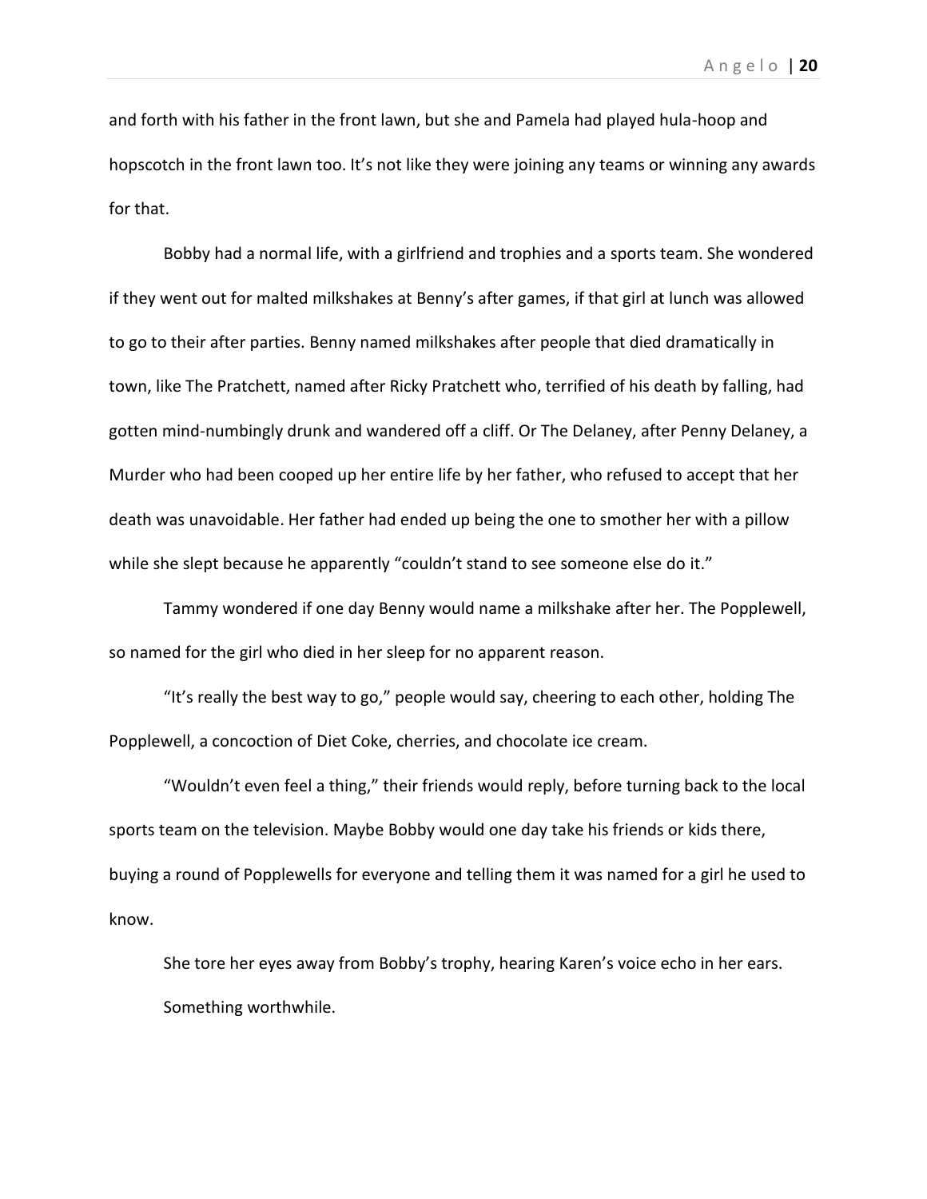and forth with his father in the front lawn, but she and Pamela had played hula-hoop and hopscotch in the front lawn too. It's not like they were joining any teams or winning any awards for that.

Bobby had a normal life, with a girlfriend and trophies and a sports team. She wondered if they went out for malted milkshakes at Benny's after games, if that girl at lunch was allowed to go to their after parties. Benny named milkshakes after people that died dramatically in town, like The Pratchett, named after Ricky Pratchett who, terrified of his death by falling, had gotten mind-numbingly drunk and wandered off a cliff. Or The Delaney, after Penny Delaney, a Murder who had been cooped up her entire life by her father, who refused to accept that her death was unavoidable. Her father had ended up being the one to smother her with a pillow while she slept because he apparently "couldn't stand to see someone else do it."

Tammy wondered if one day Benny would name a milkshake after her. The Popplewell, so named for the girl who died in her sleep for no apparent reason.

"It's really the best way to go," people would say, cheering to each other, holding The Popplewell, a concoction of Diet Coke, cherries, and chocolate ice cream.

"Wouldn't even feel a thing," their friends would reply, before turning back to the local sports team on the television. Maybe Bobby would one day take his friends or kids there, buying a round of Popplewells for everyone and telling them it was named for a girl he used to know.

She tore her eyes away from Bobby's trophy, hearing Karen's voice echo in her ears.

Something worthwhile.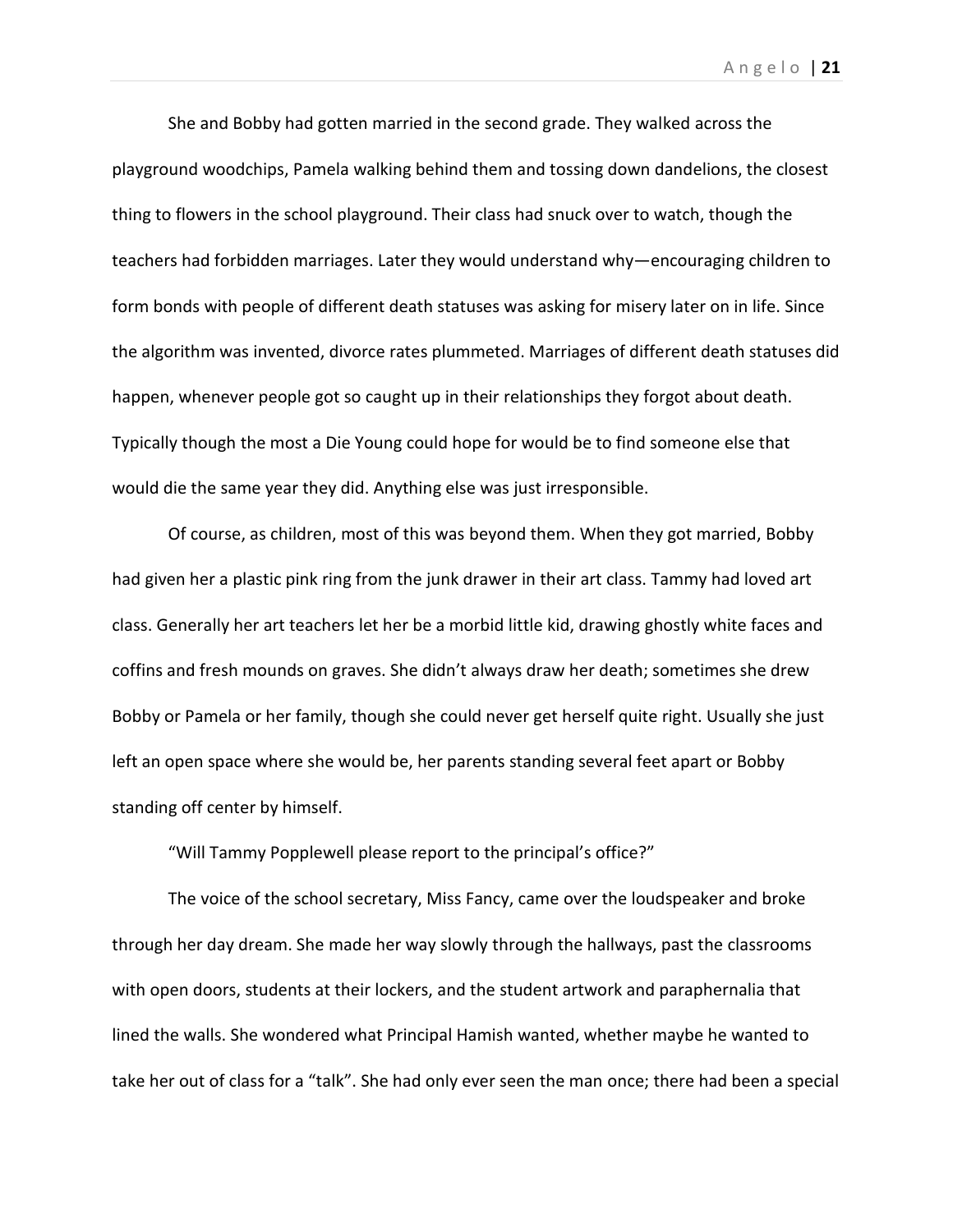She and Bobby had gotten married in the second grade. They walked across the playground woodchips, Pamela walking behind them and tossing down dandelions, the closest thing to flowers in the school playground. Their class had snuck over to watch, though the teachers had forbidden marriages. Later they would understand why—encouraging children to form bonds with people of different death statuses was asking for misery later on in life. Since the algorithm was invented, divorce rates plummeted. Marriages of different death statuses did happen, whenever people got so caught up in their relationships they forgot about death. Typically though the most a Die Young could hope for would be to find someone else that would die the same year they did. Anything else was just irresponsible.

Of course, as children, most of this was beyond them. When they got married, Bobby had given her a plastic pink ring from the junk drawer in their art class. Tammy had loved art class. Generally her art teachers let her be a morbid little kid, drawing ghostly white faces and coffins and fresh mounds on graves. She didn't always draw her death; sometimes she drew Bobby or Pamela or her family, though she could never get herself quite right. Usually she just left an open space where she would be, her parents standing several feet apart or Bobby standing off center by himself.

"Will Tammy Popplewell please report to the principal's office?"

The voice of the school secretary, Miss Fancy, came over the loudspeaker and broke through her day dream. She made her way slowly through the hallways, past the classrooms with open doors, students at their lockers, and the student artwork and paraphernalia that lined the walls. She wondered what Principal Hamish wanted, whether maybe he wanted to take her out of class for a "talk". She had only ever seen the man once; there had been a special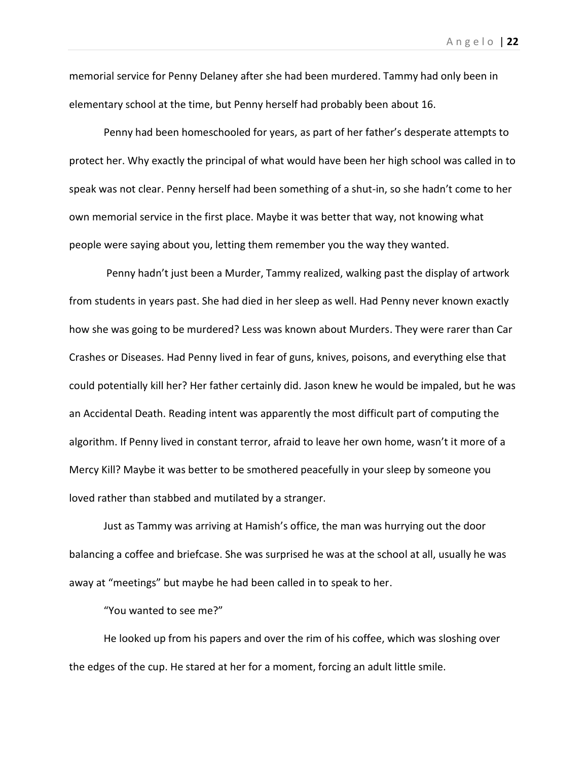memorial service for Penny Delaney after she had been murdered. Tammy had only been in elementary school at the time, but Penny herself had probably been about 16.

Penny had been homeschooled for years, as part of her father's desperate attempts to protect her. Why exactly the principal of what would have been her high school was called in to speak was not clear. Penny herself had been something of a shut-in, so she hadn't come to her own memorial service in the first place. Maybe it was better that way, not knowing what people were saying about you, letting them remember you the way they wanted.

Penny hadn't just been a Murder, Tammy realized, walking past the display of artwork from students in years past. She had died in her sleep as well. Had Penny never known exactly how she was going to be murdered? Less was known about Murders. They were rarer than Car Crashes or Diseases. Had Penny lived in fear of guns, knives, poisons, and everything else that could potentially kill her? Her father certainly did. Jason knew he would be impaled, but he was an Accidental Death. Reading intent was apparently the most difficult part of computing the algorithm. If Penny lived in constant terror, afraid to leave her own home, wasn't it more of a Mercy Kill? Maybe it was better to be smothered peacefully in your sleep by someone you loved rather than stabbed and mutilated by a stranger.

Just as Tammy was arriving at Hamish's office, the man was hurrying out the door balancing a coffee and briefcase. She was surprised he was at the school at all, usually he was away at "meetings" but maybe he had been called in to speak to her.

"You wanted to see me?"

He looked up from his papers and over the rim of his coffee, which was sloshing over the edges of the cup. He stared at her for a moment, forcing an adult little smile.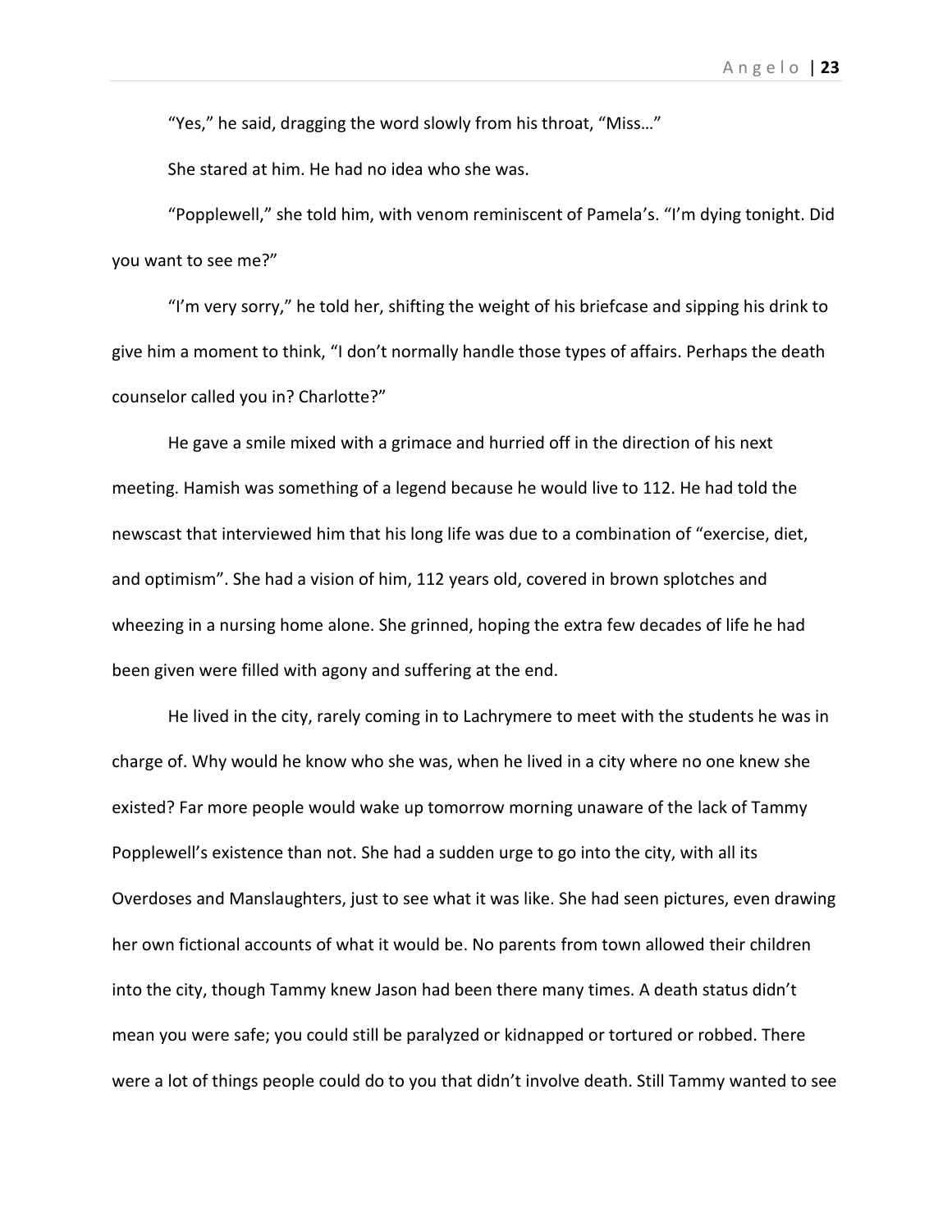"Yes," he said, dragging the word slowly from his throat, "Miss…"

She stared at him. He had no idea who she was.

"Popplewell," she told him, with venom reminiscent of Pamela's. "I'm dying tonight. Did you want to see me?"

"I'm very sorry," he told her, shifting the weight of his briefcase and sipping his drink to give him a moment to think, "I don't normally handle those types of affairs. Perhaps the death counselor called you in? Charlotte?"

He gave a smile mixed with a grimace and hurried off in the direction of his next meeting. Hamish was something of a legend because he would live to 112. He had told the newscast that interviewed him that his long life was due to a combination of "exercise, diet, and optimism". She had a vision of him, 112 years old, covered in brown splotches and wheezing in a nursing home alone. She grinned, hoping the extra few decades of life he had been given were filled with agony and suffering at the end.

He lived in the city, rarely coming in to Lachrymere to meet with the students he was in charge of. Why would he know who she was, when he lived in a city where no one knew she existed? Far more people would wake up tomorrow morning unaware of the lack of Tammy Popplewell's existence than not. She had a sudden urge to go into the city, with all its Overdoses and Manslaughters, just to see what it was like. She had seen pictures, even drawing her own fictional accounts of what it would be. No parents from town allowed their children into the city, though Tammy knew Jason had been there many times. A death status didn't mean you were safe; you could still be paralyzed or kidnapped or tortured or robbed. There were a lot of things people could do to you that didn't involve death. Still Tammy wanted to see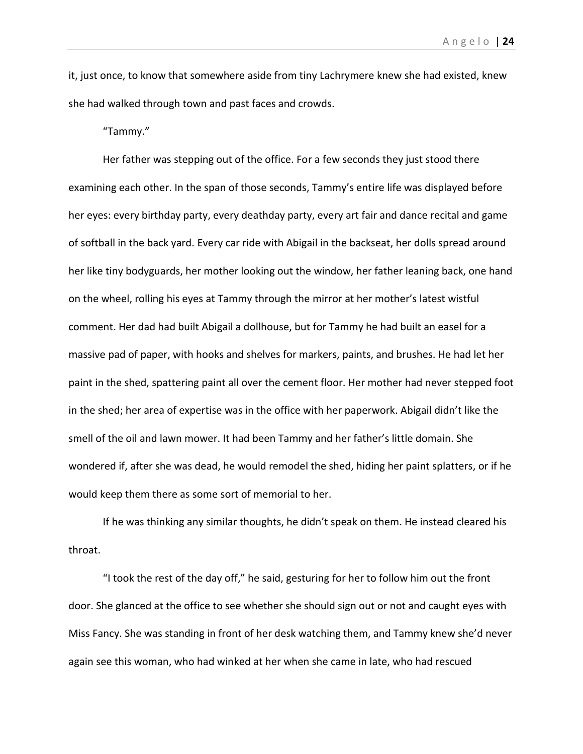it, just once, to know that somewhere aside from tiny Lachrymere knew she had existed, knew she had walked through town and past faces and crowds.

"Tammy."

Her father was stepping out of the office. For a few seconds they just stood there examining each other. In the span of those seconds, Tammy's entire life was displayed before her eyes: every birthday party, every deathday party, every art fair and dance recital and game of softball in the back yard. Every car ride with Abigail in the backseat, her dolls spread around her like tiny bodyguards, her mother looking out the window, her father leaning back, one hand on the wheel, rolling his eyes at Tammy through the mirror at her mother's latest wistful comment. Her dad had built Abigail a dollhouse, but for Tammy he had built an easel for a massive pad of paper, with hooks and shelves for markers, paints, and brushes. He had let her paint in the shed, spattering paint all over the cement floor. Her mother had never stepped foot in the shed; her area of expertise was in the office with her paperwork. Abigail didn't like the smell of the oil and lawn mower. It had been Tammy and her father's little domain. She wondered if, after she was dead, he would remodel the shed, hiding her paint splatters, or if he would keep them there as some sort of memorial to her.

If he was thinking any similar thoughts, he didn't speak on them. He instead cleared his throat.

"I took the rest of the day off," he said, gesturing for her to follow him out the front door. She glanced at the office to see whether she should sign out or not and caught eyes with Miss Fancy. She was standing in front of her desk watching them, and Tammy knew she'd never again see this woman, who had winked at her when she came in late, who had rescued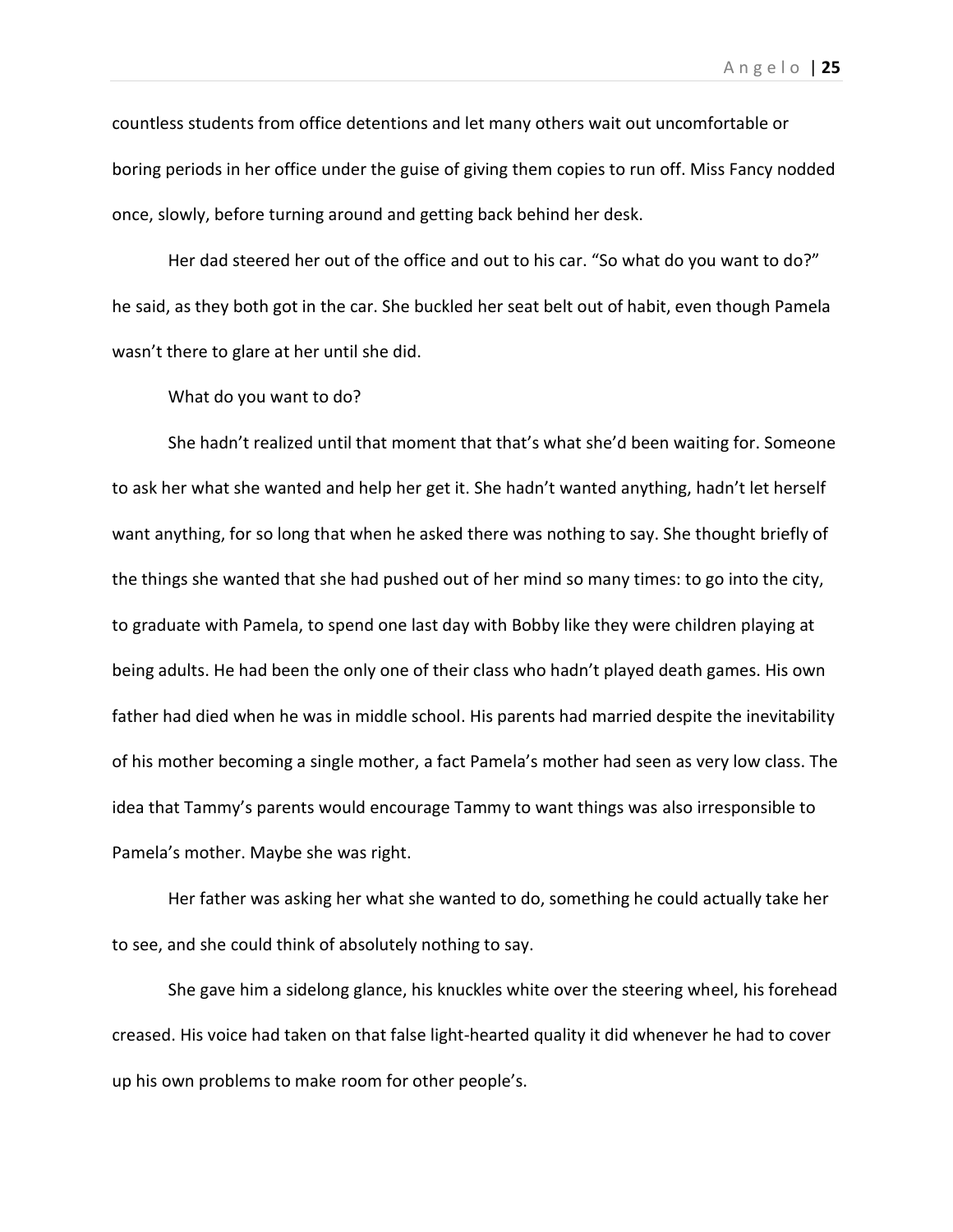countless students from office detentions and let many others wait out uncomfortable or boring periods in her office under the guise of giving them copies to run off. Miss Fancy nodded once, slowly, before turning around and getting back behind her desk.

Her dad steered her out of the office and out to his car. “So what do you want to do?” he said, as they both got in the car. She buckled her seat belt out of habit, even though Pamela wasn’t there to glare at her until she did.

What do you want to do?

She hadn’t realized until that moment that that’s what she’d been waiting for. Someone to ask her what she wanted and help her get it. She hadn’t wanted anything, hadn’t let herself want anything, for so long that when he asked there was nothing to say. She thought briefly of the things she wanted that she had pushed out of her mind so many times: to go into the city, to graduate with Pamela, to spend one last day with Bobby like they were children playing at being adults. He had been the only one of their class who hadn’t played death games. His own father had died when he was in middle school. His parents had married despite the inevitability of his mother becoming a single mother, a fact Pamela’s mother had seen as very low class. The idea that Tammy’s parents would encourage Tammy to want things was also irresponsible to Pamela’s mother. Maybe she was right.

Her father was asking her what she wanted to do, something he could actually take her to see, and she could think of absolutely nothing to say.

She gave him a sidelong glance, his knuckles white over the steering wheel, his forehead creased. His voice had taken on that false light-hearted quality it did whenever he had to cover up his own problems to make room for other people’s.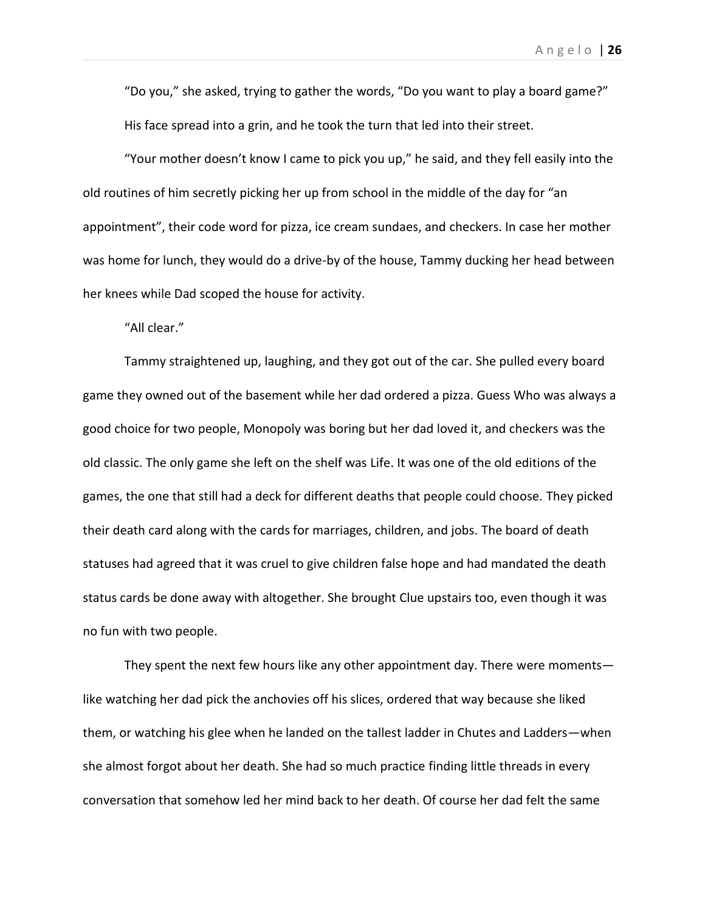"Do you," she asked, trying to gather the words, "Do you want to play a board game?"

His face spread into a grin, and he took the turn that led into their street.

"Your mother doesn't know I came to pick you up," he said, and they fell easily into the old routines of him secretly picking her up from school in the middle of the day for "an appointment", their code word for pizza, ice cream sundaes, and checkers. In case her mother was home for lunch, they would do a drive-by of the house, Tammy ducking her head between her knees while Dad scoped the house for activity.

"All clear."

Tammy straightened up, laughing, and they got out of the car. She pulled every board game they owned out of the basement while her dad ordered a pizza. Guess Who was always a good choice for two people, Monopoly was boring but her dad loved it, and checkers was the old classic. The only game she left on the shelf was Life. It was one of the old editions of the games, the one that still had a deck for different deaths that people could choose. They picked their death card along with the cards for marriages, children, and jobs. The board of death statuses had agreed that it was cruel to give children false hope and had mandated the death status cards be done away with altogether. She brought Clue upstairs too, even though it was no fun with two people.

They spent the next few hours like any other appointment day. There were moments—like watching her dad pick the anchovies off his slices, ordered that way because she liked them, or watching his glee when he landed on the tallest ladder in Chutes and Ladders—when she almost forgot about her death. She had so much practice finding little threads in every conversation that somehow led her mind back to her death. Of course her dad felt the same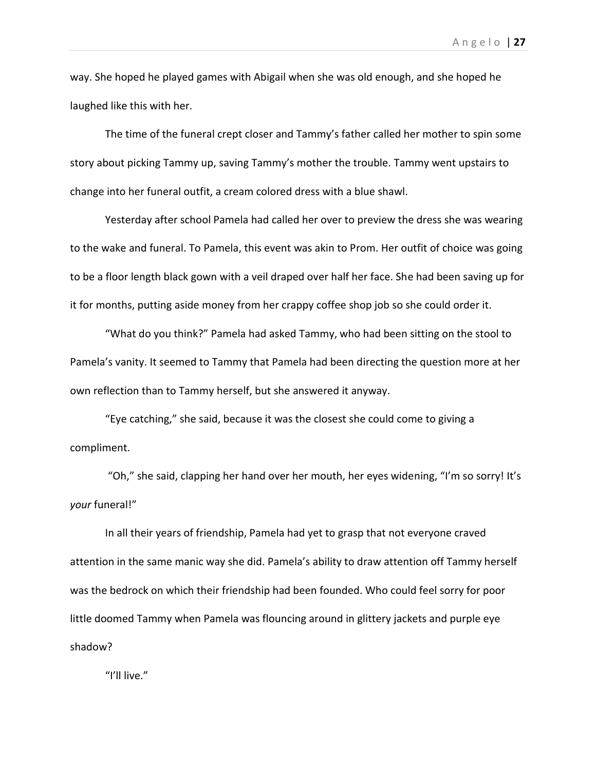way. She hoped he played games with Abigail when she was old enough, and she hoped he laughed like this with her.

The time of the funeral crept closer and Tammy's father called her mother to spin some story about picking Tammy up, saving Tammy's mother the trouble. Tammy went upstairs to change into her funeral outfit, a cream colored dress with a blue shawl.

Yesterday after school Pamela had called her over to preview the dress she was wearing to the wake and funeral. To Pamela, this event was akin to Prom. Her outfit of choice was going to be a floor length black gown with a veil draped over half her face. She had been saving up for it for months, putting aside money from her crappy coffee shop job so she could order it.

"What do you think?" Pamela had asked Tammy, who had been sitting on the stool to Pamela's vanity. It seemed to Tammy that Pamela had been directing the question more at her own reflection than to Tammy herself, but she answered it anyway.

"Eye catching," she said, because it was the closest she could come to giving a compliment.

"Oh," she said, clapping her hand over her mouth, her eyes widening, "I'm so sorry! It's *your* funeral!"

In all their years of friendship, Pamela had yet to grasp that not everyone craved attention in the same manic way she did. Pamela's ability to draw attention off Tammy herself was the bedrock on which their friendship had been founded. Who could feel sorry for poor little doomed Tammy when Pamela was flouncing around in glittery jackets and purple eye shadow?

"I'll live."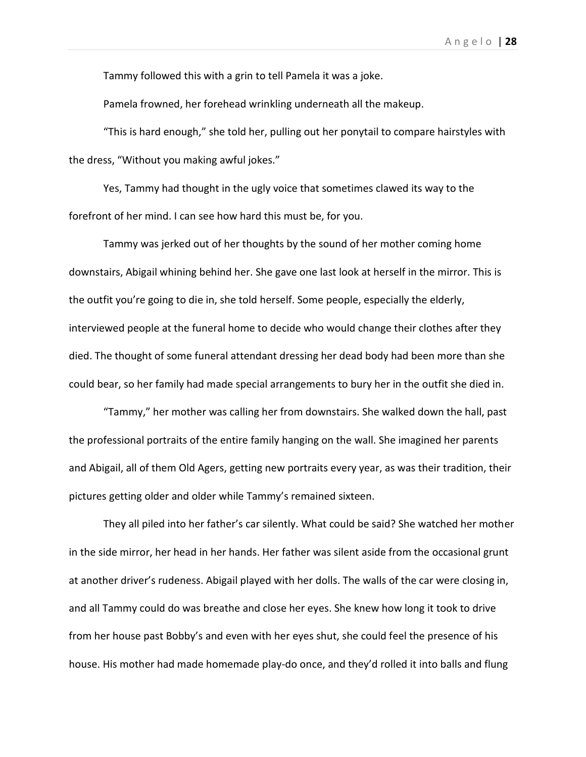Tammy followed this with a grin to tell Pamela it was a joke.

Pamela frowned, her forehead wrinkling underneath all the makeup.

"This is hard enough," she told her, pulling out her ponytail to compare hairstyles with the dress, "Without you making awful jokes."

Yes, Tammy had thought in the ugly voice that sometimes clawed its way to the forefront of her mind. I can see how hard this must be, for you.

Tammy was jerked out of her thoughts by the sound of her mother coming home downstairs, Abigail whining behind her. She gave one last look at herself in the mirror. This is the outfit you're going to die in, she told herself. Some people, especially the elderly, interviewed people at the funeral home to decide who would change their clothes after they died. The thought of some funeral attendant dressing her dead body had been more than she could bear, so her family had made special arrangements to bury her in the outfit she died in.

"Tammy," her mother was calling her from downstairs. She walked down the hall, past the professional portraits of the entire family hanging on the wall. She imagined her parents and Abigail, all of them Old Agers, getting new portraits every year, as was their tradition, their pictures getting older and older while Tammy's remained sixteen.

They all piled into her father's car silently. What could be said? She watched her mother in the side mirror, her head in her hands. Her father was silent aside from the occasional grunt at another driver's rudeness. Abigail played with her dolls. The walls of the car were closing in, and all Tammy could do was breathe and close her eyes. She knew how long it took to drive from her house past Bobby's and even with her eyes shut, she could feel the presence of his house. His mother had made homemade play-do once, and they'd rolled it into balls and flung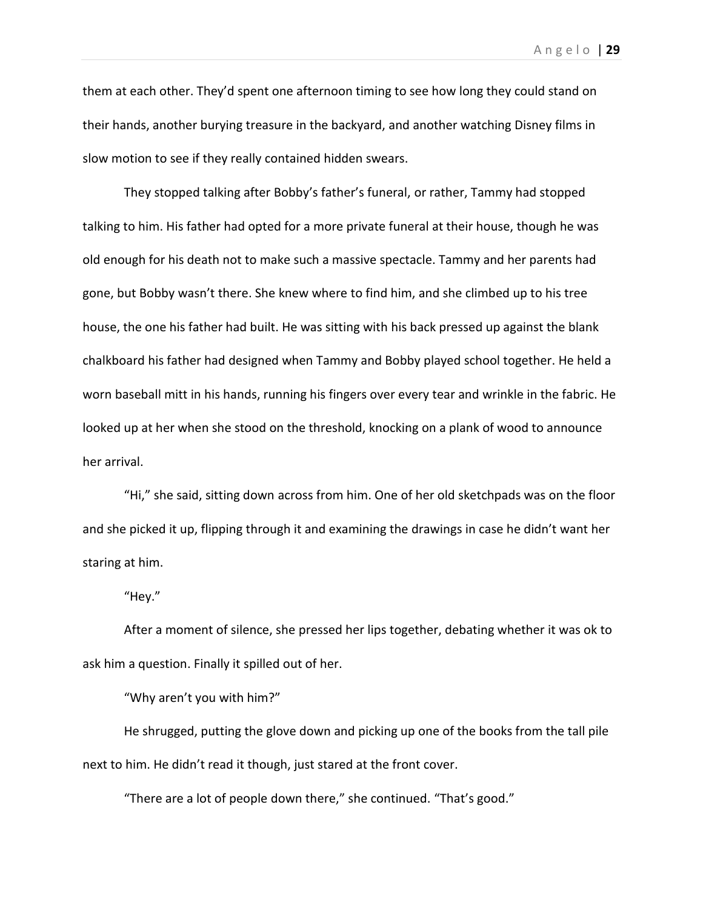them at each other. They'd spent one afternoon timing to see how long they could stand on their hands, another burying treasure in the backyard, and another watching Disney films in slow motion to see if they really contained hidden swears.

They stopped talking after Bobby's father's funeral, or rather, Tammy had stopped talking to him. His father had opted for a more private funeral at their house, though he was old enough for his death not to make such a massive spectacle. Tammy and her parents had gone, but Bobby wasn't there. She knew where to find him, and she climbed up to his tree house, the one his father had built. He was sitting with his back pressed up against the blank chalkboard his father had designed when Tammy and Bobby played school together. He held a worn baseball mitt in his hands, running his fingers over every tear and wrinkle in the fabric. He looked up at her when she stood on the threshold, knocking on a plank of wood to announce her arrival.

"Hi," she said, sitting down across from him. One of her old sketchpads was on the floor and she picked it up, flipping through it and examining the drawings in case he didn't want her staring at him.

"Hey."

After a moment of silence, she pressed her lips together, debating whether it was ok to ask him a question. Finally it spilled out of her.

"Why aren't you with him?"

He shrugged, putting the glove down and picking up one of the books from the tall pile next to him. He didn't read it though, just stared at the front cover.

"There are a lot of people down there," she continued. "That's good."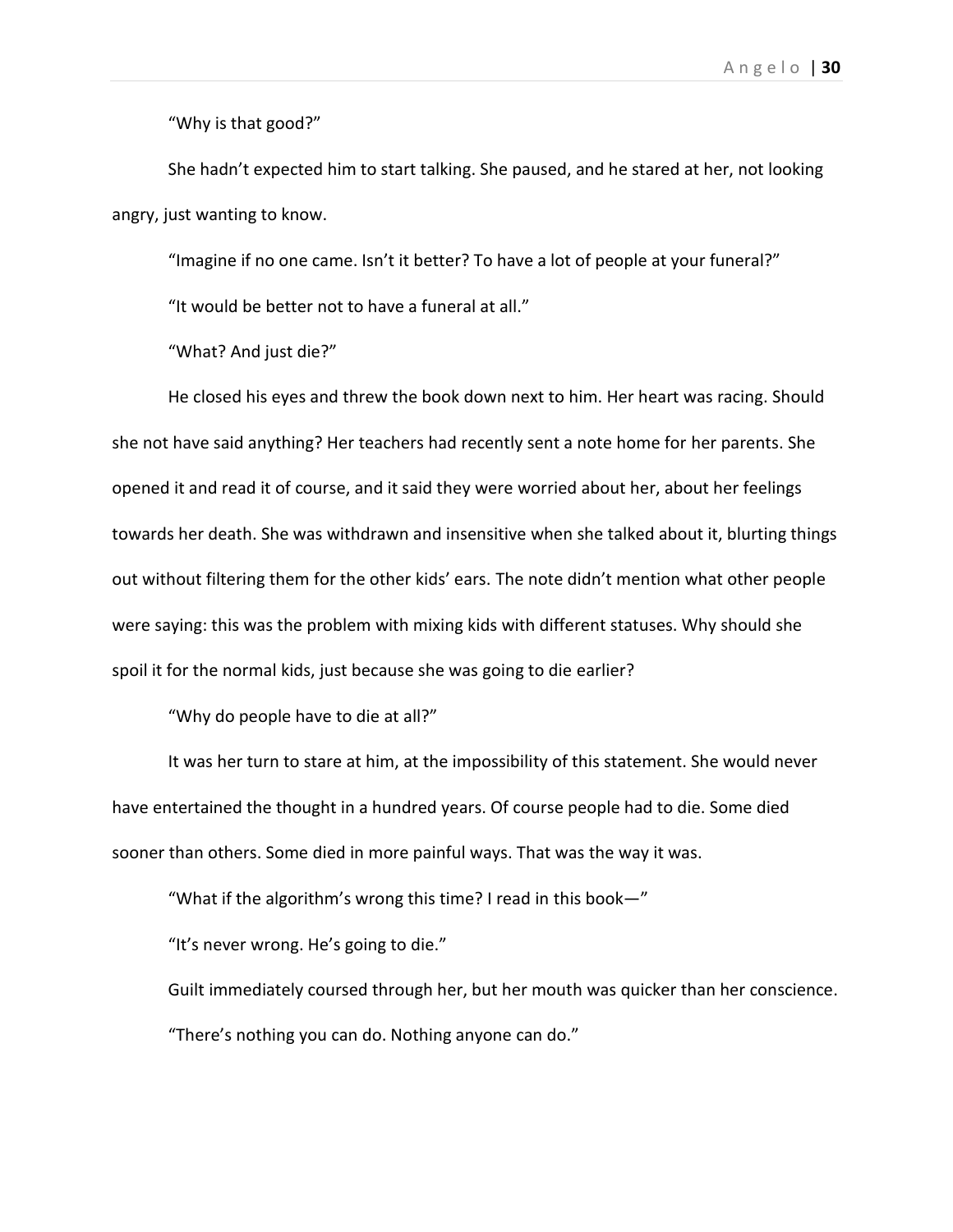"Why is that good?"

She hadn't expected him to start talking. She paused, and he stared at her, not looking angry, just wanting to know.

"Imagine if no one came. Isn't it better? To have a lot of people at your funeral?"

"It would be better not to have a funeral at all."

"What? And just die?"

He closed his eyes and threw the book down next to him. Her heart was racing. Should she not have said anything? Her teachers had recently sent a note home for her parents. She opened it and read it of course, and it said they were worried about her, about her feelings towards her death. She was withdrawn and insensitive when she talked about it, blurting things out without filtering them for the other kids' ears. The note didn't mention what other people were saying: this was the problem with mixing kids with different statuses. Why should she spoil it for the normal kids, just because she was going to die earlier?

"Why do people have to die at all?"

It was her turn to stare at him, at the impossibility of this statement. She would never have entertained the thought in a hundred years. Of course people had to die. Some died sooner than others. Some died in more painful ways. That was the way it was.

"What if the algorithm's wrong this time? I read in this book—"

"It's never wrong. He's going to die."

Guilt immediately coursed through her, but her mouth was quicker than her conscience.

"There's nothing you can do. Nothing anyone can do."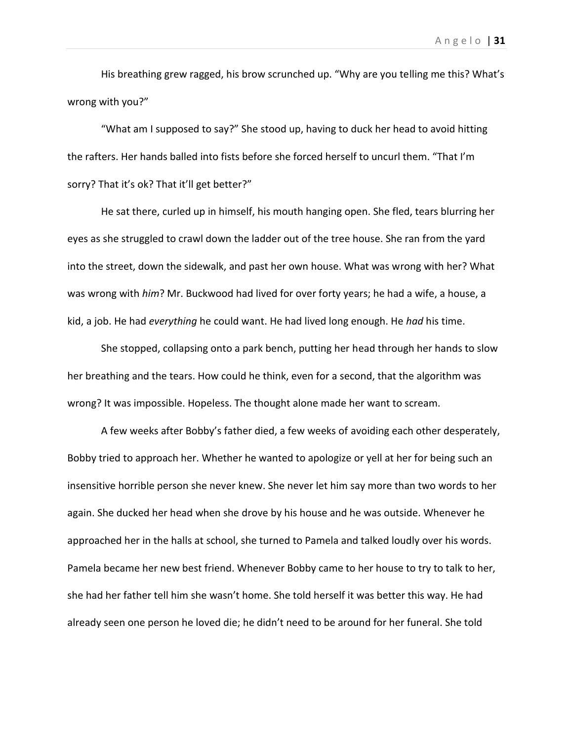His breathing grew ragged, his brow scrunched up. “Why are you telling me this? What’s wrong with you?”

“What am I supposed to say?” She stood up, having to duck her head to avoid hitting the rafters. Her hands balled into fists before she forced herself to uncurl them. “That I’m sorry? That it’s ok? That it’ll get better?”

He sat there, curled up in himself, his mouth hanging open. She fled, tears blurring her eyes as she struggled to crawl down the ladder out of the tree house. She ran from the yard into the street, down the sidewalk, and past her own house. What was wrong with her? What was wrong with *him*? Mr. Buckwood had lived for over forty years; he had a wife, a house, a kid, a job. He had *everything* he could want. He had lived long enough. He *had* his time.

She stopped, collapsing onto a park bench, putting her head through her hands to slow her breathing and the tears. How could he think, even for a second, that the algorithm was wrong? It was impossible. Hopeless. The thought alone made her want to scream.

A few weeks after Bobby’s father died, a few weeks of avoiding each other desperately, Bobby tried to approach her. Whether he wanted to apologize or yell at her for being such an insensitive horrible person she never knew. She never let him say more than two words to her again. She ducked her head when she drove by his house and he was outside. Whenever he approached her in the halls at school, she turned to Pamela and talked loudly over his words. Pamela became her new best friend. Whenever Bobby came to her house to try to talk to her, she had her father tell him she wasn’t home. She told herself it was better this way. He had already seen one person he loved die; he didn’t need to be around for her funeral. She told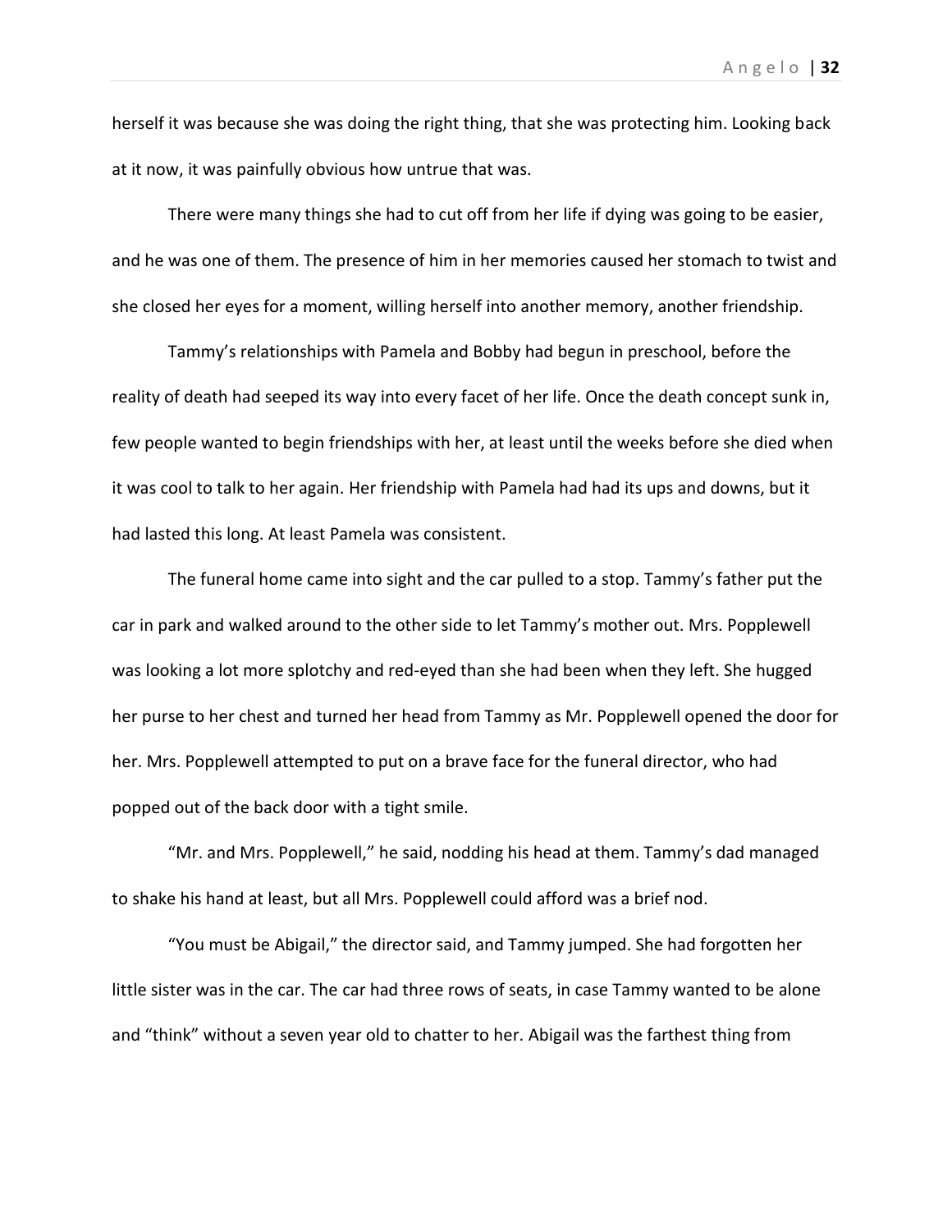herself it was because she was doing the right thing, that she was protecting him. Looking back at it now, it was painfully obvious how untrue that was.

There were many things she had to cut off from her life if dying was going to be easier, and he was one of them. The presence of him in her memories caused her stomach to twist and she closed her eyes for a moment, willing herself into another memory, another friendship.

Tammy's relationships with Pamela and Bobby had begun in preschool, before the reality of death had seeped its way into every facet of her life. Once the death concept sunk in, few people wanted to begin friendships with her, at least until the weeks before she died when it was cool to talk to her again. Her friendship with Pamela had had its ups and downs, but it had lasted this long. At least Pamela was consistent.

The funeral home came into sight and the car pulled to a stop. Tammy's father put the car in park and walked around to the other side to let Tammy's mother out. Mrs. Popplewell was looking a lot more splotchy and red-eyed than she had been when they left. She hugged her purse to her chest and turned her head from Tammy as Mr. Popplewell opened the door for her. Mrs. Popplewell attempted to put on a brave face for the funeral director, who had popped out of the back door with a tight smile.

"Mr. and Mrs. Popplewell," he said, nodding his head at them. Tammy's dad managed to shake his hand at least, but all Mrs. Popplewell could afford was a brief nod.

"You must be Abigail," the director said, and Tammy jumped. She had forgotten her little sister was in the car. The car had three rows of seats, in case Tammy wanted to be alone and "think" without a seven year old to chatter to her. Abigail was the farthest thing from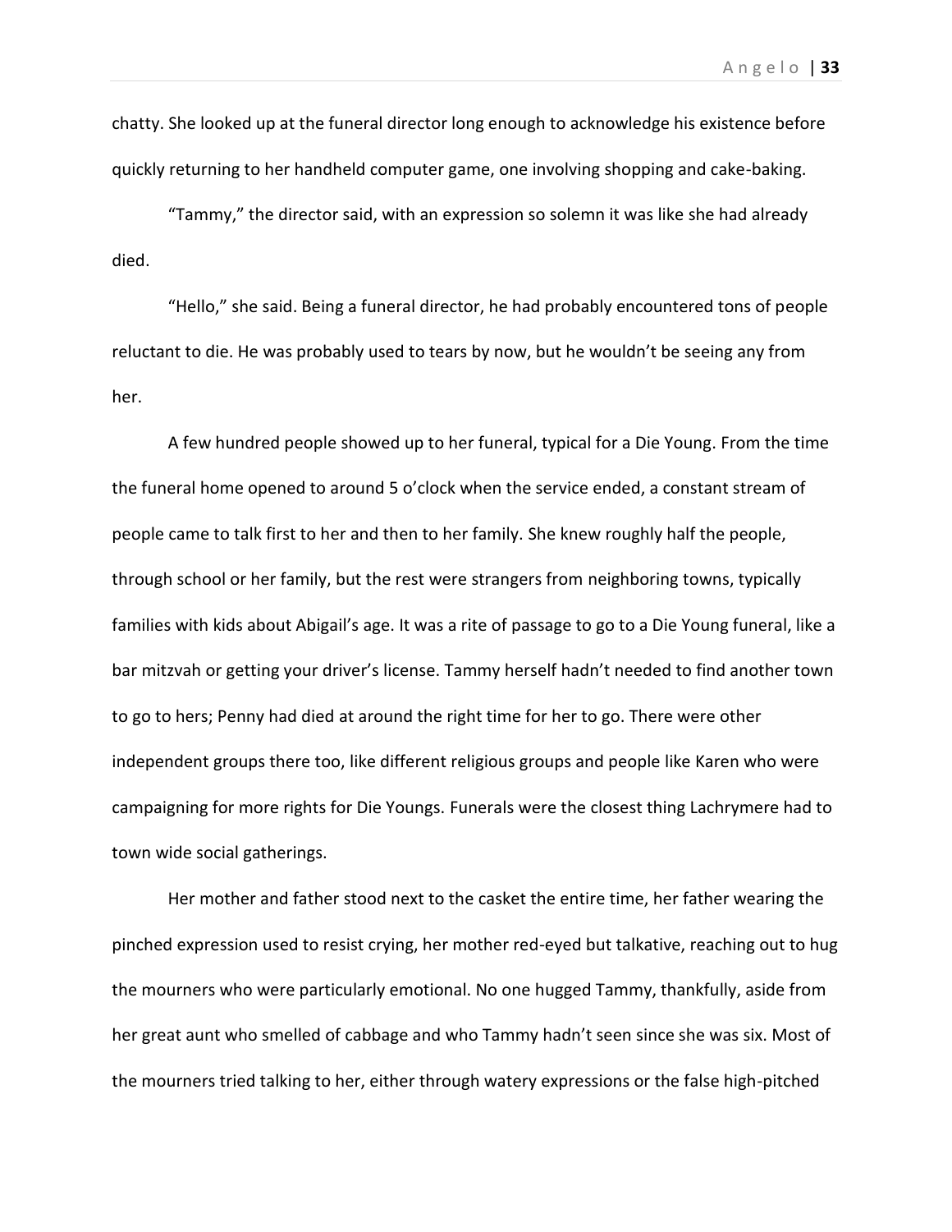chatty. She looked up at the funeral director long enough to acknowledge his existence before quickly returning to her handheld computer game, one involving shopping and cake-baking.

"Tammy," the director said, with an expression so solemn it was like she had already died.

"Hello," she said. Being a funeral director, he had probably encountered tons of people reluctant to die. He was probably used to tears by now, but he wouldn't be seeing any from her.

A few hundred people showed up to her funeral, typical for a Die Young. From the time the funeral home opened to around 5 o'clock when the service ended, a constant stream of people came to talk first to her and then to her family. She knew roughly half the people, through school or her family, but the rest were strangers from neighboring towns, typically families with kids about Abigail's age. It was a rite of passage to go to a Die Young funeral, like a bar mitzvah or getting your driver's license. Tammy herself hadn't needed to find another town to go to hers; Penny had died at around the right time for her to go. There were other independent groups there too, like different religious groups and people like Karen who were campaigning for more rights for Die Youngs. Funerals were the closest thing Lachrymere had to town wide social gatherings.

Her mother and father stood next to the casket the entire time, her father wearing the pinched expression used to resist crying, her mother red-eyed but talkative, reaching out to hug the mourners who were particularly emotional. No one hugged Tammy, thankfully, aside from her great aunt who smelled of cabbage and who Tammy hadn't seen since she was six. Most of the mourners tried talking to her, either through watery expressions or the false high-pitched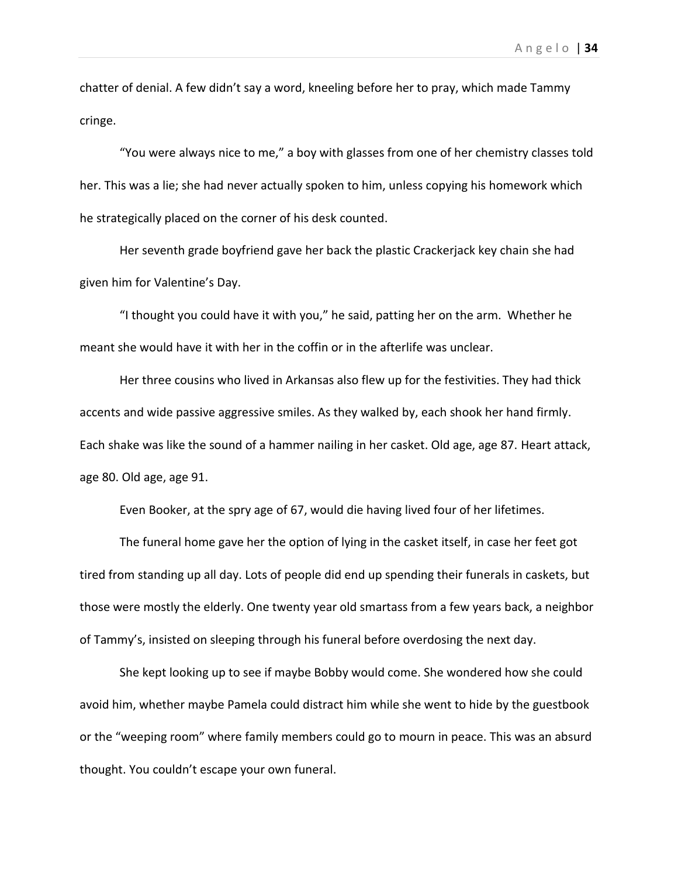chatter of denial. A few didn't say a word, kneeling before her to pray, which made Tammy cringe.

"You were always nice to me," a boy with glasses from one of her chemistry classes told her. This was a lie; she had never actually spoken to him, unless copying his homework which he strategically placed on the corner of his desk counted.

Her seventh grade boyfriend gave her back the plastic Crackerjack key chain she had given him for Valentine's Day.

"I thought you could have it with you," he said, patting her on the arm. Whether he meant she would have it with her in the coffin or in the afterlife was unclear.

Her three cousins who lived in Arkansas also flew up for the festivities. They had thick accents and wide passive aggressive smiles. As they walked by, each shook her hand firmly. Each shake was like the sound of a hammer nailing in her casket. Old age, age 87. Heart attack, age 80. Old age, age 91.

Even Booker, at the spry age of 67, would die having lived four of her lifetimes.

The funeral home gave her the option of lying in the casket itself, in case her feet got tired from standing up all day. Lots of people did end up spending their funerals in caskets, but those were mostly the elderly. One twenty year old smartass from a few years back, a neighbor of Tammy's, insisted on sleeping through his funeral before overdosing the next day.

She kept looking up to see if maybe Bobby would come. She wondered how she could avoid him, whether maybe Pamela could distract him while she went to hide by the guestbook or the "weeping room" where family members could go to mourn in peace. This was an absurd thought. You couldn't escape your own funeral.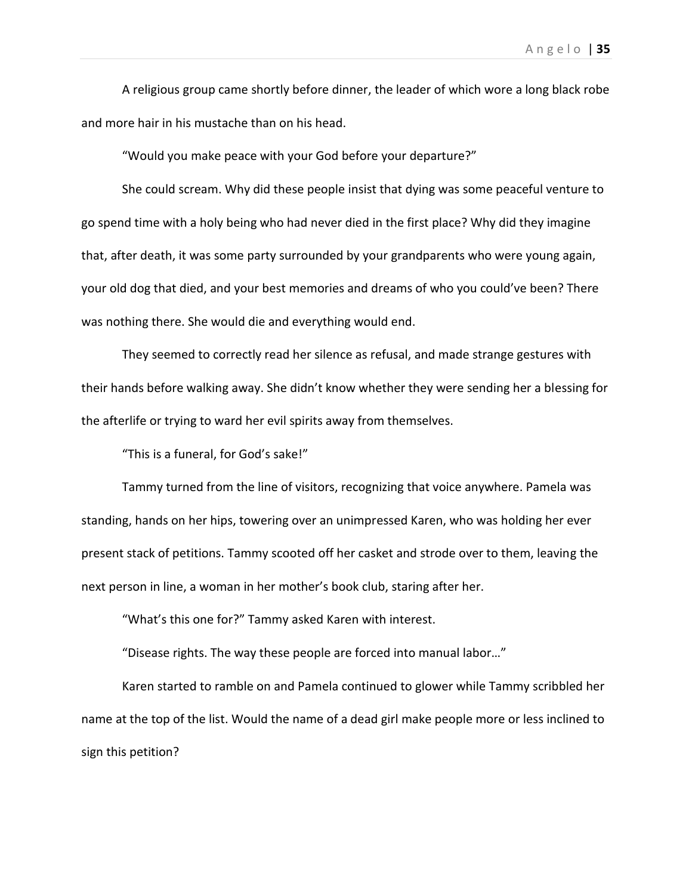A religious group came shortly before dinner, the leader of which wore a long black robe and more hair in his mustache than on his head.

"Would you make peace with your God before your departure?"

She could scream. Why did these people insist that dying was some peaceful venture to go spend time with a holy being who had never died in the first place? Why did they imagine that, after death, it was some party surrounded by your grandparents who were young again, your old dog that died, and your best memories and dreams of who you could've been? There was nothing there. She would die and everything would end.

They seemed to correctly read her silence as refusal, and made strange gestures with their hands before walking away. She didn't know whether they were sending her a blessing for the afterlife or trying to ward her evil spirits away from themselves.

"This is a funeral, for God's sake!"

Tammy turned from the line of visitors, recognizing that voice anywhere. Pamela was standing, hands on her hips, towering over an unimpressed Karen, who was holding her ever present stack of petitions. Tammy scooted off her casket and strode over to them, leaving the next person in line, a woman in her mother's book club, staring after her.

"What's this one for?" Tammy asked Karen with interest.

"Disease rights. The way these people are forced into manual labor…"

Karen started to ramble on and Pamela continued to glower while Tammy scribbled her name at the top of the list. Would the name of a dead girl make people more or less inclined to sign this petition?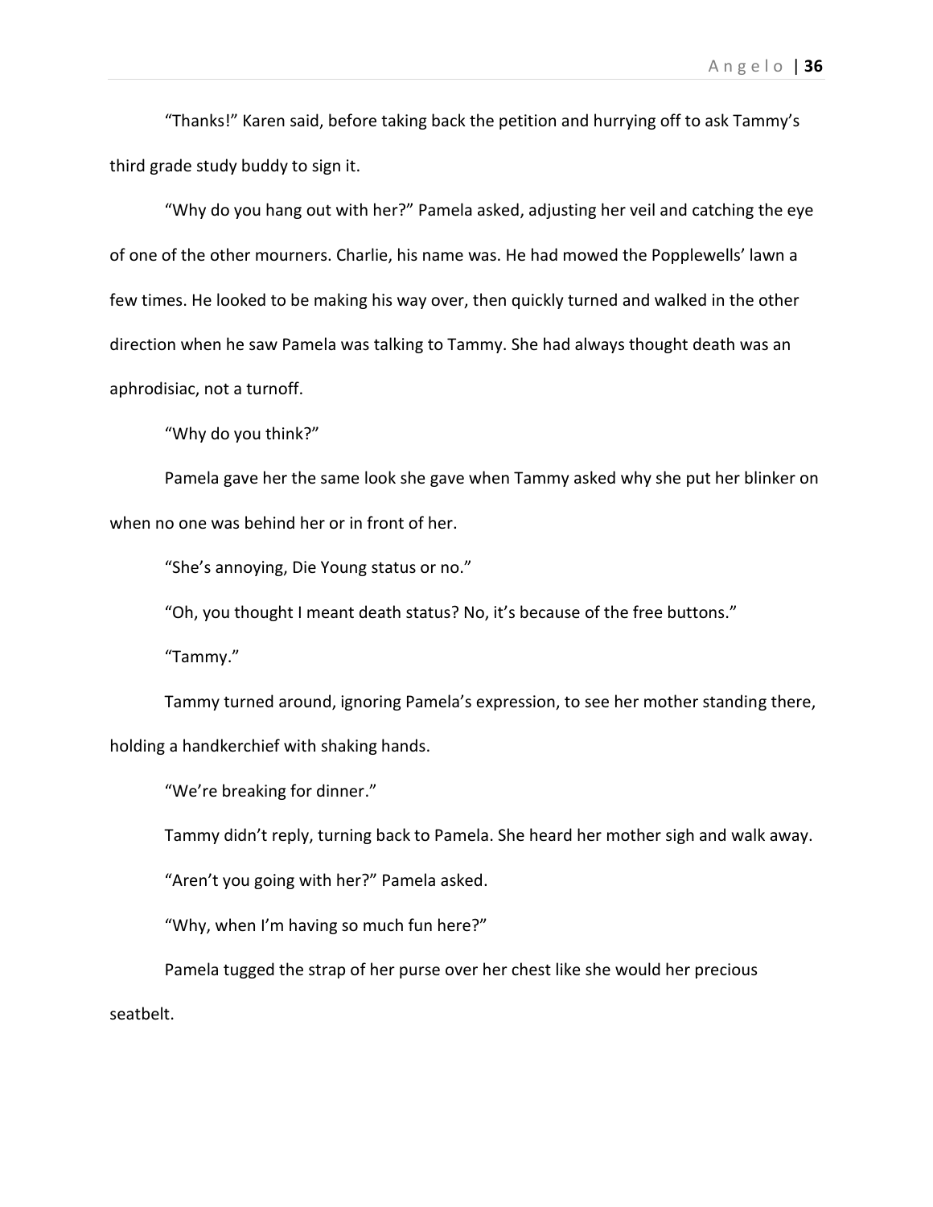"Thanks!" Karen said, before taking back the petition and hurrying off to ask Tammy's third grade study buddy to sign it.

"Why do you hang out with her?" Pamela asked, adjusting her veil and catching the eye of one of the other mourners. Charlie, his name was. He had mowed the Popplewells' lawn a few times. He looked to be making his way over, then quickly turned and walked in the other direction when he saw Pamela was talking to Tammy. She had always thought death was an aphrodisiac, not a turnoff.

"Why do you think?"

Pamela gave her the same look she gave when Tammy asked why she put her blinker on when no one was behind her or in front of her.

"She's annoying, Die Young status or no."

"Oh, you thought I meant death status? No, it's because of the free buttons."

"Tammy."

Tammy turned around, ignoring Pamela's expression, to see her mother standing there, holding a handkerchief with shaking hands.

"We're breaking for dinner."

Tammy didn't reply, turning back to Pamela. She heard her mother sigh and walk away.

"Aren't you going with her?" Pamela asked.

"Why, when I'm having so much fun here?"

Pamela tugged the strap of her purse over her chest like she would her precious seatbelt.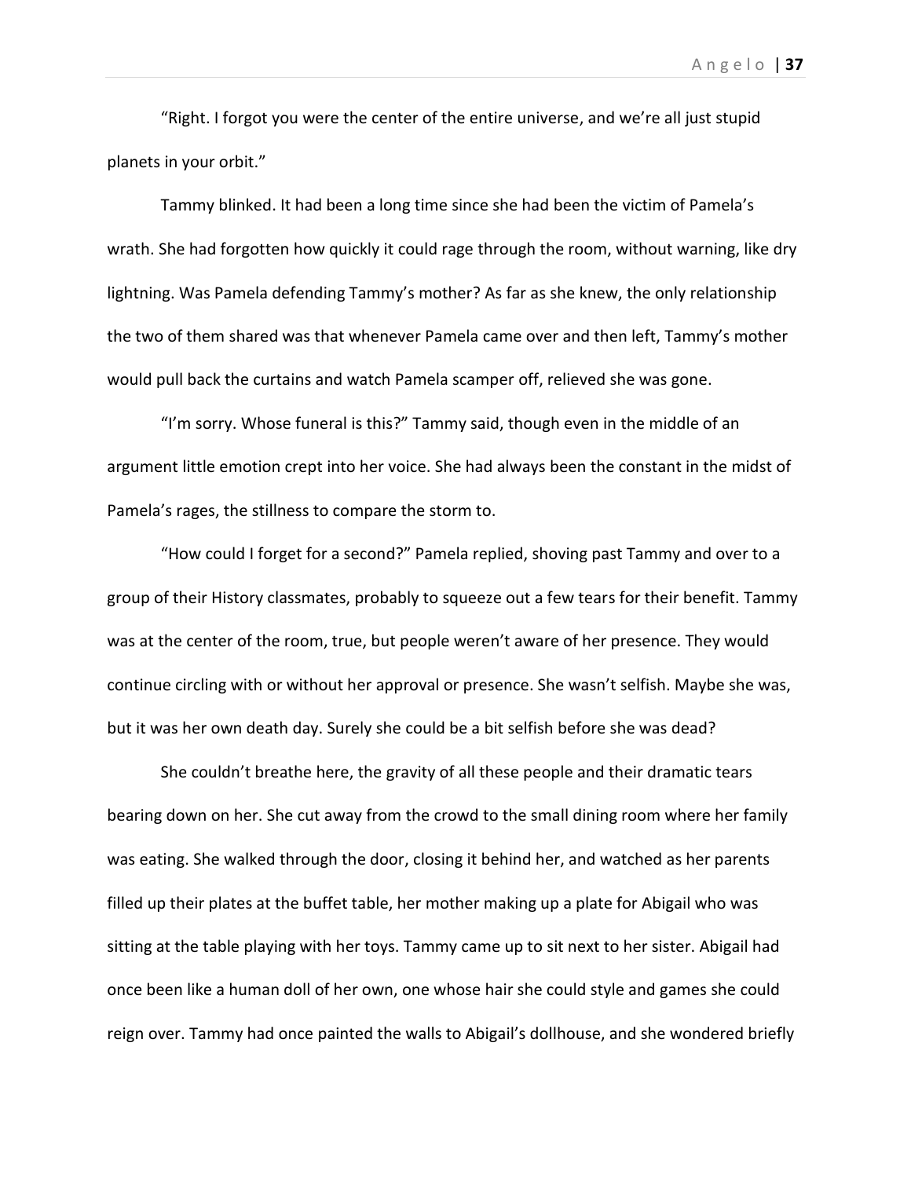"Right. I forgot you were the center of the entire universe, and we're all just stupid planets in your orbit."

Tammy blinked. It had been a long time since she had been the victim of Pamela's wrath. She had forgotten how quickly it could rage through the room, without warning, like dry lightning. Was Pamela defending Tammy's mother? As far as she knew, the only relationship the two of them shared was that whenever Pamela came over and then left, Tammy's mother would pull back the curtains and watch Pamela scamper off, relieved she was gone.

"I'm sorry. Whose funeral is this?" Tammy said, though even in the middle of an argument little emotion crept into her voice. She had always been the constant in the midst of Pamela's rages, the stillness to compare the storm to.

"How could I forget for a second?" Pamela replied, shoving past Tammy and over to a group of their History classmates, probably to squeeze out a few tears for their benefit. Tammy was at the center of the room, true, but people weren't aware of her presence. They would continue circling with or without her approval or presence. She wasn't selfish. Maybe she was, but it was her own death day. Surely she could be a bit selfish before she was dead?

She couldn't breathe here, the gravity of all these people and their dramatic tears bearing down on her. She cut away from the crowd to the small dining room where her family was eating. She walked through the door, closing it behind her, and watched as her parents filled up their plates at the buffet table, her mother making up a plate for Abigail who was sitting at the table playing with her toys. Tammy came up to sit next to her sister. Abigail had once been like a human doll of her own, one whose hair she could style and games she could reign over. Tammy had once painted the walls to Abigail's dollhouse, and she wondered briefly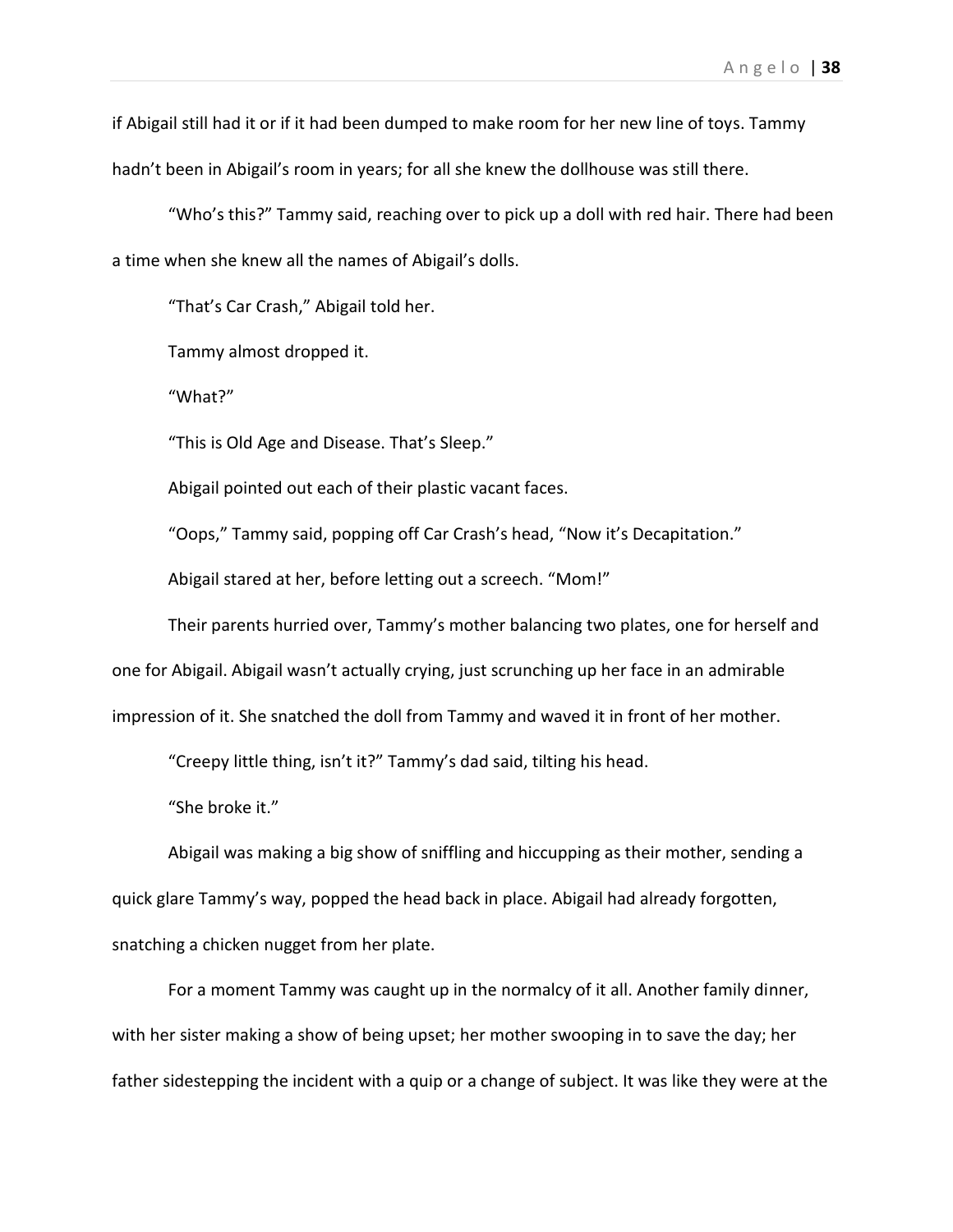if Abigail still had it or if it had been dumped to make room for her new line of toys. Tammy hadn't been in Abigail's room in years; for all she knew the dollhouse was still there.

"Who's this?" Tammy said, reaching over to pick up a doll with red hair. There had been a time when she knew all the names of Abigail's dolls.

"That's Car Crash," Abigail told her.

Tammy almost dropped it.

"What?"

"This is Old Age and Disease. That's Sleep."

Abigail pointed out each of their plastic vacant faces.

"Oops," Tammy said, popping off Car Crash's head, "Now it's Decapitation."

Abigail stared at her, before letting out a screech. "Mom!"

Their parents hurried over, Tammy's mother balancing two plates, one for herself and one for Abigail. Abigail wasn't actually crying, just scrunching up her face in an admirable impression of it. She snatched the doll from Tammy and waved it in front of her mother.

"Creepy little thing, isn't it?" Tammy's dad said, tilting his head.

"She broke it."

Abigail was making a big show of sniffling and hiccupping as their mother, sending a quick glare Tammy's way, popped the head back in place. Abigail had already forgotten, snatching a chicken nugget from her plate.

For a moment Tammy was caught up in the normalcy of it all. Another family dinner, with her sister making a show of being upset; her mother swooping in to save the day; her father sidestepping the incident with a quip or a change of subject. It was like they were at the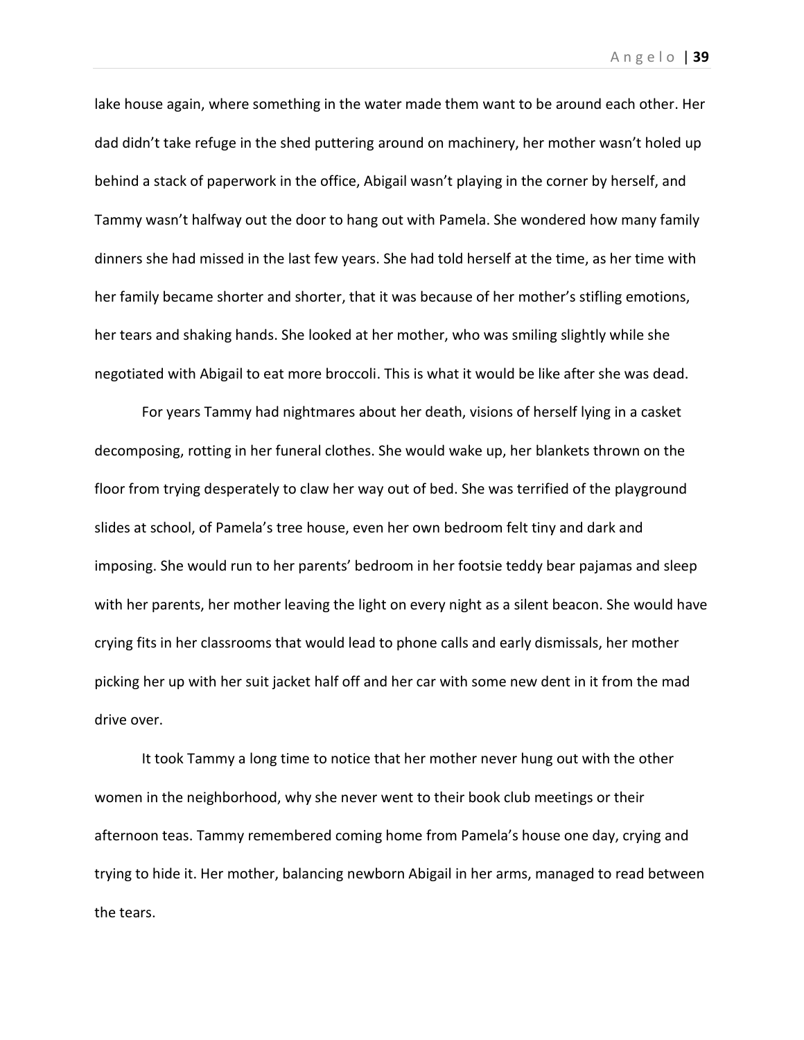lake house again, where something in the water made them want to be around each other. Her dad didn't take refuge in the shed puttering around on machinery, her mother wasn't holed up behind a stack of paperwork in the office, Abigail wasn't playing in the corner by herself, and Tammy wasn't halfway out the door to hang out with Pamela. She wondered how many family dinners she had missed in the last few years. She had told herself at the time, as her time with her family became shorter and shorter, that it was because of her mother's stifling emotions, her tears and shaking hands. She looked at her mother, who was smiling slightly while she negotiated with Abigail to eat more broccoli. This is what it would be like after she was dead.

For years Tammy had nightmares about her death, visions of herself lying in a casket decomposing, rotting in her funeral clothes. She would wake up, her blankets thrown on the floor from trying desperately to claw her way out of bed. She was terrified of the playground slides at school, of Pamela's tree house, even her own bedroom felt tiny and dark and imposing. She would run to her parents' bedroom in her footsie teddy bear pajamas and sleep with her parents, her mother leaving the light on every night as a silent beacon. She would have crying fits in her classrooms that would lead to phone calls and early dismissals, her mother picking her up with her suit jacket half off and her car with some new dent in it from the mad drive over.

It took Tammy a long time to notice that her mother never hung out with the other women in the neighborhood, why she never went to their book club meetings or their afternoon teas. Tammy remembered coming home from Pamela's house one day, crying and trying to hide it. Her mother, balancing newborn Abigail in her arms, managed to read between the tears.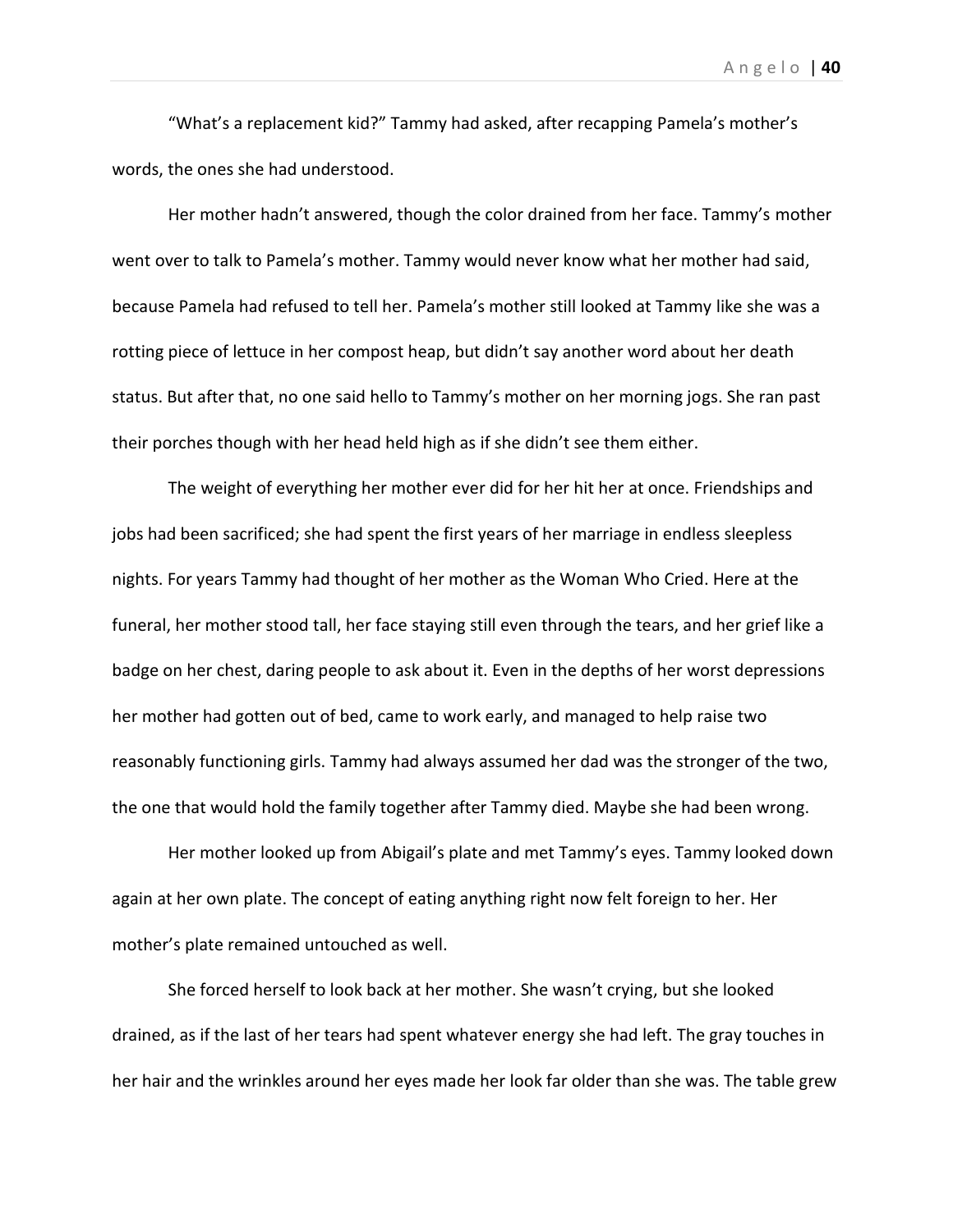"What's a replacement kid?" Tammy had asked, after recapping Pamela's mother's words, the ones she had understood.

Her mother hadn't answered, though the color drained from her face. Tammy's mother went over to talk to Pamela's mother. Tammy would never know what her mother had said, because Pamela had refused to tell her. Pamela's mother still looked at Tammy like she was a rotting piece of lettuce in her compost heap, but didn't say another word about her death status. But after that, no one said hello to Tammy's mother on her morning jogs. She ran past their porches though with her head held high as if she didn't see them either.

The weight of everything her mother ever did for her hit her at once. Friendships and jobs had been sacrificed; she had spent the first years of her marriage in endless sleepless nights. For years Tammy had thought of her mother as the Woman Who Cried. Here at the funeral, her mother stood tall, her face staying still even through the tears, and her grief like a badge on her chest, daring people to ask about it. Even in the depths of her worst depressions her mother had gotten out of bed, came to work early, and managed to help raise two reasonably functioning girls. Tammy had always assumed her dad was the stronger of the two, the one that would hold the family together after Tammy died. Maybe she had been wrong.

Her mother looked up from Abigail's plate and met Tammy's eyes. Tammy looked down again at her own plate. The concept of eating anything right now felt foreign to her. Her mother's plate remained untouched as well.

She forced herself to look back at her mother. She wasn't crying, but she looked drained, as if the last of her tears had spent whatever energy she had left. The gray touches in her hair and the wrinkles around her eyes made her look far older than she was. The table grew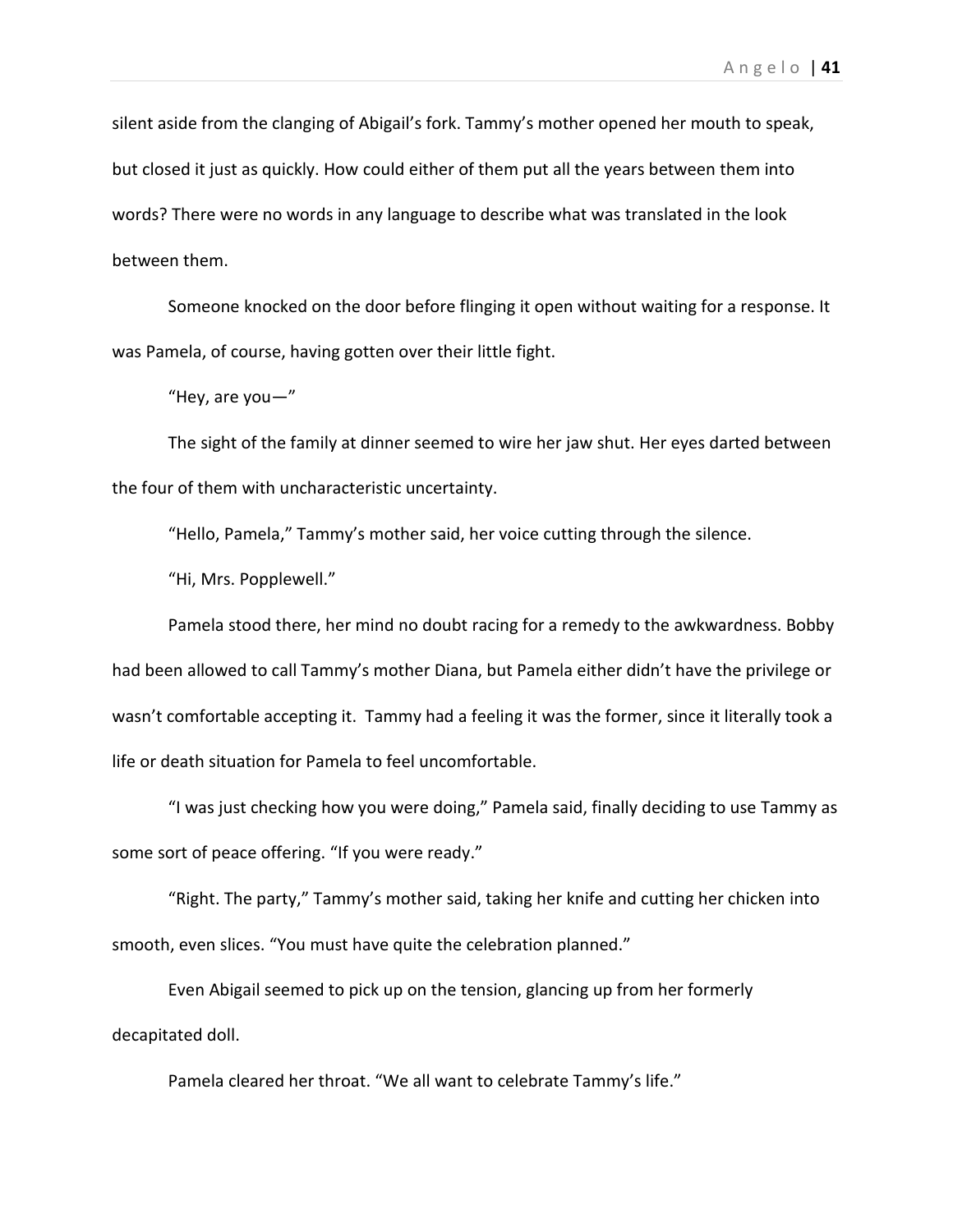silent aside from the clanging of Abigail's fork. Tammy's mother opened her mouth to speak, but closed it just as quickly. How could either of them put all the years between them into words? There were no words in any language to describe what was translated in the look between them.

Someone knocked on the door before flinging it open without waiting for a response. It was Pamela, of course, having gotten over their little fight.

"Hey, are you—"

The sight of the family at dinner seemed to wire her jaw shut. Her eyes darted between the four of them with uncharacteristic uncertainty.

"Hello, Pamela," Tammy's mother said, her voice cutting through the silence.

"Hi, Mrs. Popplewell."

Pamela stood there, her mind no doubt racing for a remedy to the awkwardness. Bobby had been allowed to call Tammy's mother Diana, but Pamela either didn't have the privilege or wasn't comfortable accepting it. Tammy had a feeling it was the former, since it literally took a life or death situation for Pamela to feel uncomfortable.

"I was just checking how you were doing," Pamela said, finally deciding to use Tammy as some sort of peace offering. "If you were ready."

"Right. The party," Tammy's mother said, taking her knife and cutting her chicken into smooth, even slices. "You must have quite the celebration planned."

Even Abigail seemed to pick up on the tension, glancing up from her formerly decapitated doll.

Pamela cleared her throat. "We all want to celebrate Tammy's life."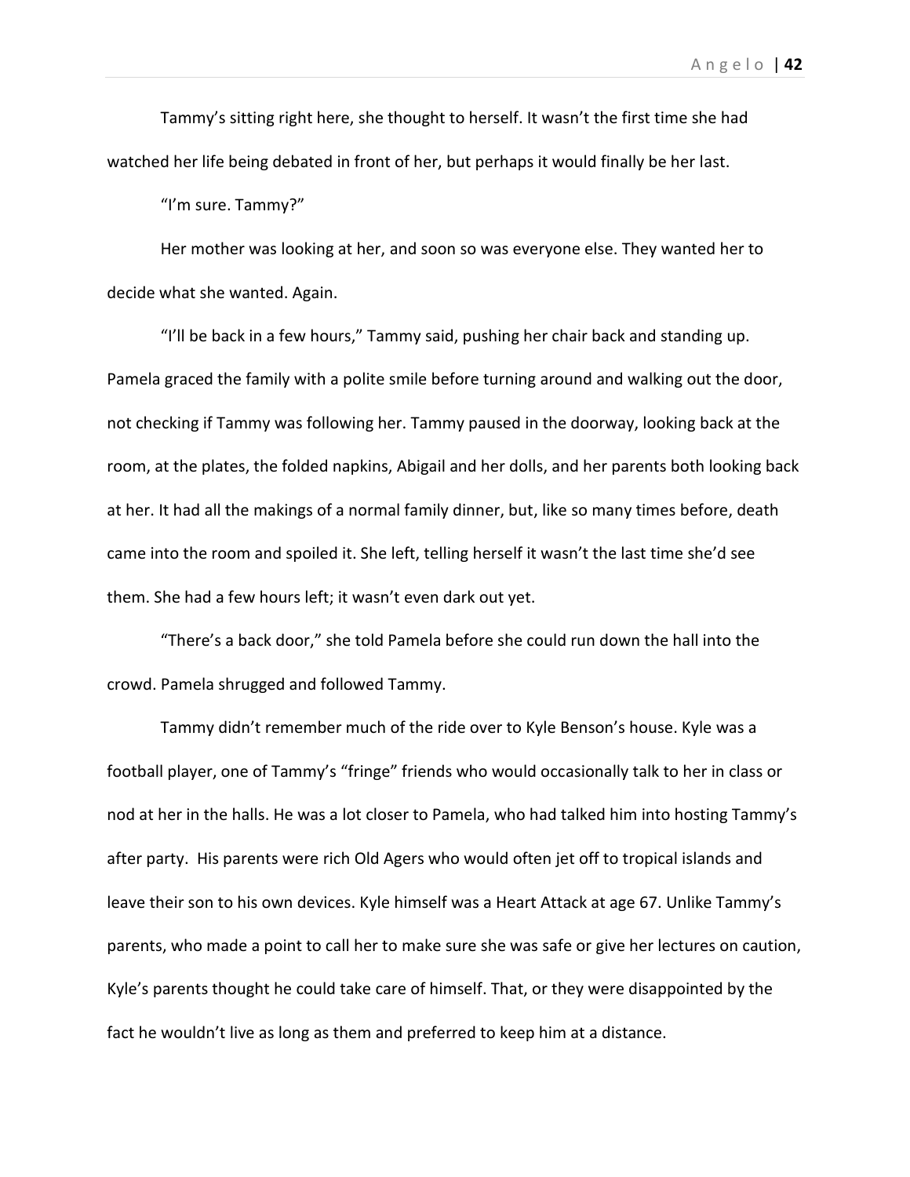Tammy's sitting right here, she thought to herself. It wasn't the first time she had watched her life being debated in front of her, but perhaps it would finally be her last.

"I'm sure. Tammy?"

Her mother was looking at her, and soon so was everyone else. They wanted her to decide what she wanted. Again.

"I'll be back in a few hours," Tammy said, pushing her chair back and standing up. Pamela graced the family with a polite smile before turning around and walking out the door, not checking if Tammy was following her. Tammy paused in the doorway, looking back at the room, at the plates, the folded napkins, Abigail and her dolls, and her parents both looking back at her. It had all the makings of a normal family dinner, but, like so many times before, death came into the room and spoiled it. She left, telling herself it wasn't the last time she'd see them. She had a few hours left; it wasn't even dark out yet.

"There's a back door," she told Pamela before she could run down the hall into the crowd. Pamela shrugged and followed Tammy.

Tammy didn't remember much of the ride over to Kyle Benson's house. Kyle was a football player, one of Tammy's "fringe" friends who would occasionally talk to her in class or nod at her in the halls. He was a lot closer to Pamela, who had talked him into hosting Tammy's after party. His parents were rich Old Agers who would often jet off to tropical islands and leave their son to his own devices. Kyle himself was a Heart Attack at age 67. Unlike Tammy's parents, who made a point to call her to make sure she was safe or give her lectures on caution, Kyle's parents thought he could take care of himself. That, or they were disappointed by the fact he wouldn't live as long as them and preferred to keep him at a distance.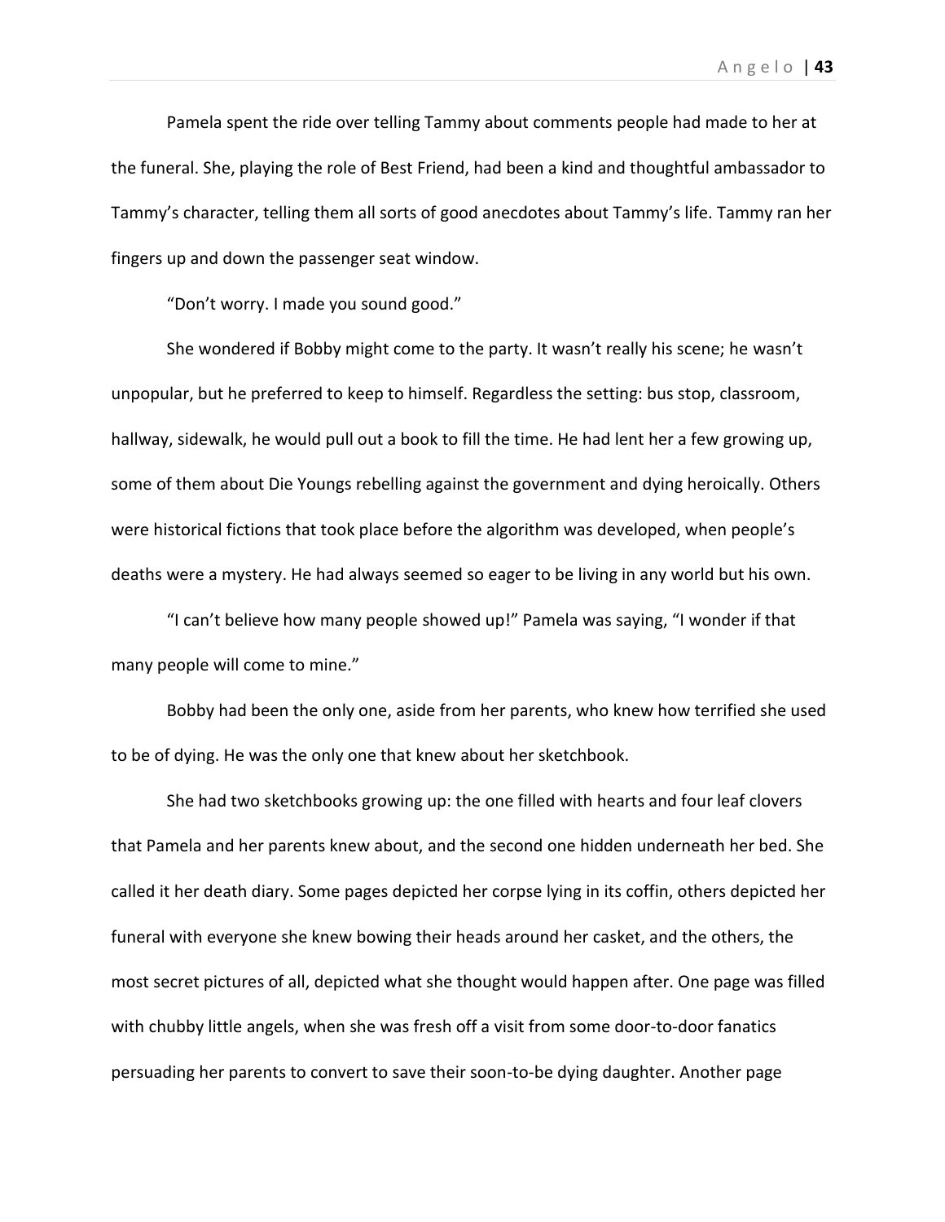Pamela spent the ride over telling Tammy about comments people had made to her at the funeral. She, playing the role of Best Friend, had been a kind and thoughtful ambassador to Tammy's character, telling them all sorts of good anecdotes about Tammy's life. Tammy ran her fingers up and down the passenger seat window.

"Don't worry. I made you sound good."

She wondered if Bobby might come to the party. It wasn't really his scene; he wasn't unpopular, but he preferred to keep to himself. Regardless the setting: bus stop, classroom, hallway, sidewalk, he would pull out a book to fill the time. He had lent her a few growing up, some of them about Die Youngs rebelling against the government and dying heroically. Others were historical fictions that took place before the algorithm was developed, when people's deaths were a mystery. He had always seemed so eager to be living in any world but his own.

"I can't believe how many people showed up!" Pamela was saying, "I wonder if that many people will come to mine."

Bobby had been the only one, aside from her parents, who knew how terrified she used to be of dying. He was the only one that knew about her sketchbook.

She had two sketchbooks growing up: the one filled with hearts and four leaf clovers that Pamela and her parents knew about, and the second one hidden underneath her bed. She called it her death diary. Some pages depicted her corpse lying in its coffin, others depicted her funeral with everyone she knew bowing their heads around her casket, and the others, the most secret pictures of all, depicted what she thought would happen after. One page was filled with chubby little angels, when she was fresh off a visit from some door-to-door fanatics persuading her parents to convert to save their soon-to-be dying daughter. Another page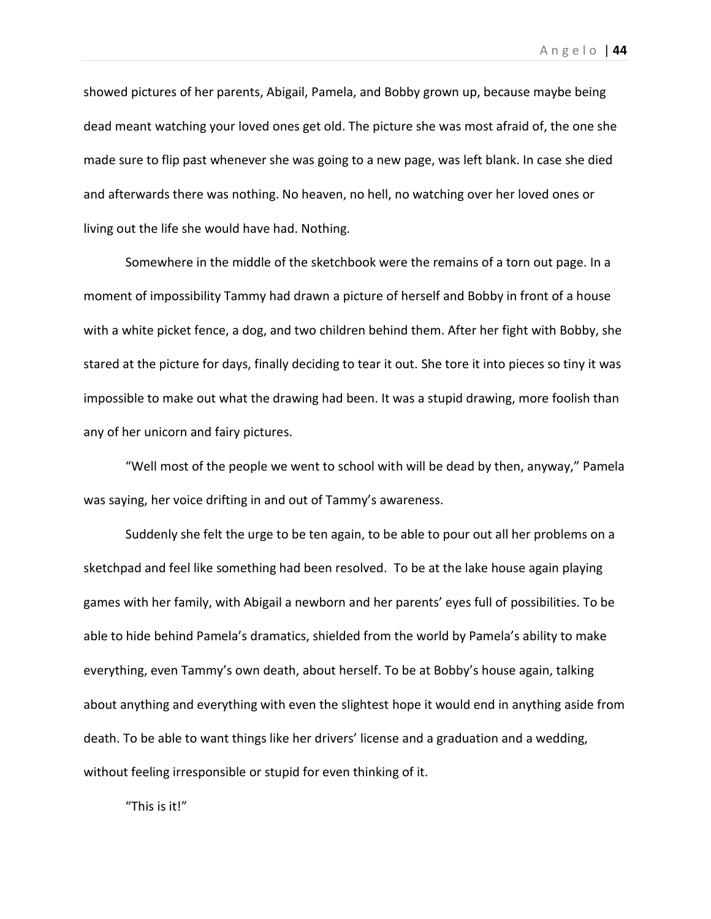showed pictures of her parents, Abigail, Pamela, and Bobby grown up, because maybe being dead meant watching your loved ones get old. The picture she was most afraid of, the one she made sure to flip past whenever she was going to a new page, was left blank. In case she died and afterwards there was nothing. No heaven, no hell, no watching over her loved ones or living out the life she would have had. Nothing.

Somewhere in the middle of the sketchbook were the remains of a torn out page. In a moment of impossibility Tammy had drawn a picture of herself and Bobby in front of a house with a white picket fence, a dog, and two children behind them. After her fight with Bobby, she stared at the picture for days, finally deciding to tear it out. She tore it into pieces so tiny it was impossible to make out what the drawing had been. It was a stupid drawing, more foolish than any of her unicorn and fairy pictures.

"Well most of the people we went to school with will be dead by then, anyway," Pamela was saying, her voice drifting in and out of Tammy's awareness.

Suddenly she felt the urge to be ten again, to be able to pour out all her problems on a sketchpad and feel like something had been resolved. To be at the lake house again playing games with her family, with Abigail a newborn and her parents' eyes full of possibilities. To be able to hide behind Pamela's dramatics, shielded from the world by Pamela's ability to make everything, even Tammy's own death, about herself. To be at Bobby's house again, talking about anything and everything with even the slightest hope it would end in anything aside from death. To be able to want things like her drivers' license and a graduation and a wedding, without feeling irresponsible or stupid for even thinking of it.

"This is it!"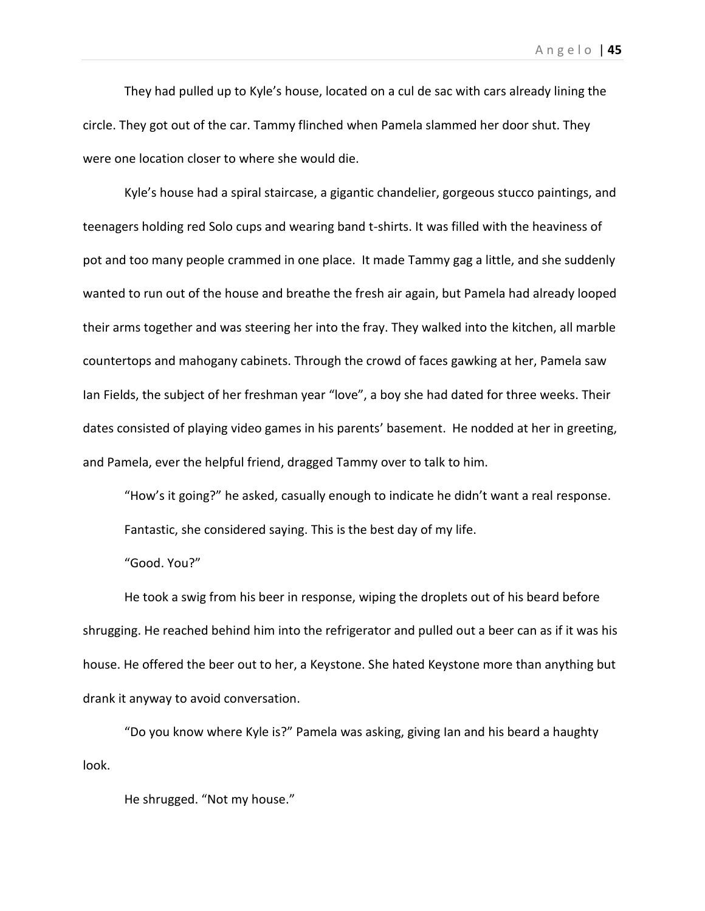They had pulled up to Kyle's house, located on a cul de sac with cars already lining the circle. They got out of the car. Tammy flinched when Pamela slammed her door shut. They were one location closer to where she would die.

Kyle's house had a spiral staircase, a gigantic chandelier, gorgeous stucco paintings, and teenagers holding red Solo cups and wearing band t-shirts. It was filled with the heaviness of pot and too many people crammed in one place. It made Tammy gag a little, and she suddenly wanted to run out of the house and breathe the fresh air again, but Pamela had already looped their arms together and was steering her into the fray. They walked into the kitchen, all marble countertops and mahogany cabinets. Through the crowd of faces gawking at her, Pamela saw Ian Fields, the subject of her freshman year "love", a boy she had dated for three weeks. Their dates consisted of playing video games in his parents' basement. He nodded at her in greeting, and Pamela, ever the helpful friend, dragged Tammy over to talk to him.

"How's it going?" he asked, casually enough to indicate he didn't want a real response.

Fantastic, she considered saying. This is the best day of my life.

"Good. You?"

He took a swig from his beer in response, wiping the droplets out of his beard before shrugging. He reached behind him into the refrigerator and pulled out a beer can as if it was his house. He offered the beer out to her, a Keystone. She hated Keystone more than anything but drank it anyway to avoid conversation.

"Do you know where Kyle is?" Pamela was asking, giving Ian and his beard a haughty look.

He shrugged. "Not my house."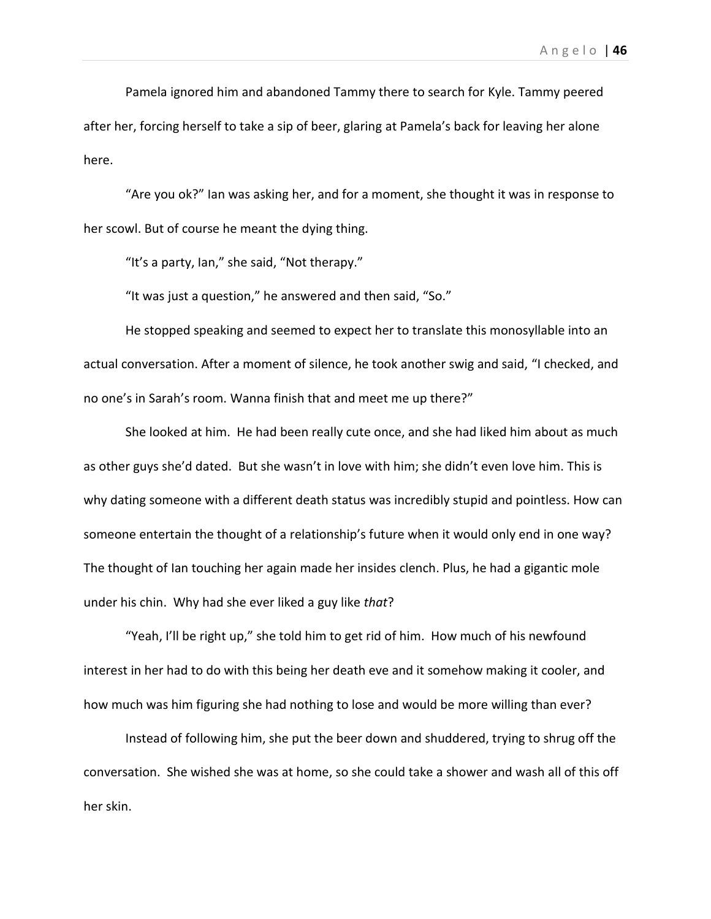Pamela ignored him and abandoned Tammy there to search for Kyle. Tammy peered after her, forcing herself to take a sip of beer, glaring at Pamela's back for leaving her alone here.

"Are you ok?" Ian was asking her, and for a moment, she thought it was in response to her scowl. But of course he meant the dying thing.

"It's a party, Ian," she said, "Not therapy."

"It was just a question," he answered and then said, "So."

He stopped speaking and seemed to expect her to translate this monosyllable into an actual conversation. After a moment of silence, he took another swig and said, "I checked, and no one's in Sarah's room. Wanna finish that and meet me up there?"

She looked at him. He had been really cute once, and she had liked him about as much as other guys she'd dated. But she wasn't in love with him; she didn't even love him. This is why dating someone with a different death status was incredibly stupid and pointless. How can someone entertain the thought of a relationship's future when it would only end in one way? The thought of Ian touching her again made her insides clench. Plus, he had a gigantic mole under his chin. Why had she ever liked a guy like *that*?

"Yeah, I'll be right up," she told him to get rid of him. How much of his newfound interest in her had to do with this being her death eve and it somehow making it cooler, and how much was him figuring she had nothing to lose and would be more willing than ever?

Instead of following him, she put the beer down and shuddered, trying to shrug off the conversation. She wished she was at home, so she could take a shower and wash all of this off her skin.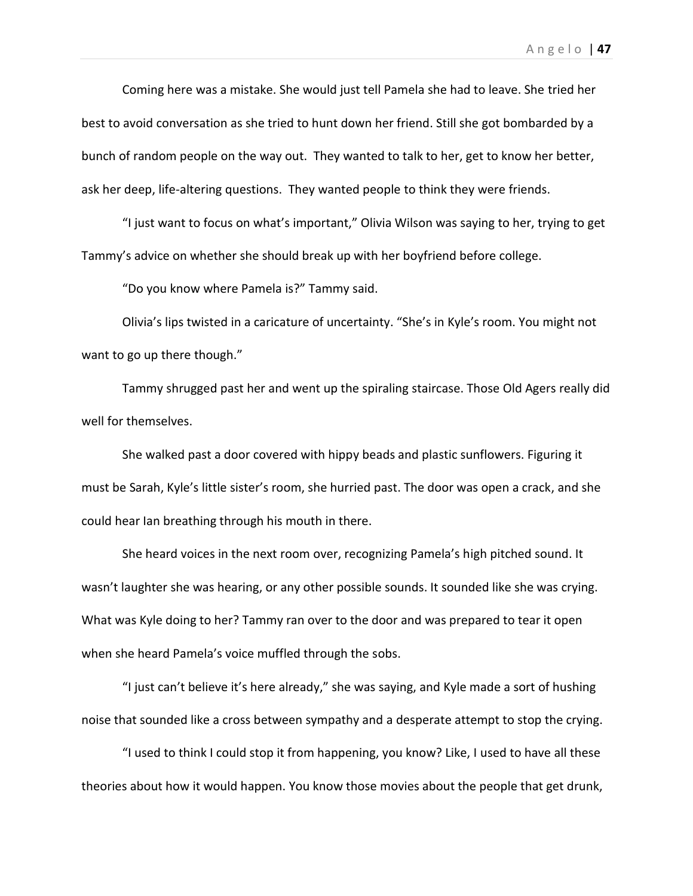Coming here was a mistake. She would just tell Pamela she had to leave. She tried her best to avoid conversation as she tried to hunt down her friend. Still she got bombarded by a bunch of random people on the way out. They wanted to talk to her, get to know her better, ask her deep, life-altering questions. They wanted people to think they were friends.

"I just want to focus on what's important," Olivia Wilson was saying to her, trying to get Tammy's advice on whether she should break up with her boyfriend before college.

"Do you know where Pamela is?" Tammy said.

Olivia's lips twisted in a caricature of uncertainty. "She's in Kyle's room. You might not want to go up there though."

Tammy shrugged past her and went up the spiraling staircase. Those Old Agers really did well for themselves.

She walked past a door covered with hippy beads and plastic sunflowers. Figuring it must be Sarah, Kyle's little sister's room, she hurried past. The door was open a crack, and she could hear Ian breathing through his mouth in there.

She heard voices in the next room over, recognizing Pamela's high pitched sound. It wasn't laughter she was hearing, or any other possible sounds. It sounded like she was crying. What was Kyle doing to her? Tammy ran over to the door and was prepared to tear it open when she heard Pamela's voice muffled through the sobs.

"I just can't believe it's here already," she was saying, and Kyle made a sort of hushing noise that sounded like a cross between sympathy and a desperate attempt to stop the crying.

"I used to think I could stop it from happening, you know? Like, I used to have all these theories about how it would happen. You know those movies about the people that get drunk,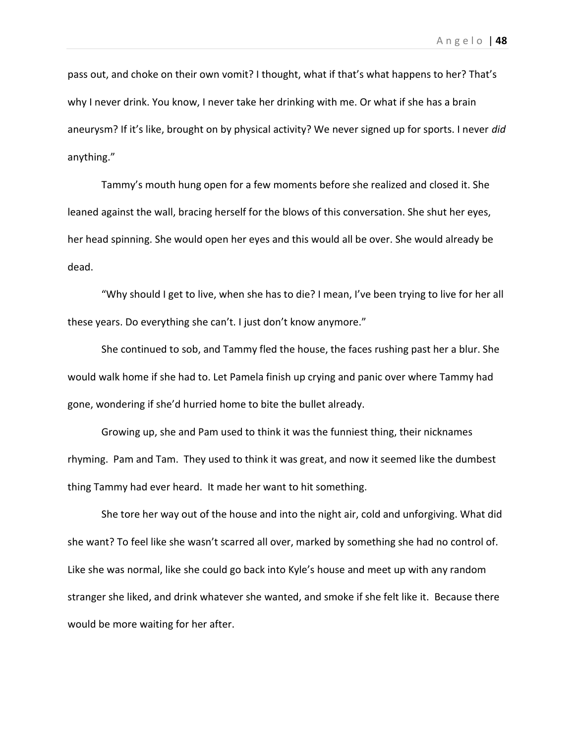pass out, and choke on their own vomit? I thought, what if that's what happens to her? That's why I never drink. You know, I never take her drinking with me. Or what if she has a brain aneurysm? If it's like, brought on by physical activity? We never signed up for sports. I never *did* anything."

Tammy's mouth hung open for a few moments before she realized and closed it. She leaned against the wall, bracing herself for the blows of this conversation. She shut her eyes, her head spinning. She would open her eyes and this would all be over. She would already be dead.

"Why should I get to live, when she has to die? I mean, I've been trying to live for her all these years. Do everything she can't. I just don't know anymore."

She continued to sob, and Tammy fled the house, the faces rushing past her a blur. She would walk home if she had to. Let Pamela finish up crying and panic over where Tammy had gone, wondering if she'd hurried home to bite the bullet already.

Growing up, she and Pam used to think it was the funniest thing, their nicknames rhyming. Pam and Tam. They used to think it was great, and now it seemed like the dumbest thing Tammy had ever heard. It made her want to hit something.

She tore her way out of the house and into the night air, cold and unforgiving. What did she want? To feel like she wasn't scarred all over, marked by something she had no control of. Like she was normal, like she could go back into Kyle's house and meet up with any random stranger she liked, and drink whatever she wanted, and smoke if she felt like it. Because there would be more waiting for her after.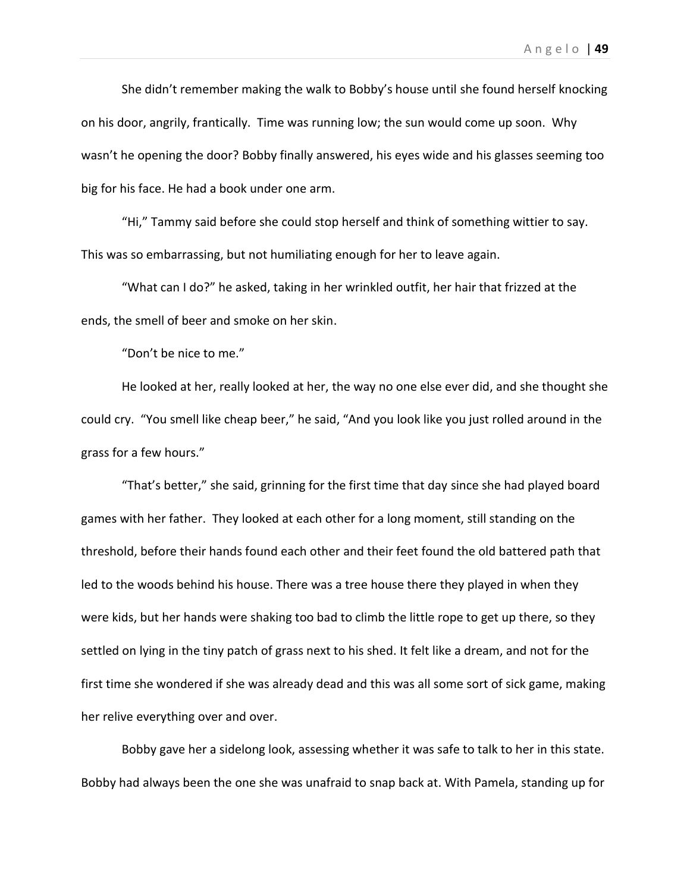She didn't remember making the walk to Bobby's house until she found herself knocking on his door, angrily, frantically. Time was running low; the sun would come up soon. Why wasn't he opening the door? Bobby finally answered, his eyes wide and his glasses seeming too big for his face. He had a book under one arm.

"Hi," Tammy said before she could stop herself and think of something wittier to say. This was so embarrassing, but not humiliating enough for her to leave again.

"What can I do?" he asked, taking in her wrinkled outfit, her hair that frizzed at the ends, the smell of beer and smoke on her skin.

"Don't be nice to me."

He looked at her, really looked at her, the way no one else ever did, and she thought she could cry. "You smell like cheap beer," he said, "And you look like you just rolled around in the grass for a few hours."

"That's better," she said, grinning for the first time that day since she had played board games with her father. They looked at each other for a long moment, still standing on the threshold, before their hands found each other and their feet found the old battered path that led to the woods behind his house. There was a tree house there they played in when they were kids, but her hands were shaking too bad to climb the little rope to get up there, so they settled on lying in the tiny patch of grass next to his shed. It felt like a dream, and not for the first time she wondered if she was already dead and this was all some sort of sick game, making her relive everything over and over.

Bobby gave her a sidelong look, assessing whether it was safe to talk to her in this state. Bobby had always been the one she was unafraid to snap back at. With Pamela, standing up for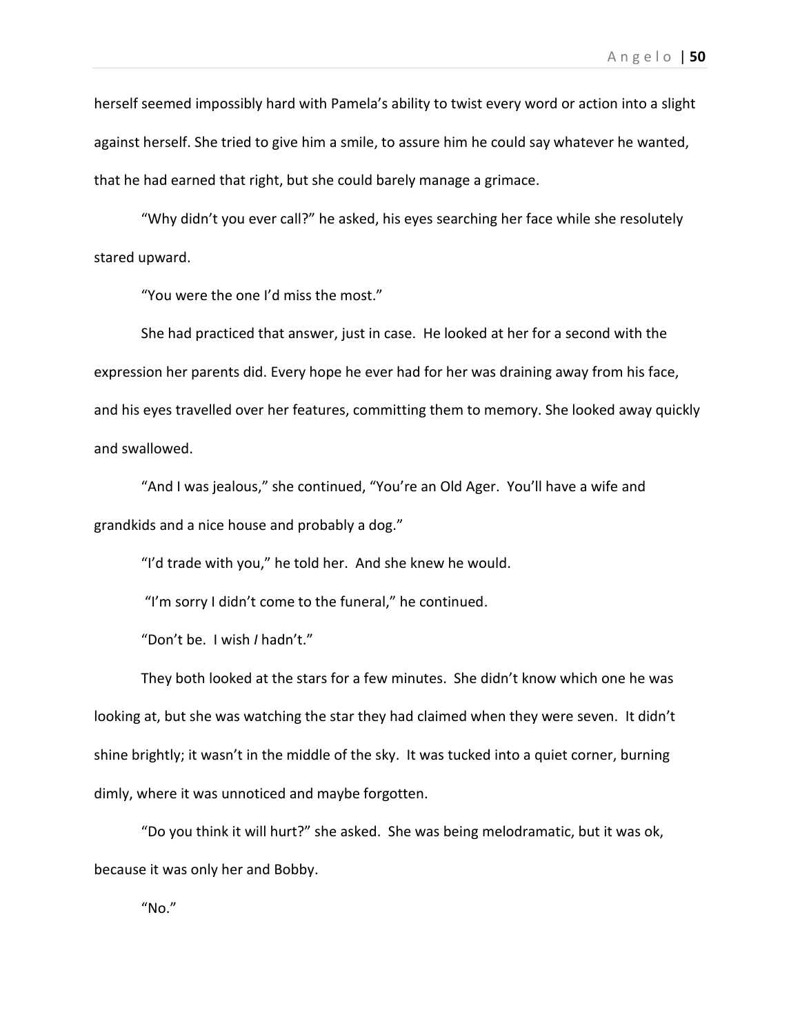herself seemed impossibly hard with Pamela's ability to twist every word or action into a slight against herself. She tried to give him a smile, to assure him he could say whatever he wanted, that he had earned that right, but she could barely manage a grimace.

"Why didn't you ever call?" he asked, his eyes searching her face while she resolutely stared upward.

"You were the one I'd miss the most."

She had practiced that answer, just in case. He looked at her for a second with the expression her parents did. Every hope he ever had for her was draining away from his face, and his eyes travelled over her features, committing them to memory. She looked away quickly and swallowed.

"And I was jealous," she continued, "You're an Old Ager. You'll have a wife and grandkids and a nice house and probably a dog."

"I'd trade with you," he told her. And she knew he would.

"I'm sorry I didn't come to the funeral," he continued.

"Don't be. I wish *I* hadn't."

They both looked at the stars for a few minutes. She didn't know which one he was looking at, but she was watching the star they had claimed when they were seven. It didn't shine brightly; it wasn't in the middle of the sky. It was tucked into a quiet corner, burning dimly, where it was unnoticed and maybe forgotten.

"Do you think it will hurt?" she asked. She was being melodramatic, but it was ok, because it was only her and Bobby.

"No."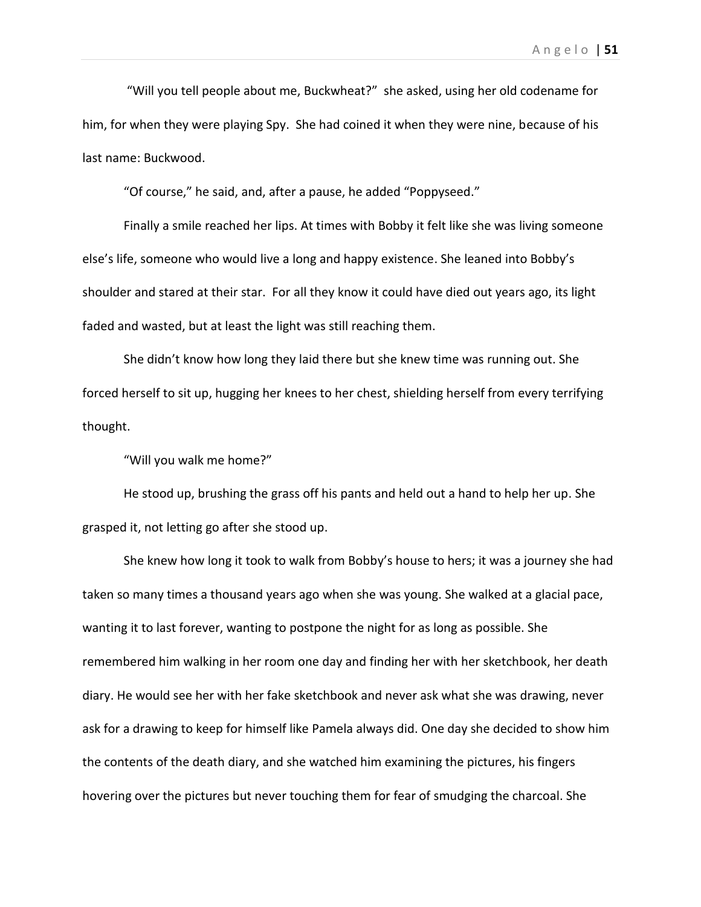"Will you tell people about me, Buckwheat?" she asked, using her old codename for him, for when they were playing Spy. She had coined it when they were nine, because of his last name: Buckwood.

"Of course," he said, and, after a pause, he added "Poppyseed."

Finally a smile reached her lips. At times with Bobby it felt like she was living someone else's life, someone who would live a long and happy existence. She leaned into Bobby's shoulder and stared at their star. For all they know it could have died out years ago, its light faded and wasted, but at least the light was still reaching them.

She didn't know how long they laid there but she knew time was running out. She forced herself to sit up, hugging her knees to her chest, shielding herself from every terrifying thought.

"Will you walk me home?"

He stood up, brushing the grass off his pants and held out a hand to help her up. She grasped it, not letting go after she stood up.

She knew how long it took to walk from Bobby's house to hers; it was a journey she had taken so many times a thousand years ago when she was young. She walked at a glacial pace, wanting it to last forever, wanting to postpone the night for as long as possible. She remembered him walking in her room one day and finding her with her sketchbook, her death diary. He would see her with her fake sketchbook and never ask what she was drawing, never ask for a drawing to keep for himself like Pamela always did. One day she decided to show him the contents of the death diary, and she watched him examining the pictures, his fingers hovering over the pictures but never touching them for fear of smudging the charcoal. She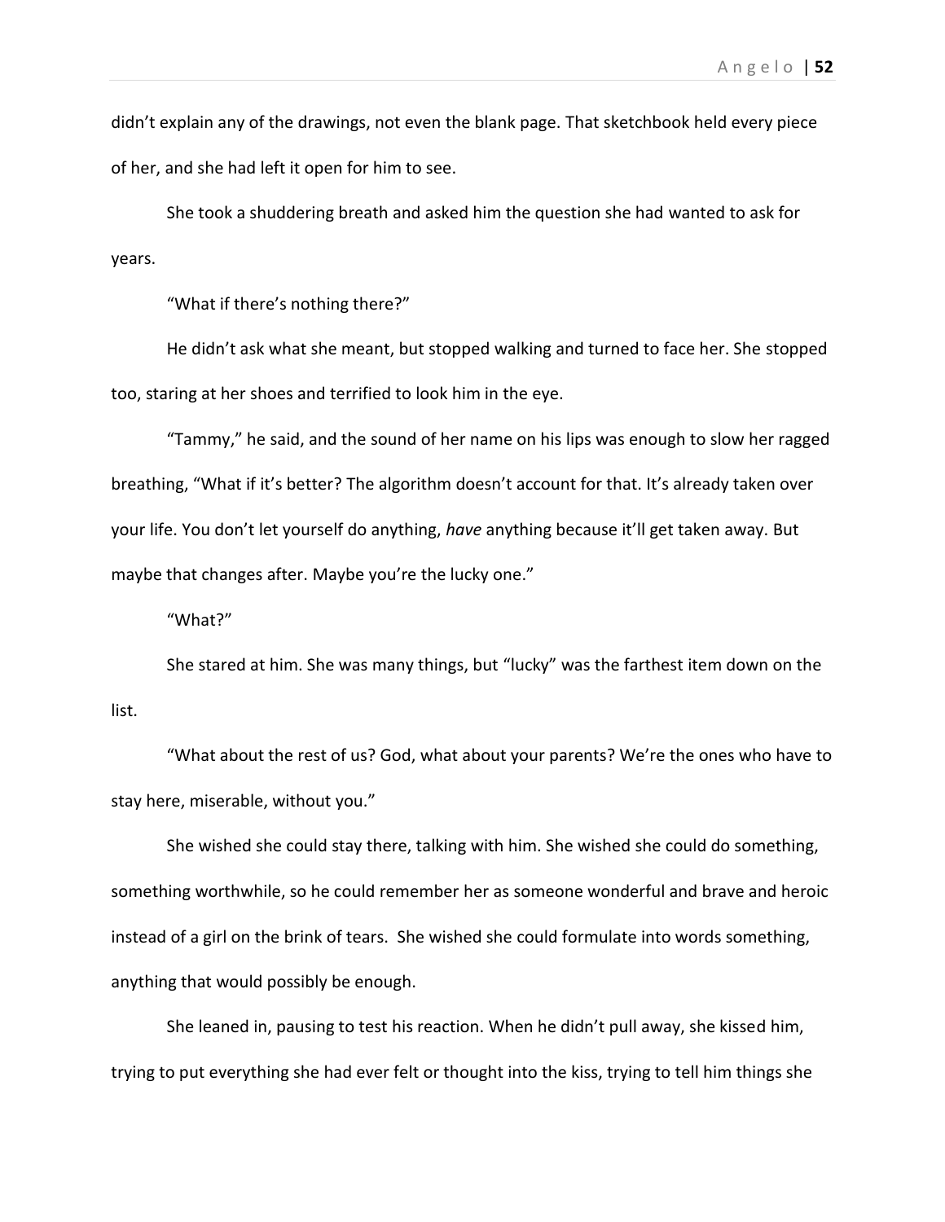didn't explain any of the drawings, not even the blank page. That sketchbook held every piece of her, and she had left it open for him to see.

She took a shuddering breath and asked him the question she had wanted to ask for years.

"What if there's nothing there?"

He didn't ask what she meant, but stopped walking and turned to face her. She stopped too, staring at her shoes and terrified to look him in the eye.

"Tammy," he said, and the sound of her name on his lips was enough to slow her ragged breathing, "What if it's better? The algorithm doesn't account for that. It's already taken over your life. You don't let yourself do anything, *have* anything because it'll get taken away. But maybe that changes after. Maybe you're the lucky one."

"What?"

She stared at him. She was many things, but "lucky" was the farthest item down on the list.

"What about the rest of us? God, what about your parents? We're the ones who have to stay here, miserable, without you."

She wished she could stay there, talking with him. She wished she could do something, something worthwhile, so he could remember her as someone wonderful and brave and heroic instead of a girl on the brink of tears. She wished she could formulate into words something, anything that would possibly be enough.

She leaned in, pausing to test his reaction. When he didn't pull away, she kissed him, trying to put everything she had ever felt or thought into the kiss, trying to tell him things she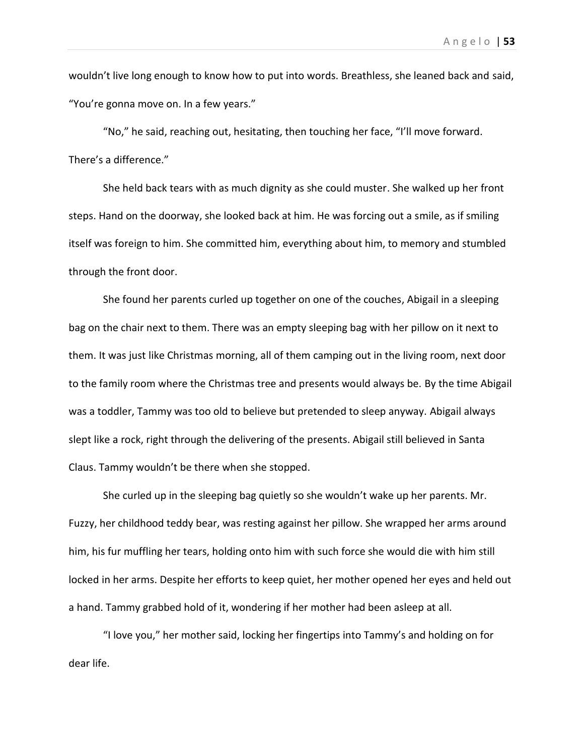wouldn't live long enough to know how to put into words. Breathless, she leaned back and said, "You're gonna move on. In a few years."

"No," he said, reaching out, hesitating, then touching her face, "I'll move forward. There's a difference."

She held back tears with as much dignity as she could muster. She walked up her front steps. Hand on the doorway, she looked back at him. He was forcing out a smile, as if smiling itself was foreign to him. She committed him, everything about him, to memory and stumbled through the front door.

She found her parents curled up together on one of the couches, Abigail in a sleeping bag on the chair next to them. There was an empty sleeping bag with her pillow on it next to them. It was just like Christmas morning, all of them camping out in the living room, next door to the family room where the Christmas tree and presents would always be. By the time Abigail was a toddler, Tammy was too old to believe but pretended to sleep anyway. Abigail always slept like a rock, right through the delivering of the presents. Abigail still believed in Santa Claus. Tammy wouldn't be there when she stopped.

She curled up in the sleeping bag quietly so she wouldn't wake up her parents. Mr. Fuzzy, her childhood teddy bear, was resting against her pillow. She wrapped her arms around him, his fur muffling her tears, holding onto him with such force she would die with him still locked in her arms. Despite her efforts to keep quiet, her mother opened her eyes and held out a hand. Tammy grabbed hold of it, wondering if her mother had been asleep at all.

"I love you," her mother said, locking her fingertips into Tammy's and holding on for dear life.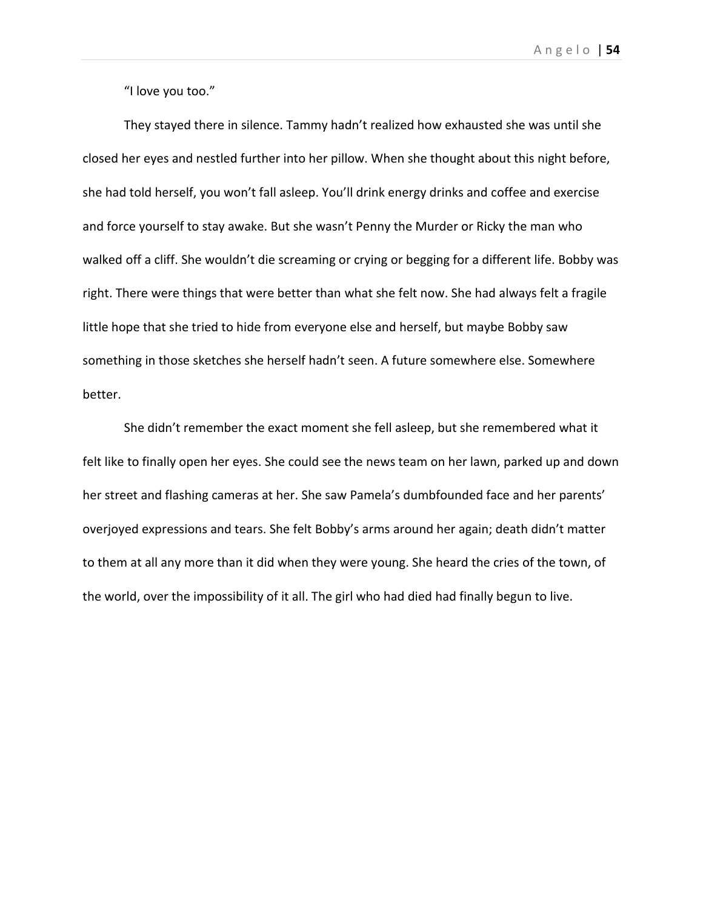"I love you too."

They stayed there in silence. Tammy hadn't realized how exhausted she was until she closed her eyes and nestled further into her pillow. When she thought about this night before, she had told herself, you won't fall asleep. You'll drink energy drinks and coffee and exercise and force yourself to stay awake. But she wasn't Penny the Murder or Ricky the man who walked off a cliff. She wouldn't die screaming or crying or begging for a different life. Bobby was right. There were things that were better than what she felt now. She had always felt a fragile little hope that she tried to hide from everyone else and herself, but maybe Bobby saw something in those sketches she herself hadn't seen. A future somewhere else. Somewhere better.

She didn't remember the exact moment she fell asleep, but she remembered what it felt like to finally open her eyes. She could see the news team on her lawn, parked up and down her street and flashing cameras at her. She saw Pamela's dumbfounded face and her parents' overjoyed expressions and tears. She felt Bobby's arms around her again; death didn't matter to them at all any more than it did when they were young. She heard the cries of the town, of the world, over the impossibility of it all. The girl who had died had finally begun to live.